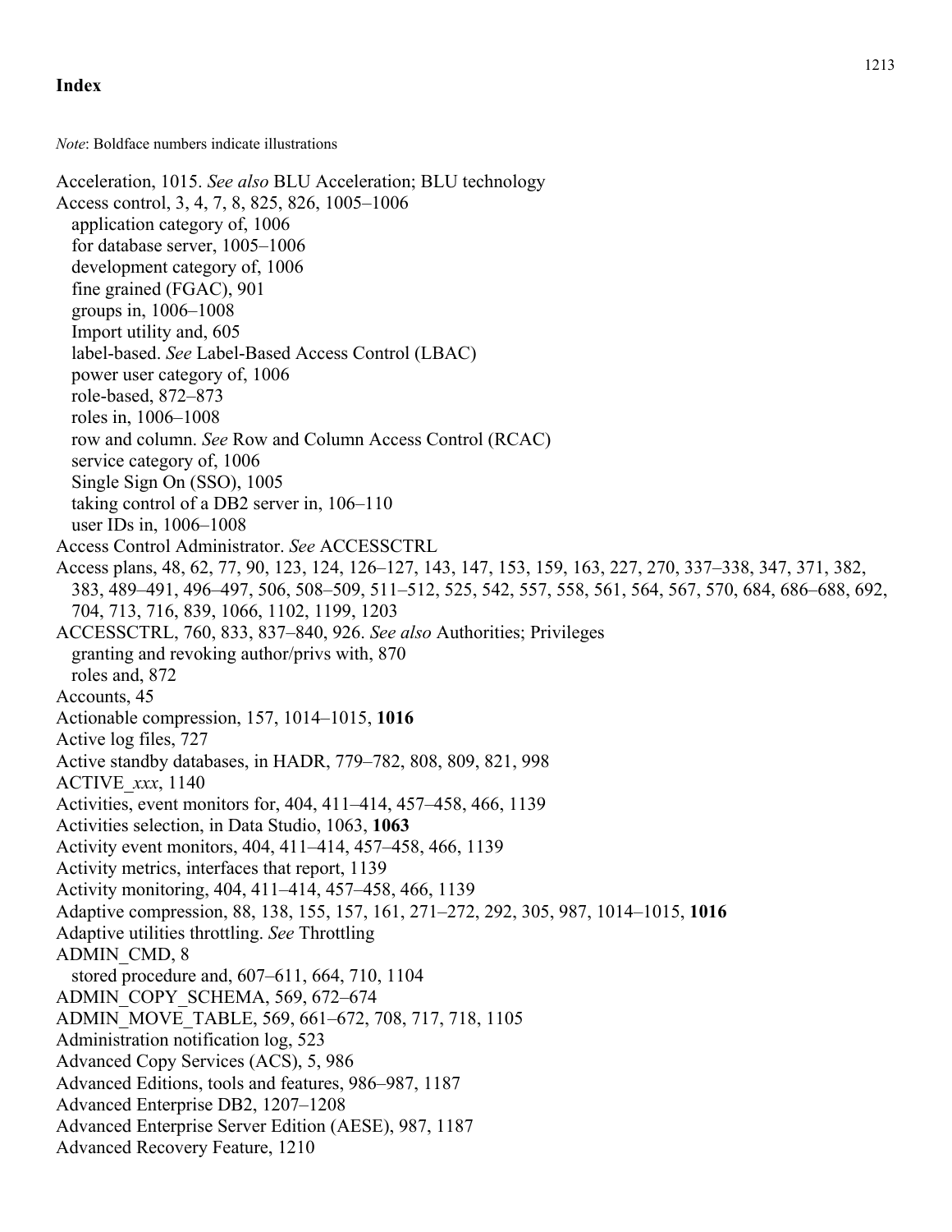## Index

*Note*: Boldface numbers indicate illustrations

Acceleration, 1015. *See also* BLU Acceleration; BLU technology
Access control, 3, 4, 7, 8, 825, 826, 1005–1006
  application category of, 1006
  for database server, 1005–1006
  development category of, 1006
  fine grained (FGAC), 901
  groups in, 1006–1008
  Import utility and, 605
  label-based. *See* Label-Based Access Control (LBAC)
  power user category of, 1006
  role-based, 872–873
  roles in, 1006–1008
  row and column. *See* Row and Column Access Control (RCAC)
  service category of, 1006
  Single Sign On (SSO), 1005
  taking control of a DB2 server in, 106–110
  user IDs in, 1006–1008
Access Control Administrator. *See* ACCESSCTRL
Access plans, 48, 62, 77, 90, 123, 124, 126–127, 143, 147, 153, 159, 163, 227, 270, 337–338, 347, 371, 382, 383, 489–491, 496–497, 506, 508–509, 511–512, 525, 542, 557, 558, 561, 564, 567, 570, 684, 686–688, 692, 704, 713, 716, 839, 1066, 1102, 1199, 1203
ACCESSCTRL, 760, 833, 837–840, 926. *See also* Authorities; Privileges
  granting and revoking author/privs with, 870
  roles and, 872
Accounts, 45
Actionable compression, 157, 1014–1015, **1016**
Active log files, 727
Active standby databases, in HADR, 779–782, 808, 809, 821, 998
ACTIVE_*xxx*, 1140
Activities, event monitors for, 404, 411–414, 457–458, 466, 1139
Activities selection, in Data Studio, 1063, **1063**
Activity event monitors, 404, 411–414, 457–458, 466, 1139
Activity metrics, interfaces that report, 1139
Activity monitoring, 404, 411–414, 457–458, 466, 1139
Adaptive compression, 88, 138, 155, 157, 161, 271–272, 292, 305, 987, 1014–1015, **1016**
Adaptive utilities throttling. *See* Throttling
ADMIN_CMD, 8
  stored procedure and, 607–611, 664, 710, 1104
ADMIN_COPY_SCHEMA, 569, 672–674
ADMIN_MOVE_TABLE, 569, 661–672, 708, 717, 718, 1105
Administration notification log, 523
Advanced Copy Services (ACS), 5, 986
Advanced Editions, tools and features, 986–987, 1187
Advanced Enterprise DB2, 1207–1208
Advanced Enterprise Server Edition (AESE), 987, 1187
Advanced Recovery Feature, 1210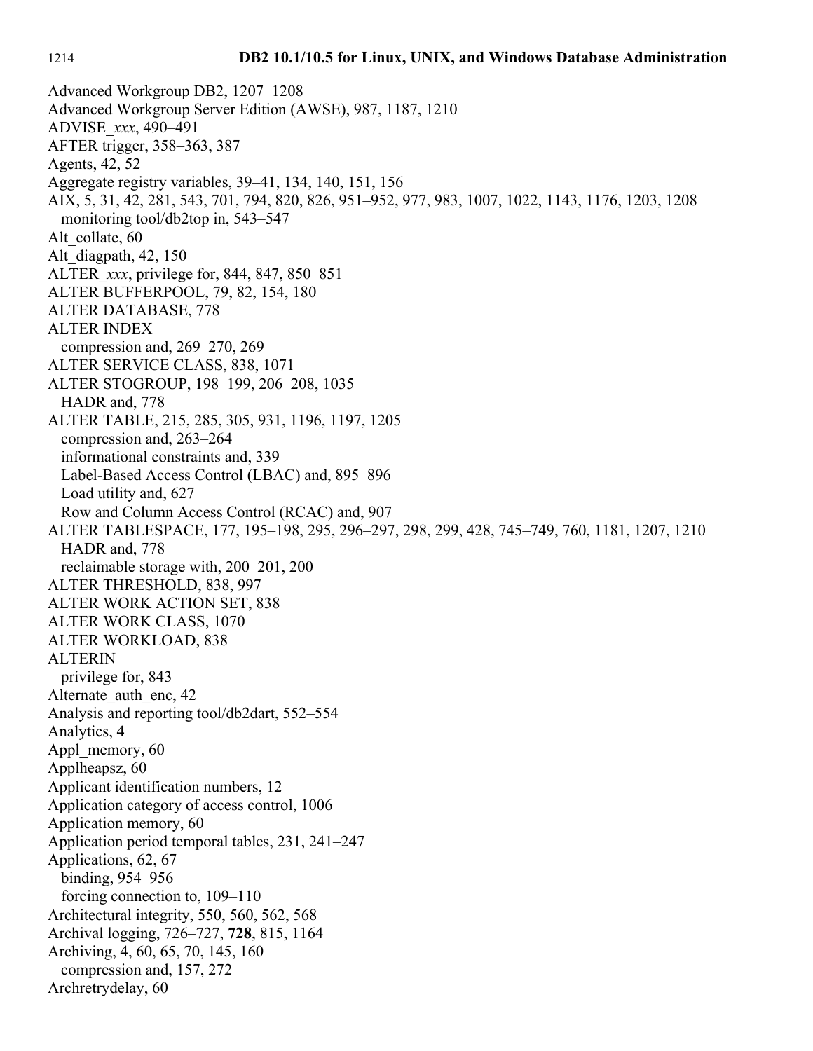Advanced Workgroup DB2, 1207–1208
Advanced Workgroup Server Edition (AWSE), 987, 1187, 1210
ADVISE_*xxx*, 490–491
AFTER trigger, 358–363, 387
Agents, 42, 52
Aggregate registry variables, 39–41, 134, 140, 151, 156
AIX, 5, 31, 42, 281, 543, 701, 794, 820, 826, 951–952, 977, 983, 1007, 1022, 1143, 1176, 1203, 1208
  monitoring tool/db2top in, 543–547
Alt_collate, 60
Alt_diagpath, 42, 150
ALTER_*xxx*, privilege for, 844, 847, 850–851
ALTER BUFFERPOOL, 79, 82, 154, 180
ALTER DATABASE, 778
ALTER INDEX
  compression and, 269–270, 269
ALTER SERVICE CLASS, 838, 1071
ALTER STOGROUP, 198–199, 206–208, 1035
  HADR and, 778
ALTER TABLE, 215, 285, 305, 931, 1196, 1197, 1205
  compression and, 263–264
  informational constraints and, 339
  Label-Based Access Control (LBAC) and, 895–896
  Load utility and, 627
  Row and Column Access Control (RCAC) and, 907
ALTER TABLESPACE, 177, 195–198, 295, 296–297, 298, 299, 428, 745–749, 760, 1181, 1207, 1210
  HADR and, 778
  reclaimable storage with, 200–201, 200
ALTER THRESHOLD, 838, 997
ALTER WORK ACTION SET, 838
ALTER WORK CLASS, 1070
ALTER WORKLOAD, 838
ALTERIN
  privilege for, 843
Alternate_auth_enc, 42
Analysis and reporting tool/db2dart, 552–554
Analytics, 4
Appl_memory, 60
Applheapsz, 60
Applicant identification numbers, 12
Application category of access control, 1006
Application memory, 60
Application period temporal tables, 231, 241–247
Applications, 62, 67
  binding, 954–956
  forcing connection to, 109–110
Architectural integrity, 550, 560, 562, 568
Archival logging, 726–727, **728**, 815, 1164
Archiving, 4, 60, 65, 70, 145, 160
  compression and, 157, 272
Archretrydelay, 60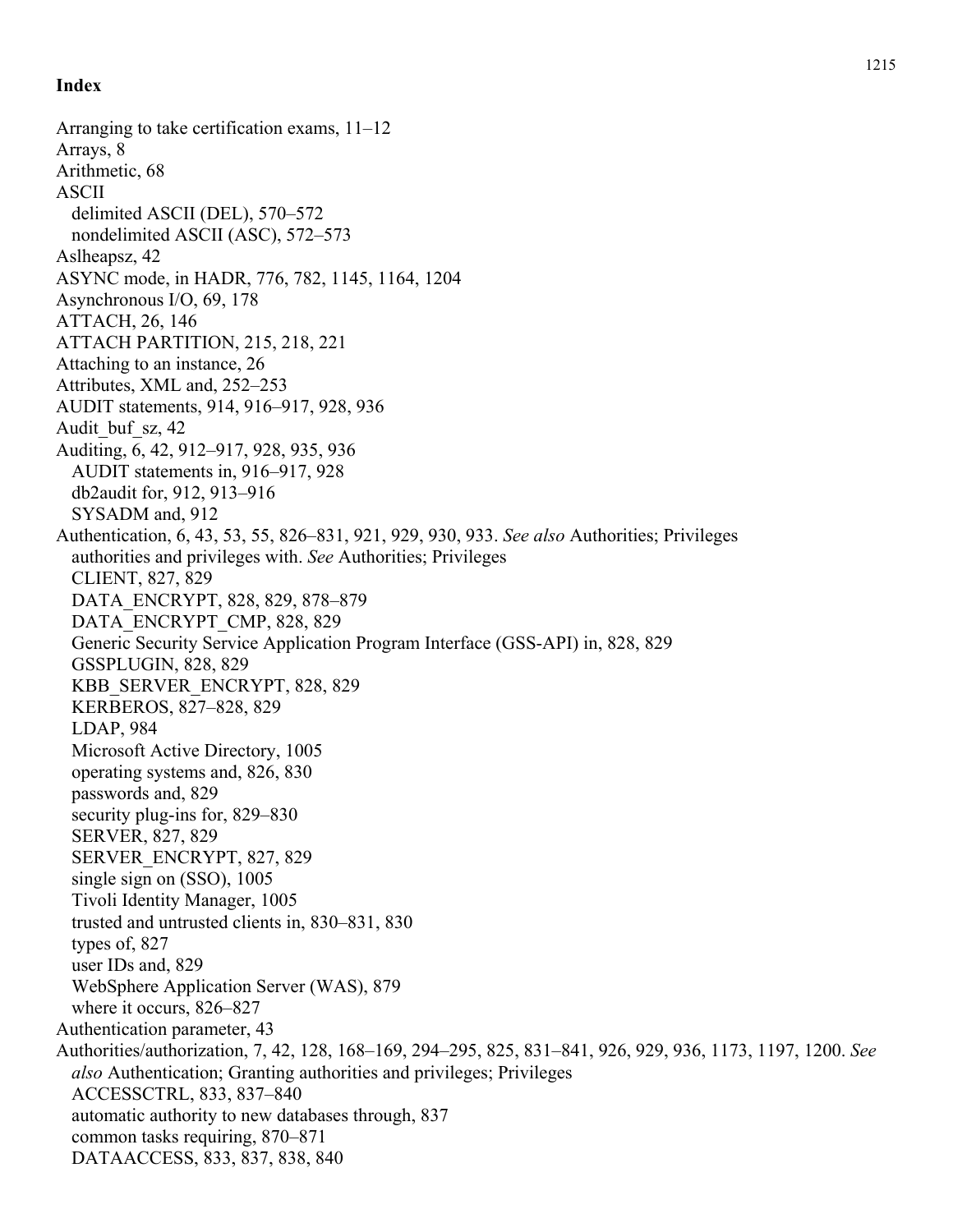**Index**

Arranging to take certification exams, 11–12
Arrays, 8
Arithmetic, 68
ASCII
  delimited ASCII (DEL), 570–572
  nondelimited ASCII (ASC), 572–573
Aslheapsz, 42
ASYNC mode, in HADR, 776, 782, 1145, 1164, 1204
Asynchronous I/O, 69, 178
ATTACH, 26, 146
ATTACH PARTITION, 215, 218, 221
Attaching to an instance, 26
Attributes, XML and, 252–253
AUDIT statements, 914, 916–917, 928, 936
Audit_buf_sz, 42
Auditing, 6, 42, 912–917, 928, 935, 936
  AUDIT statements in, 916–917, 928
  db2audit for, 912, 913–916
  SYSADM and, 912
Authentication, 6, 43, 53, 55, 826–831, 921, 929, 930, 933. *See also* Authorities; Privileges
  authorities and privileges with. *See* Authorities; Privileges
  CLIENT, 827, 829
  DATA_ENCRYPT, 828, 829, 878–879
  DATA_ENCRYPT_CMP, 828, 829
  Generic Security Service Application Program Interface (GSS-API) in, 828, 829
  GSSPLUGIN, 828, 829
  KBB_SERVER_ENCRYPT, 828, 829
  KERBEROS, 827–828, 829
  LDAP, 984
  Microsoft Active Directory, 1005
  operating systems and, 826, 830
  passwords and, 829
  security plug-ins for, 829–830
  SERVER, 827, 829
  SERVER_ENCRYPT, 827, 829
  single sign on (SSO), 1005
  Tivoli Identity Manager, 1005
  trusted and untrusted clients in, 830–831, 830
  types of, 827
  user IDs and, 829
  WebSphere Application Server (WAS), 879
  where it occurs, 826–827
Authentication parameter, 43
Authorities/authorization, 7, 42, 128, 168–169, 294–295, 825, 831–841, 926, 929, 936, 1173, 1197, 1200. *See also* Authentication; Granting authorities and privileges; Privileges
  ACCESSCTRL, 833, 837–840
  automatic authority to new databases through, 837
  common tasks requiring, 870–871
  DATAACCESS, 833, 837, 838, 840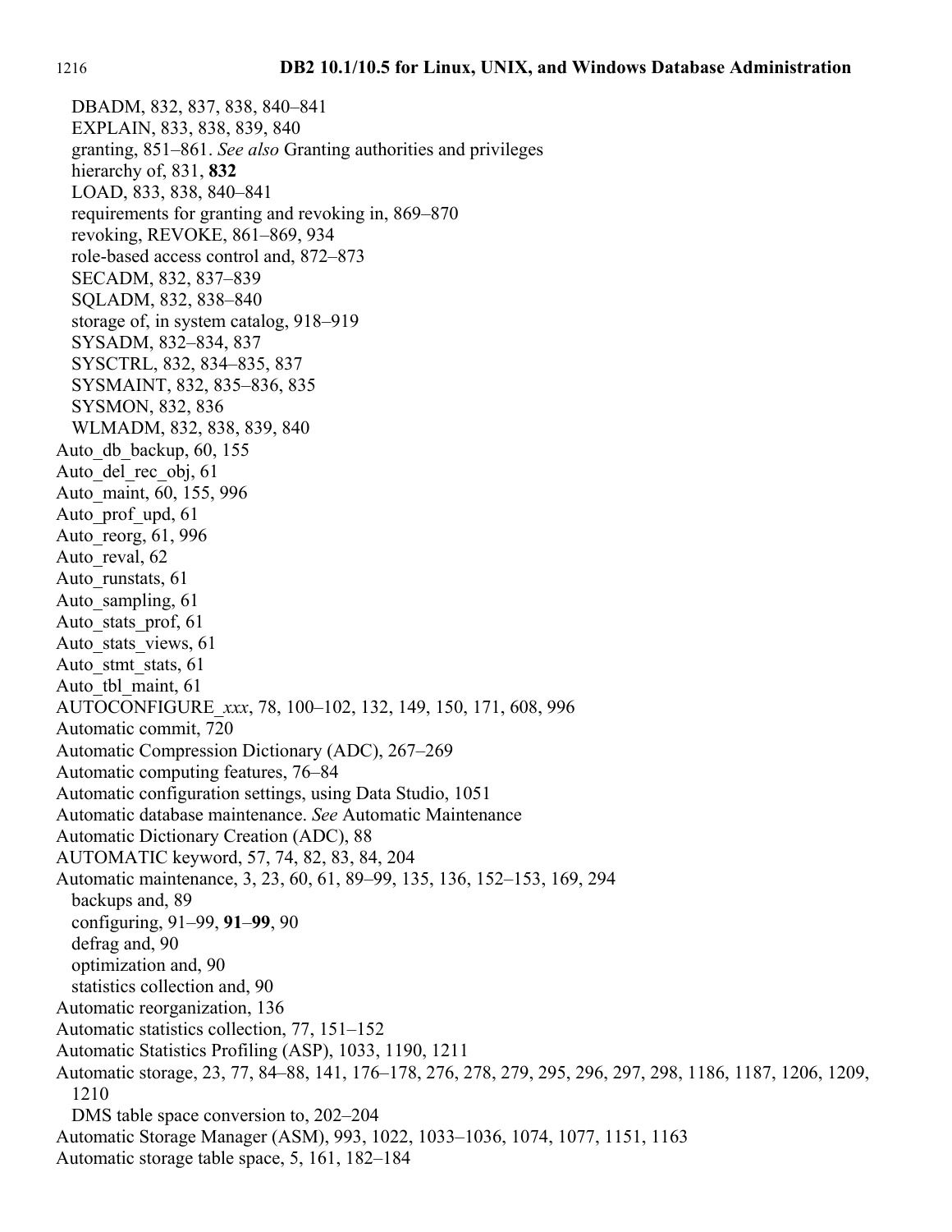- DBADM, 832, 837, 838, 840–841
- EXPLAIN, 833, 838, 839, 840
- granting, 851–861. *See also* Granting authorities and privileges
- hierarchy of, 831, **832**
- LOAD, 833, 838, 840–841
- requirements for granting and revoking in, 869–870
- revoking, REVOKE, 861–869, 934
- role-based access control and, 872–873
- SECADM, 832, 837–839
- SQLADM, 832, 838–840
- storage of, in system catalog, 918–919
- SYSADM, 832–834, 837
- SYSCTRL, 832, 834–835, 837
- SYSMAINT, 832, 835–836, 835
- SYSMON, 832, 836
- WLMADM, 832, 838, 839, 840

Auto_db_backup, 60, 155
Auto_del_rec_obj, 61
Auto_maint, 60, 155, 996
Auto_prof_upd, 61
Auto_reorg, 61, 996
Auto_reval, 62
Auto_runstats, 61
Auto_sampling, 61
Auto_stats_prof, 61
Auto_stats_views, 61
Auto_stmt_stats, 61
Auto_tbl_maint, 61
AUTOCONFIGURE_*xxx*, 78, 100–102, 132, 149, 150, 171, 608, 996
Automatic commit, 720
Automatic Compression Dictionary (ADC), 267–269
Automatic computing features, 76–84
Automatic configuration settings, using Data Studio, 1051
Automatic database maintenance. *See* Automatic Maintenance
Automatic Dictionary Creation (ADC), 88
AUTOMATIC keyword, 57, 74, 82, 83, 84, 204
Automatic maintenance, 3, 23, 60, 61, 89–99, 135, 136, 152–153, 169, 294

- backups and, 89
- configuring, 91–99, **91**–**99**, 90
- defrag and, 90
- optimization and, 90
- statistics collection and, 90

Automatic reorganization, 136
Automatic statistics collection, 77, 151–152
Automatic Statistics Profiling (ASP), 1033, 1190, 1211
Automatic storage, 23, 77, 84–88, 141, 176–178, 276, 278, 279, 295, 296, 297, 298, 1186, 1187, 1206, 1209, 1210

- DMS table space conversion to, 202–204

Automatic Storage Manager (ASM), 993, 1022, 1033–1036, 1074, 1077, 1151, 1163
Automatic storage table space, 5, 161, 182–184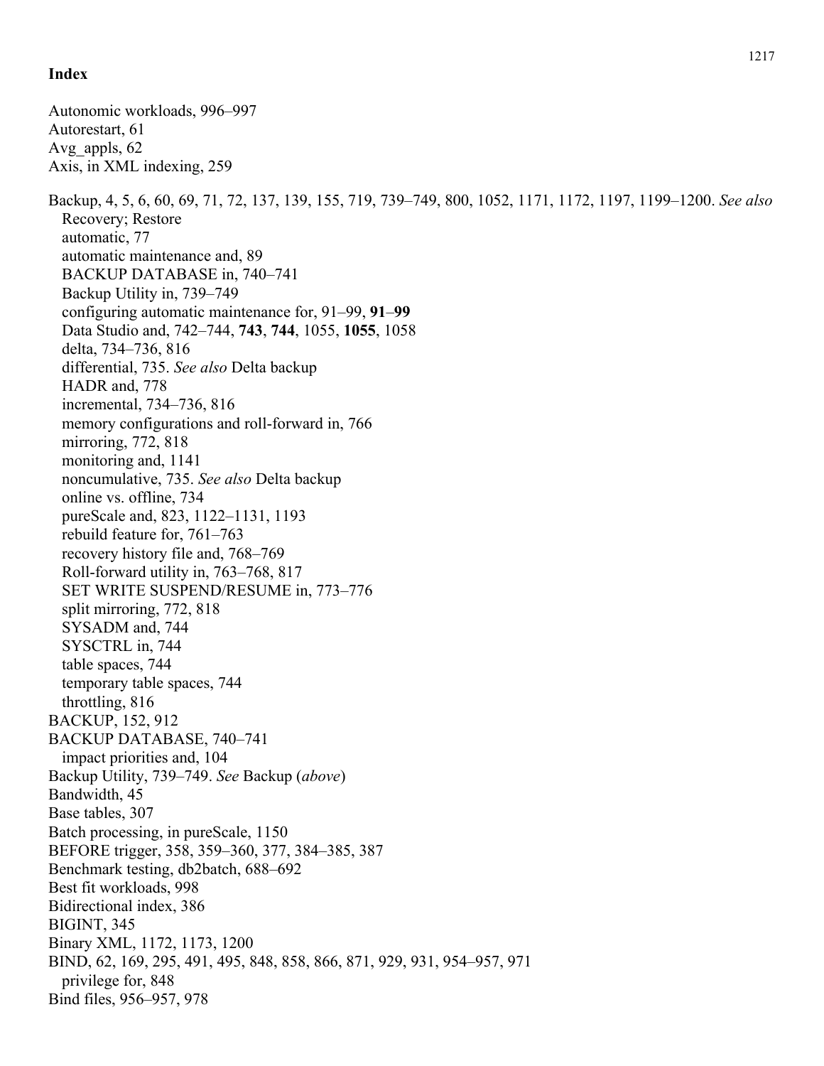## Index

Autonomic workloads, 996–997
Autorestart, 61
Avg_appls, 62
Axis, in XML indexing, 259

Backup, 4, 5, 6, 60, 69, 71, 72, 137, 139, 155, 719, 739–749, 800, 1052, 1171, 1172, 1197, 1199–1200. *See also* Recovery; Restore
- automatic, 77
- automatic maintenance and, 89
- BACKUP DATABASE in, 740–741
- Backup Utility in, 739–749
- configuring automatic maintenance for, 91–99, **91–99**
- Data Studio and, 742–744, **743**, **744**, 1055, **1055**, 1058
- delta, 734–736, 816
- differential, 735. *See also* Delta backup
- HADR and, 778
- incremental, 734–736, 816
- memory configurations and roll-forward in, 766
- mirroring, 772, 818
- monitoring and, 1141
- noncumulative, 735. *See also* Delta backup
- online vs. offline, 734
- pureScale and, 823, 1122–1131, 1193
- rebuild feature for, 761–763
- recovery history file and, 768–769
- Roll-forward utility in, 763–768, 817
- SET WRITE SUSPEND/RESUME in, 773–776
- split mirroring, 772, 818
- SYSADM and, 744
- SYSCTRL in, 744
- table spaces, 744
- temporary table spaces, 744
- throttling, 816

BACKUP, 152, 912
BACKUP DATABASE, 740–741
- impact priorities and, 104

Backup Utility, 739–749. *See* Backup (*above*)
Bandwidth, 45
Base tables, 307
Batch processing, in pureScale, 1150
BEFORE trigger, 358, 359–360, 377, 384–385, 387
Benchmark testing, db2batch, 688–692
Best fit workloads, 998
Bidirectional index, 386
BIGINT, 345
Binary XML, 1172, 1173, 1200
BIND, 62, 169, 295, 491, 495, 848, 858, 866, 871, 929, 931, 954–957, 971
- privilege for, 848

Bind files, 956–957, 978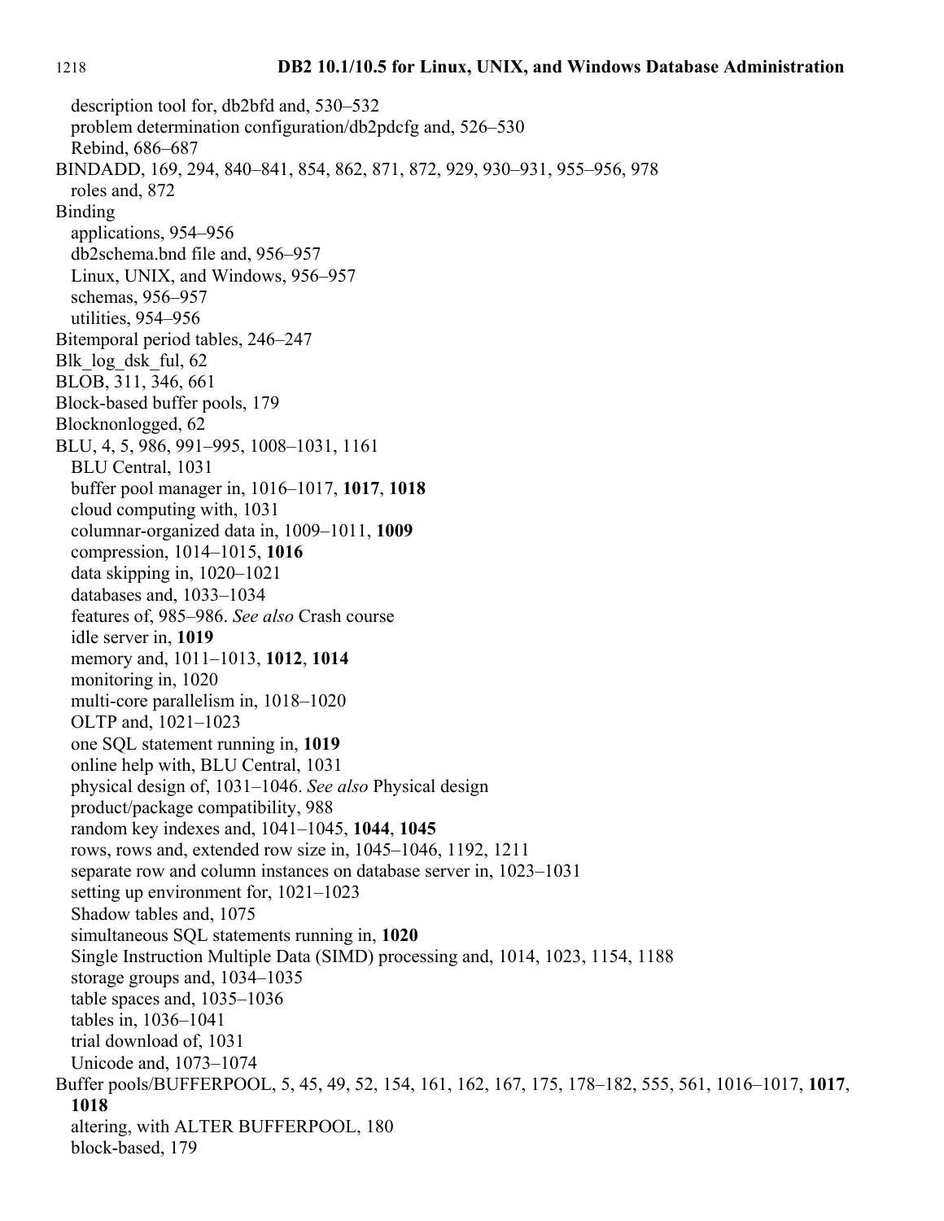description tool for, db2bfd and, 530–532
  problem determination configuration/db2pdcfg and, 526–530
  Rebind, 686–687
BINDADD, 169, 294, 840–841, 854, 862, 871, 872, 929, 930–931, 955–956, 978
  roles and, 872
Binding
  applications, 954–956
  db2schema.bnd file and, 956–957
  Linux, UNIX, and Windows, 956–957
  schemas, 956–957
  utilities, 954–956
Bitemporal period tables, 246–247
Blk_log_dsk_ful, 62
BLOB, 311, 346, 661
Block-based buffer pools, 179
Blocknonlogged, 62
BLU, 4, 5, 986, 991–995, 1008–1031, 1161
  BLU Central, 1031
  buffer pool manager in, 1016–1017, **1017**, **1018**
  cloud computing with, 1031
  columnar-organized data in, 1009–1011, **1009**
  compression, 1014–1015, **1016**
  data skipping in, 1020–1021
  databases and, 1033–1034
  features of, 985–986. *See also* Crash course
  idle server in, **1019**
  memory and, 1011–1013, **1012**, **1014**
  monitoring in, 1020
  multi-core parallelism in, 1018–1020
  OLTP and, 1021–1023
  one SQL statement running in, **1019**
  online help with, BLU Central, 1031
  physical design of, 1031–1046. *See also* Physical design
  product/package compatibility, 988
  random key indexes and, 1041–1045, **1044**, **1045**
  rows, rows and, extended row size in, 1045–1046, 1192, 1211
  separate row and column instances on database server in, 1023–1031
  setting up environment for, 1021–1023
  Shadow tables and, 1075
  simultaneous SQL statements running in, **1020**
  Single Instruction Multiple Data (SIMD) processing and, 1014, 1023, 1154, 1188
  storage groups and, 1034–1035
  table spaces and, 1035–1036
  tables in, 1036–1041
  trial download of, 1031
  Unicode and, 1073–1074
Buffer pools/BUFFERPOOL, 5, 45, 49, 52, 154, 161, 162, 167, 175, 178–182, 555, 561, 1016–1017, **1017**, **1018**
  altering, with ALTER BUFFERPOOL, 180
  block-based, 179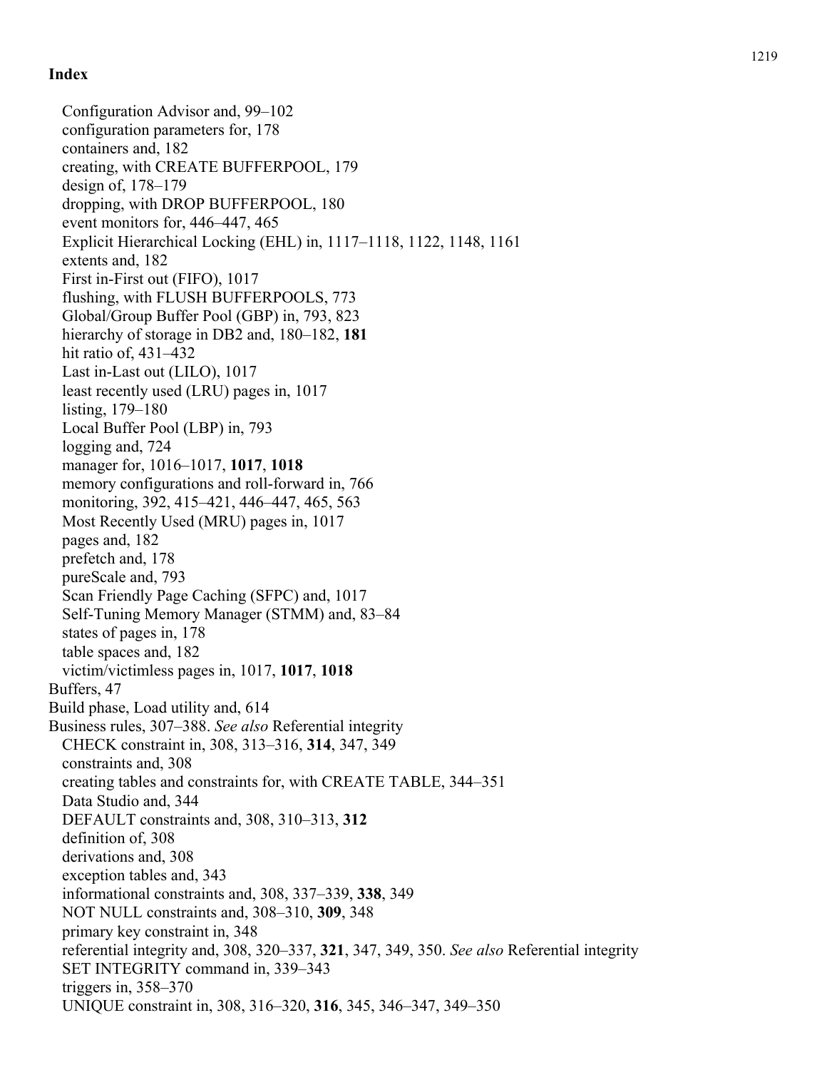## Index

- Configuration Advisor and, 99–102
- configuration parameters for, 178
- containers and, 182
- creating, with CREATE BUFFERPOOL, 179
- design of, 178–179
- dropping, with DROP BUFFERPOOL, 180
- event monitors for, 446–447, 465
- Explicit Hierarchical Locking (EHL) in, 1117–1118, 1122, 1148, 1161
- extents and, 182
- First in-First out (FIFO), 1017
- flushing, with FLUSH BUFFERPOOLS, 773
- Global/Group Buffer Pool (GBP) in, 793, 823
- hierarchy of storage in DB2 and, 180–182, **181**
- hit ratio of, 431–432
- Last in-Last out (LILO), 1017
- least recently used (LRU) pages in, 1017
- listing, 179–180
- Local Buffer Pool (LBP) in, 793
- logging and, 724
- manager for, 1016–1017, **1017**, **1018**
- memory configurations and roll-forward in, 766
- monitoring, 392, 415–421, 446–447, 465, 563
- Most Recently Used (MRU) pages in, 1017
- pages and, 182
- prefetch and, 178
- pureScale and, 793
- Scan Friendly Page Caching (SFPC) and, 1017
- Self-Tuning Memory Manager (STMM) and, 83–84
- states of pages in, 178
- table spaces and, 182
- victim/victimless pages in, 1017, **1017**, **1018**

Buffers, 47

Build phase, Load utility and, 614

Business rules, 307–388. *See also* Referential integrity

- CHECK constraint in, 308, 313–316, **314**, 347, 349
- constraints and, 308
- creating tables and constraints for, with CREATE TABLE, 344–351
- Data Studio and, 344
- DEFAULT constraints and, 308, 310–313, **312**
- definition of, 308
- derivations and, 308
- exception tables and, 343
- informational constraints and, 308, 337–339, **338**, 349
- NOT NULL constraints and, 308–310, **309**, 348
- primary key constraint in, 348
- referential integrity and, 308, 320–337, **321**, 347, 349, 350. *See also* Referential integrity
- SET INTEGRITY command in, 339–343
- triggers in, 358–370
- UNIQUE constraint in, 308, 316–320, **316**, 345, 346–347, 349–350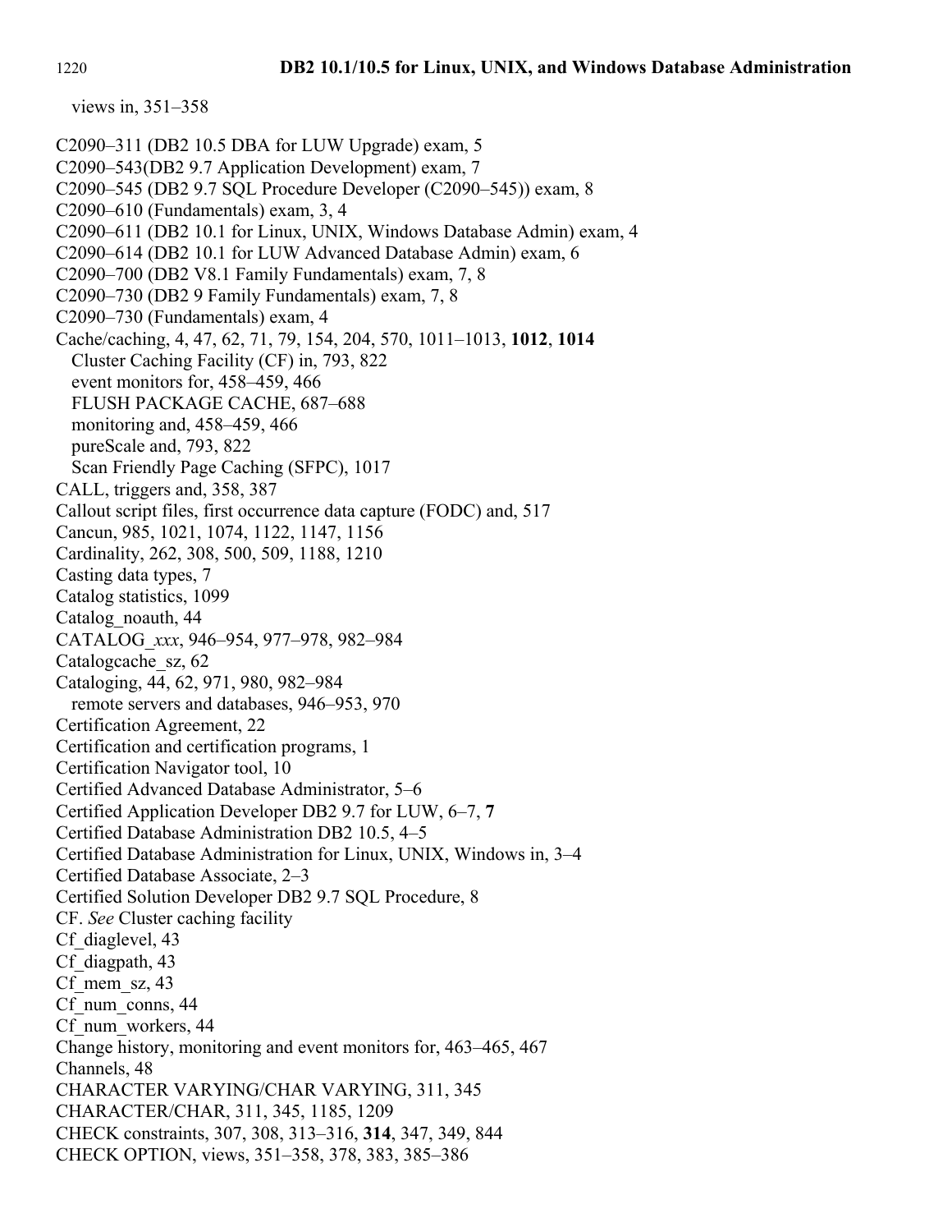views in, 351–358

C2090–311 (DB2 10.5 DBA for LUW Upgrade) exam, 5
C2090–543(DB2 9.7 Application Development) exam, 7
C2090–545 (DB2 9.7 SQL Procedure Developer (C2090–545)) exam, 8
C2090–610 (Fundamentals) exam, 3, 4
C2090–611 (DB2 10.1 for Linux, UNIX, Windows Database Admin) exam, 4
C2090–614 (DB2 10.1 for LUW Advanced Database Admin) exam, 6
C2090–700 (DB2 V8.1 Family Fundamentals) exam, 7, 8
C2090–730 (DB2 9 Family Fundamentals) exam, 7, 8
C2090–730 (Fundamentals) exam, 4
Cache/caching, 4, 47, 62, 71, 79, 154, 204, 570, 1011–1013, **1012**, **1014**
  Cluster Caching Facility (CF) in, 793, 822
  event monitors for, 458–459, 466
  FLUSH PACKAGE CACHE, 687–688
  monitoring and, 458–459, 466
  pureScale and, 793, 822
  Scan Friendly Page Caching (SFPC), 1017
CALL, triggers and, 358, 387
Callout script files, first occurrence data capture (FODC) and, 517
Cancun, 985, 1021, 1074, 1122, 1147, 1156
Cardinality, 262, 308, 500, 509, 1188, 1210
Casting data types, 7
Catalog statistics, 1099
Catalog_noauth, 44
CATALOG_*xxx*, 946–954, 977–978, 982–984
Catalogcache_sz, 62
Cataloging, 44, 62, 971, 980, 982–984
  remote servers and databases, 946–953, 970
Certification Agreement, 22
Certification and certification programs, 1
Certification Navigator tool, 10
Certified Advanced Database Administrator, 5–6
Certified Application Developer DB2 9.7 for LUW, 6–7, **7**
Certified Database Administration DB2 10.5, 4–5
Certified Database Administration for Linux, UNIX, Windows in, 3–4
Certified Database Associate, 2–3
Certified Solution Developer DB2 9.7 SQL Procedure, 8
CF. *See* Cluster caching facility
Cf_diaglevel, 43
Cf_diagpath, 43
Cf_mem_sz, 43
Cf_num_conns, 44
Cf_num_workers, 44
Change history, monitoring and event monitors for, 463–465, 467
Channels, 48
CHARACTER VARYING/CHAR VARYING, 311, 345
CHARACTER/CHAR, 311, 345, 1185, 1209
CHECK constraints, 307, 308, 313–316, **314**, 347, 349, 844
CHECK OPTION, views, 351–358, 378, 383, 385–386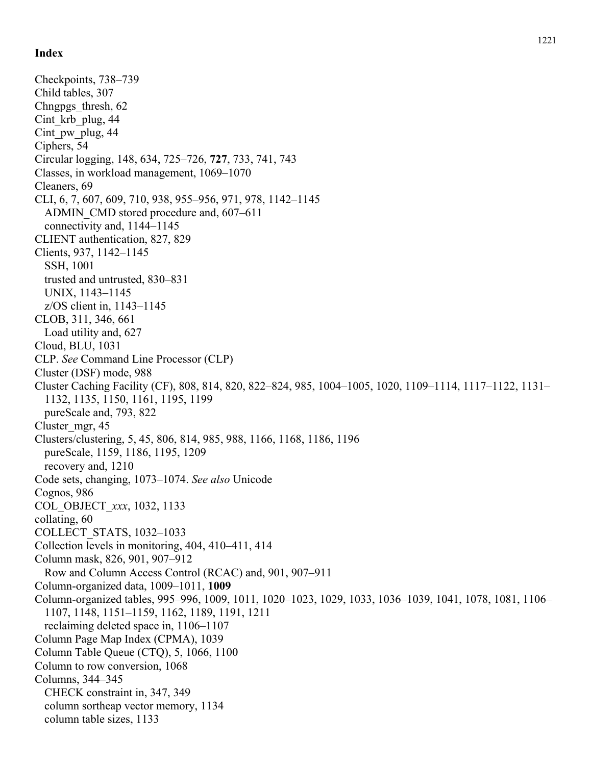## Index

Checkpoints, 738–739
Child tables, 307
Chngpgs_thresh, 62
Cint_krb_plug, 44
Cint_pw_plug, 44
Ciphers, 54
Circular logging, 148, 634, 725–726, **727**, 733, 741, 743
Classes, in workload management, 1069–1070
Cleaners, 69
CLI, 6, 7, 607, 609, 710, 938, 955–956, 971, 978, 1142–1145
  ADMIN_CMD stored procedure and, 607–611
  connectivity and, 1144–1145
CLIENT authentication, 827, 829
Clients, 937, 1142–1145
  SSH, 1001
  trusted and untrusted, 830–831
  UNIX, 1143–1145
  z/OS client in, 1143–1145
CLOB, 311, 346, 661
  Load utility and, 627
Cloud, BLU, 1031
CLP. *See* Command Line Processor (CLP)
Cluster (DSF) mode, 988
Cluster Caching Facility (CF), 808, 814, 820, 822–824, 985, 1004–1005, 1020, 1109–1114, 1117–1122, 1131–1132, 1135, 1150, 1161, 1195, 1199
  pureScale and, 793, 822
Cluster_mgr, 45
Clusters/clustering, 5, 45, 806, 814, 985, 988, 1166, 1168, 1186, 1196
  pureScale, 1159, 1186, 1195, 1209
  recovery and, 1210
Code sets, changing, 1073–1074. *See also* Unicode
Cognos, 986
COL_OBJECT_*xxx*, 1032, 1133
collating, 60
COLLECT_STATS, 1032–1033
Collection levels in monitoring, 404, 410–411, 414
Column mask, 826, 901, 907–912
  Row and Column Access Control (RCAC) and, 901, 907–911
Column-organized data, 1009–1011, **1009**
Column-organized tables, 995–996, 1009, 1011, 1020–1023, 1029, 1033, 1036–1039, 1041, 1078, 1081, 1106–1107, 1148, 1151–1159, 1162, 1189, 1191, 1211
  reclaiming deleted space in, 1106–1107
Column Page Map Index (CPMA), 1039
Column Table Queue (CTQ), 5, 1066, 1100
Column to row conversion, 1068
Columns, 344–345
  CHECK constraint in, 347, 349
  column sortheap vector memory, 1134
  column table sizes, 1133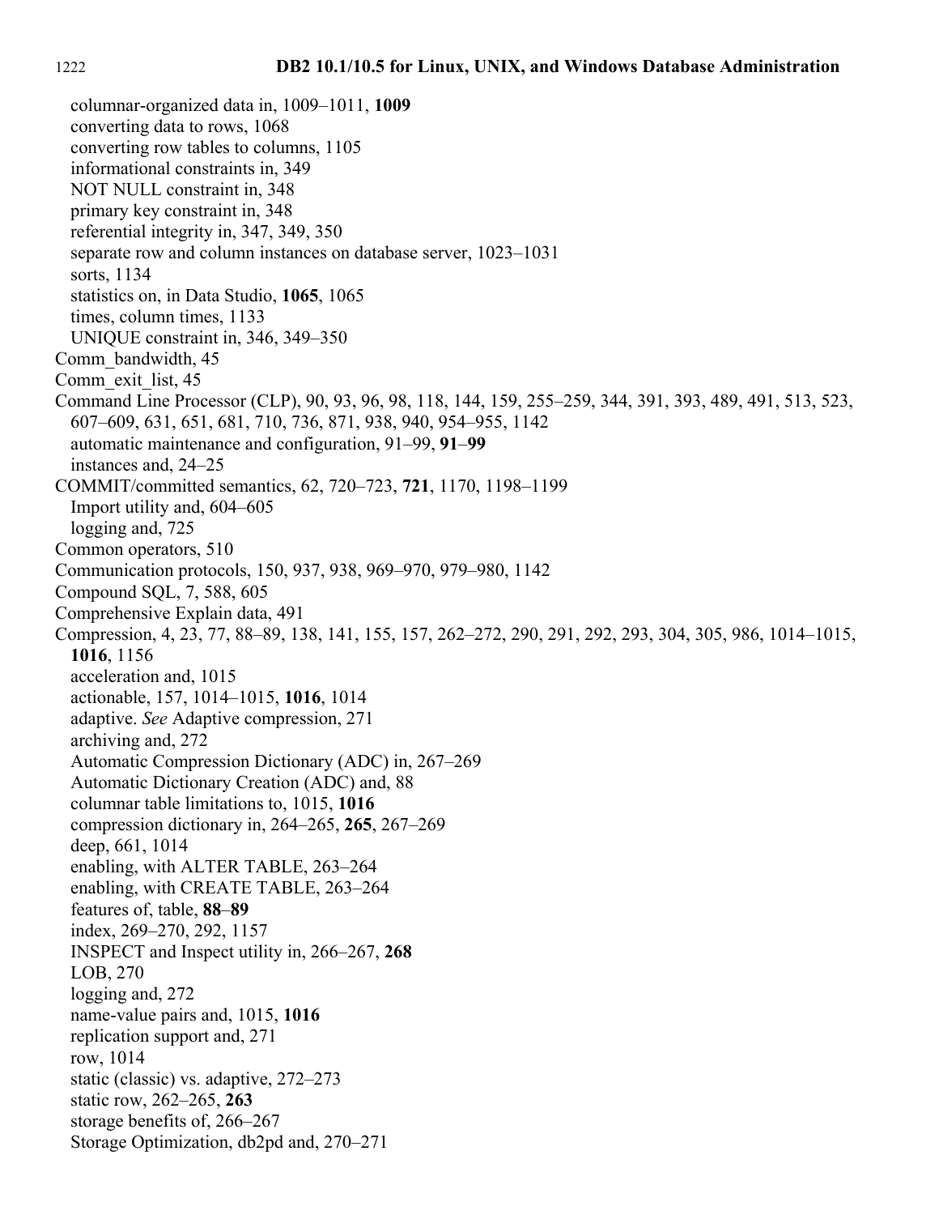columnar-organized data in, 1009–1011, **1009**
  converting data to rows, 1068
  converting row tables to columns, 1105
  informational constraints in, 349
  NOT NULL constraint in, 348
  primary key constraint in, 348
  referential integrity in, 347, 349, 350
  separate row and column instances on database server, 1023–1031
  sorts, 1134
  statistics on, in Data Studio, **1065**, 1065
  times, column times, 1133
  UNIQUE constraint in, 346, 349–350

Comm_bandwidth, 45

Comm_exit_list, 45

Command Line Processor (CLP), 90, 93, 96, 98, 118, 144, 159, 255–259, 344, 391, 393, 489, 491, 513, 523, 607–609, 631, 651, 681, 710, 736, 871, 938, 940, 954–955, 1142
  automatic maintenance and configuration, 91–99, **91**–**99**
  instances and, 24–25

COMMIT/committed semantics, 62, 720–723, **721**, 1170, 1198–1199
  Import utility and, 604–605
  logging and, 725

Common operators, 510

Communication protocols, 150, 937, 938, 969–970, 979–980, 1142

Compound SQL, 7, 588, 605

Comprehensive Explain data, 491

Compression, 4, 23, 77, 88–89, 138, 141, 155, 157, 262–272, 290, 291, 292, 293, 304, 305, 986, 1014–1015, **1016**, 1156
  acceleration and, 1015
  actionable, 157, 1014–1015, **1016**, 1014
  adaptive. *See* Adaptive compression, 271
  archiving and, 272
  Automatic Compression Dictionary (ADC) in, 267–269
  Automatic Dictionary Creation (ADC) and, 88
  columnar table limitations to, 1015, **1016**
  compression dictionary in, 264–265, **265**, 267–269
  deep, 661, 1014
  enabling, with ALTER TABLE, 263–264
  enabling, with CREATE TABLE, 263–264
  features of, table, **88**–**89**
  index, 269–270, 292, 1157
  INSPECT and Inspect utility in, 266–267, **268**
  LOB, 270
  logging and, 272
  name-value pairs and, 1015, **1016**
  replication support and, 271
  row, 1014
  static (classic) vs. adaptive, 272–273
  static row, 262–265, **263**
  storage benefits of, 266–267
  Storage Optimization, db2pd and, 270–271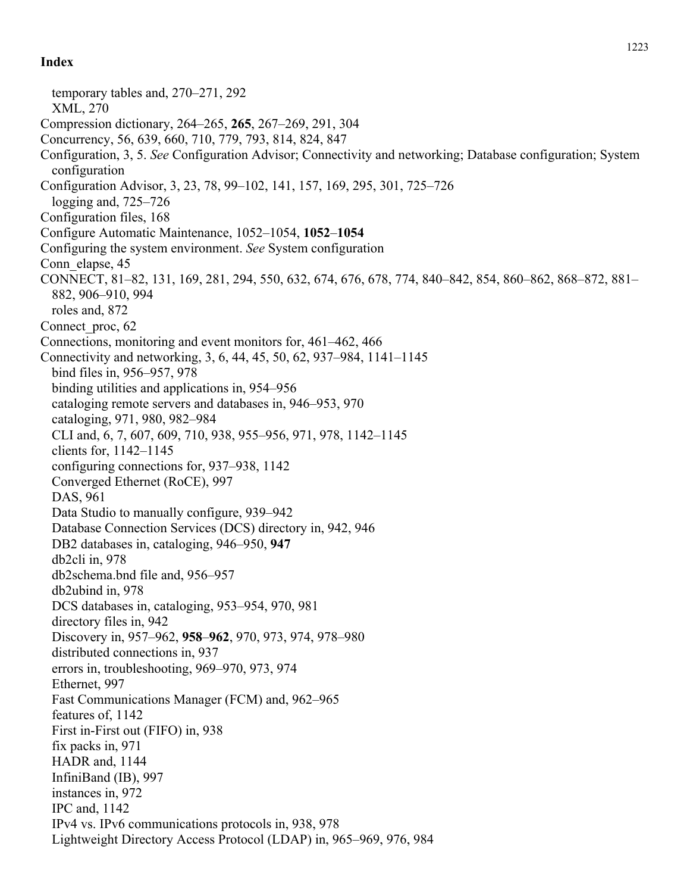# Index

temporary tables and, 270–271, 292
XML, 270

Compression dictionary, 264–265, **265**, 267–269, 291, 304

Concurrency, 56, 639, 660, 710, 779, 793, 814, 824, 847

Configuration, 3, 5. *See* Configuration Advisor; Connectivity and networking; Database configuration; System configuration

Configuration Advisor, 3, 23, 78, 99–102, 141, 157, 169, 295, 301, 725–726
logging and, 725–726

Configuration files, 168

Configure Automatic Maintenance, 1052–1054, **1052**–**1054**

Configuring the system environment. *See* System configuration

Conn_elapse, 45

CONNECT, 81–82, 131, 169, 281, 294, 550, 632, 674, 676, 678, 774, 840–842, 854, 860–862, 868–872, 881–882, 906–910, 994
roles and, 872

Connect_proc, 62

Connections, monitoring and event monitors for, 461–462, 466

Connectivity and networking, 3, 6, 44, 45, 50, 62, 937–984, 1141–1145
bind files in, 956–957, 978
binding utilities and applications in, 954–956
cataloging remote servers and databases in, 946–953, 970
cataloging, 971, 980, 982–984
CLI and, 6, 7, 607, 609, 710, 938, 955–956, 971, 978, 1142–1145
clients for, 1142–1145
configuring connections for, 937–938, 1142
Converged Ethernet (RoCE), 997
DAS, 961
Data Studio to manually configure, 939–942
Database Connection Services (DCS) directory in, 942, 946
DB2 databases in, cataloging, 946–950, **947**
db2cli in, 978
db2schema.bnd file and, 956–957
db2ubind in, 978
DCS databases in, cataloging, 953–954, 970, 981
directory files in, 942
Discovery in, 957–962, **958**–**962**, 970, 973, 974, 978–980
distributed connections in, 937
errors in, troubleshooting, 969–970, 973, 974
Ethernet, 997
Fast Communications Manager (FCM) and, 962–965
features of, 1142
First in-First out (FIFO) in, 938
fix packs in, 971
HADR and, 1144
InfiniBand (IB), 997
instances in, 972
IPC and, 1142
IPv4 vs. IPv6 communications protocols in, 938, 978
Lightweight Directory Access Protocol (LDAP) in, 965–969, 976, 984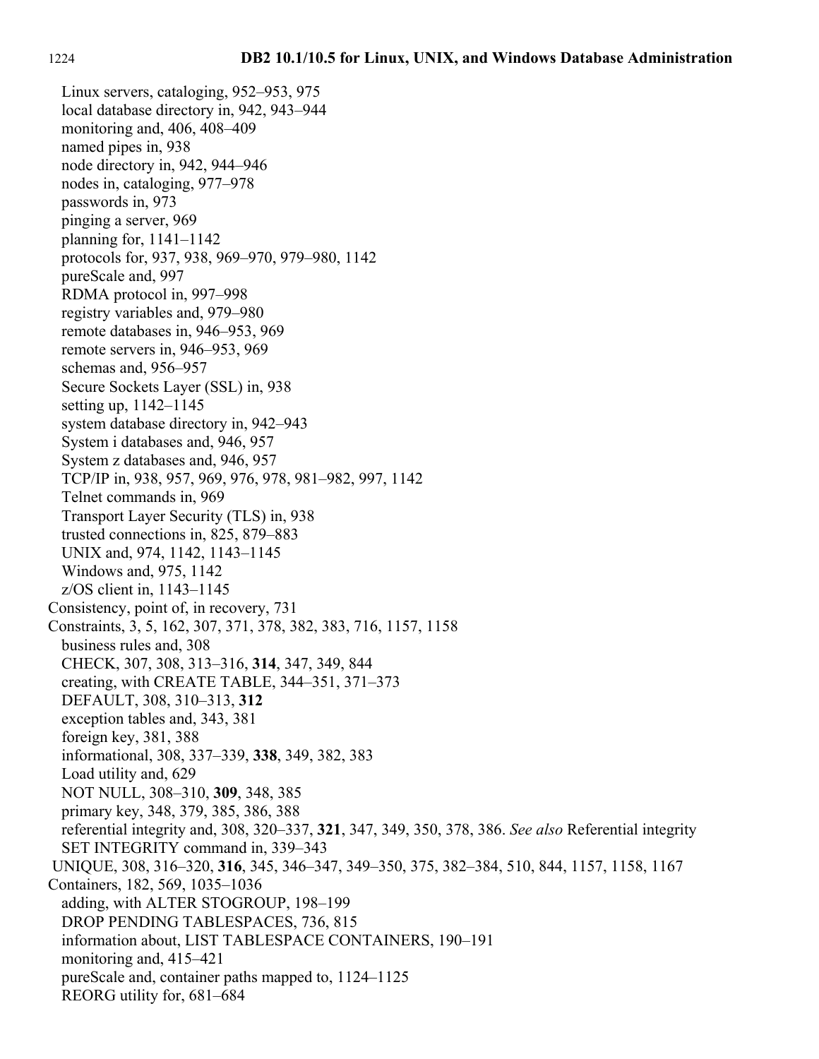- Linux servers, cataloging, 952–953, 975
- local database directory in, 942, 943–944
- monitoring and, 406, 408–409
- named pipes in, 938
- node directory in, 942, 944–946
- nodes in, cataloging, 977–978
- passwords in, 973
- pinging a server, 969
- planning for, 1141–1142
- protocols for, 937, 938, 969–970, 979–980, 1142
- pureScale and, 997
- RDMA protocol in, 997–998
- registry variables and, 979–980
- remote databases in, 946–953, 969
- remote servers in, 946–953, 969
- schemas and, 956–957
- Secure Sockets Layer (SSL) in, 938
- setting up, 1142–1145
- system database directory in, 942–943
- System i databases and, 946, 957
- System z databases and, 946, 957
- TCP/IP in, 938, 957, 969, 976, 978, 981–982, 997, 1142
- Telnet commands in, 969
- Transport Layer Security (TLS) in, 938
- trusted connections in, 825, 879–883
- UNIX and, 974, 1142, 1143–1145
- Windows and, 975, 1142
- z/OS client in, 1143–1145

Consistency, point of, in recovery, 731

Constraints, 3, 5, 162, 307, 371, 378, 382, 383, 716, 1157, 1158
- business rules and, 308
- CHECK, 307, 308, 313–316, **314**, 347, 349, 844
- creating, with CREATE TABLE, 344–351, 371–373
- DEFAULT, 308, 310–313, **312**
- exception tables and, 343, 381
- foreign key, 381, 388
- informational, 308, 337–339, **338**, 349, 382, 383
- Load utility and, 629
- NOT NULL, 308–310, **309**, 348, 385
- primary key, 348, 379, 385, 386, 388
- referential integrity and, 308, 320–337, **321**, 347, 349, 350, 378, 386. *See also* Referential integrity
- SET INTEGRITY command in, 339–343
- UNIQUE, 308, 316–320, **316**, 345, 346–347, 349–350, 375, 382–384, 510, 844, 1157, 1158, 1167

Containers, 182, 569, 1035–1036
- adding, with ALTER STOGROUP, 198–199
- DROP PENDING TABLESPACES, 736, 815
- information about, LIST TABLESPACE CONTAINERS, 190–191
- monitoring and, 415–421
- pureScale and, container paths mapped to, 1124–1125
- REORG utility for, 681–684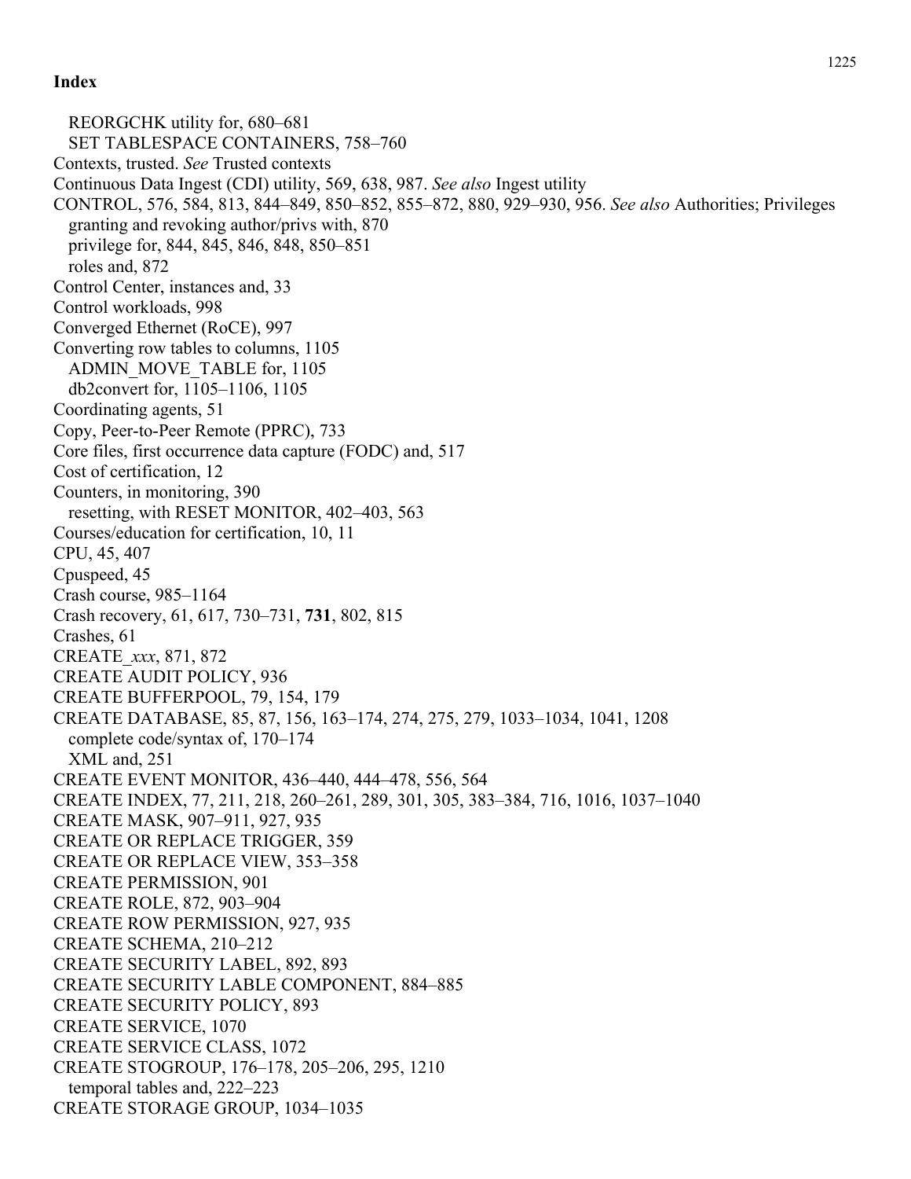**Index**

- REORGCHK utility for, 680–681
- SET TABLESPACE CONTAINERS, 758–760

Contexts, trusted. *See* Trusted contexts

Continuous Data Ingest (CDI) utility, 569, 638, 987. *See also* Ingest utility

CONTROL, 576, 584, 813, 844–849, 850–852, 855–872, 880, 929–930, 956. *See also* Authorities; Privileges

- granting and revoking author/privs with, 870
- privilege for, 844, 845, 846, 848, 850–851
- roles and, 872

Control Center, instances and, 33

Control workloads, 998

Converged Ethernet (RoCE), 997

Converting row tables to columns, 1105

- ADMIN_MOVE_TABLE for, 1105
- db2convert for, 1105–1106, 1105

Coordinating agents, 51

Copy, Peer-to-Peer Remote (PPRC), 733

Core files, first occurrence data capture (FODC) and, 517

Cost of certification, 12

Counters, in monitoring, 390

- resetting, with RESET MONITOR, 402–403, 563

Courses/education for certification, 10, 11

CPU, 45, 407

Cpuspeed, 45

Crash course, 985–1164

Crash recovery, 61, 617, 730–731, **731**, 802, 815

Crashes, 61

CREATE_*xxx*, 871, 872

CREATE AUDIT POLICY, 936

CREATE BUFFERPOOL, 79, 154, 179

CREATE DATABASE, 85, 87, 156, 163–174, 274, 275, 279, 1033–1034, 1041, 1208

- complete code/syntax of, 170–174
- XML and, 251

CREATE EVENT MONITOR, 436–440, 444–478, 556, 564

CREATE INDEX, 77, 211, 218, 260–261, 289, 301, 305, 383–384, 716, 1016, 1037–1040

CREATE MASK, 907–911, 927, 935

CREATE OR REPLACE TRIGGER, 359

CREATE OR REPLACE VIEW, 353–358

CREATE PERMISSION, 901

CREATE ROLE, 872, 903–904

CREATE ROW PERMISSION, 927, 935

CREATE SCHEMA, 210–212

CREATE SECURITY LABEL, 892, 893

CREATE SECURITY LABLE COMPONENT, 884–885

CREATE SECURITY POLICY, 893

CREATE SERVICE, 1070

CREATE SERVICE CLASS, 1072

CREATE STOGROUP, 176–178, 205–206, 295, 1210

- temporal tables and, 222–223

CREATE STORAGE GROUP, 1034–1035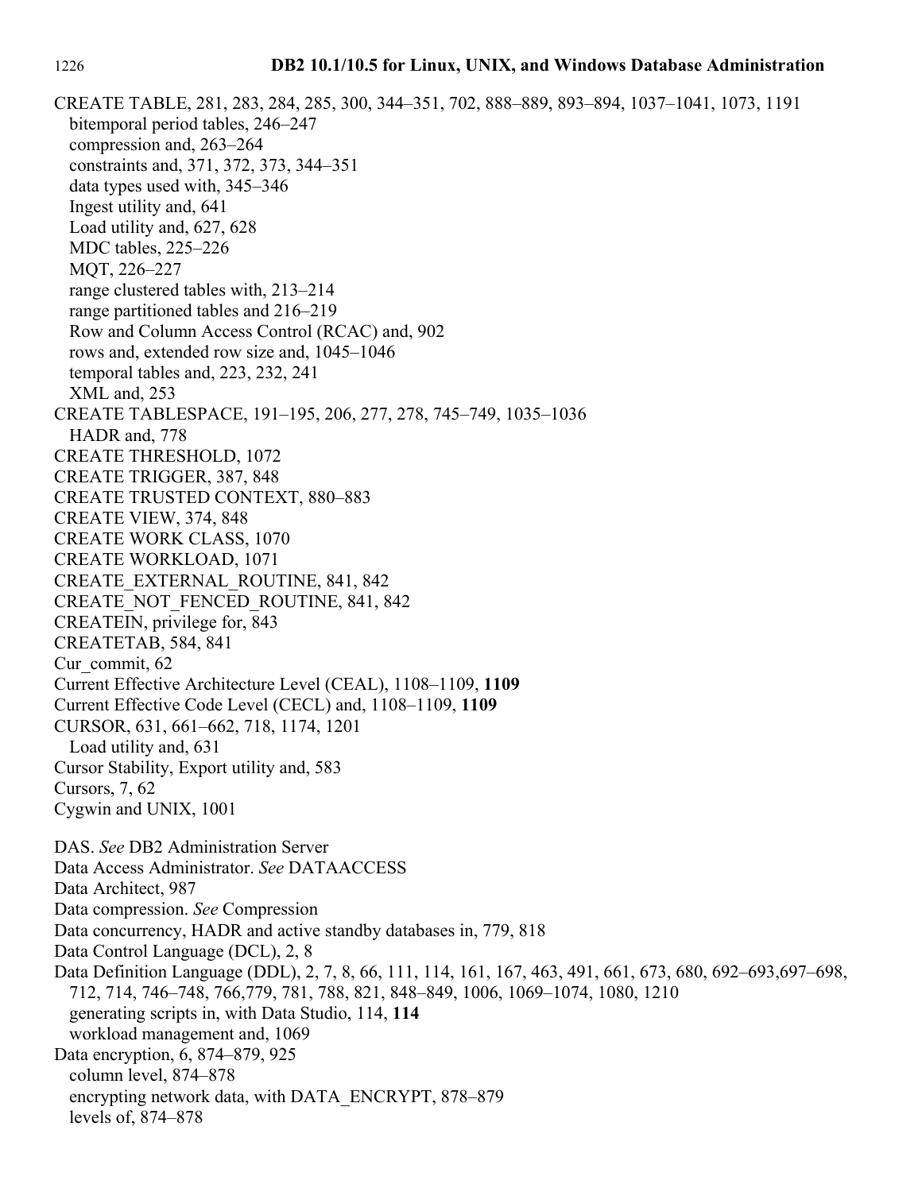CREATE TABLE, 281, 283, 284, 285, 300, 344–351, 702, 888–889, 893–894, 1037–1041, 1073, 1191

- bitemporal period tables, 246–247
- compression and, 263–264
- constraints and, 371, 372, 373, 344–351
- data types used with, 345–346
- Ingest utility and, 641
- Load utility and, 627, 628
- MDC tables, 225–226
- MQT, 226–227
- range clustered tables with, 213–214
- range partitioned tables and 216–219
- Row and Column Access Control (RCAC) and, 902
- rows and, extended row size and, 1045–1046
- temporal tables and, 223, 232, 241
- XML and, 253

CREATE TABLESPACE, 191–195, 206, 277, 278, 745–749, 1035–1036

- HADR and, 778

CREATE THRESHOLD, 1072

CREATE TRIGGER, 387, 848

CREATE TRUSTED CONTEXT, 880–883

CREATE VIEW, 374, 848

CREATE WORK CLASS, 1070

CREATE WORKLOAD, 1071

CREATE_EXTERNAL_ROUTINE, 841, 842

CREATE_NOT_FENCED_ROUTINE, 841, 842

CREATEIN, privilege for, 843

CREATETAB, 584, 841

Cur_commit, 62

Current Effective Architecture Level (CEAL), 1108–1109, **1109**

Current Effective Code Level (CECL) and, 1108–1109, **1109**

CURSOR, 631, 661–662, 718, 1174, 1201

- Load utility and, 631

Cursor Stability, Export utility and, 583

Cursors, 7, 62

Cygwin and UNIX, 1001

DAS. *See* DB2 Administration Server

Data Access Administrator. *See* DATAACCESS

Data Architect, 987

Data compression. *See* Compression

Data concurrency, HADR and active standby databases in, 779, 818

Data Control Language (DCL), 2, 8

Data Definition Language (DDL), 2, 7, 8, 66, 111, 114, 161, 167, 463, 491, 661, 673, 680, 692–693,697–698, 712, 714, 746–748, 766,779, 781, 788, 821, 848–849, 1006, 1069–1074, 1080, 1210

- generating scripts in, with Data Studio, 114, **114**
- workload management and, 1069

Data encryption, 6, 874–879, 925

- column level, 874–878
- encrypting network data, with DATA_ENCRYPT, 878–879
- levels of, 874–878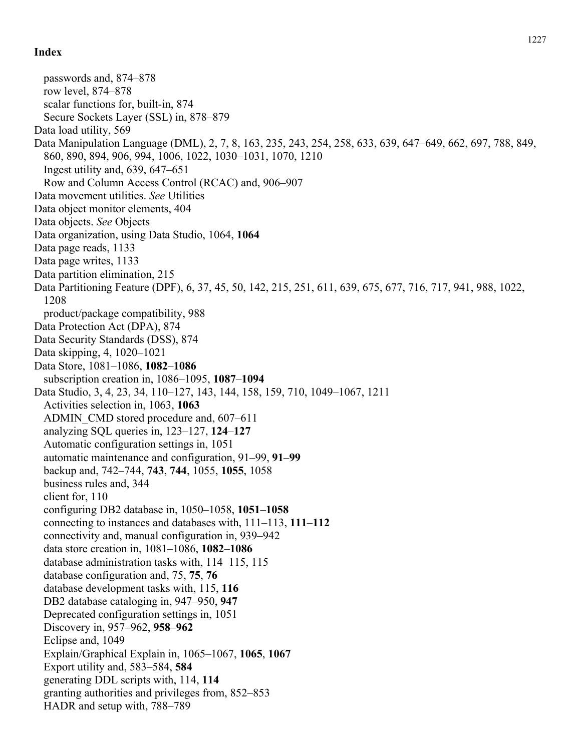## Index

passwords and, 874–878
row level, 874–878
scalar functions for, built-in, 874
Secure Sockets Layer (SSL) in, 878–879

Data load utility, 569

Data Manipulation Language (DML), 2, 7, 8, 163, 235, 243, 254, 258, 633, 639, 647–649, 662, 697, 788, 849, 860, 890, 894, 906, 994, 1006, 1022, 1030–1031, 1070, 1210
Ingest utility and, 639, 647–651
Row and Column Access Control (RCAC) and, 906–907

Data movement utilities. *See* Utilities

Data object monitor elements, 404

Data objects. *See* Objects

Data organization, using Data Studio, 1064, **1064**

Data page reads, 1133

Data page writes, 1133

Data partition elimination, 215

Data Partitioning Feature (DPF), 6, 37, 45, 50, 142, 215, 251, 611, 639, 675, 677, 716, 717, 941, 988, 1022, 1208
product/package compatibility, 988

Data Protection Act (DPA), 874

Data Security Standards (DSS), 874

Data skipping, 4, 1020–1021

Data Store, 1081–1086, **1082**–**1086**
subscription creation in, 1086–1095, **1087**–**1094**

Data Studio, 3, 4, 23, 34, 110–127, 143, 144, 158, 159, 710, 1049–1067, 1211
Activities selection in, 1063, **1063**
ADMIN_CMD stored procedure and, 607–611
analyzing SQL queries in, 123–127, **124**–**127**
Automatic configuration settings in, 1051
automatic maintenance and configuration, 91–99, **91**–**99**
backup and, 742–744, **743**, **744**, 1055, **1055**, 1058
business rules and, 344
client for, 110
configuring DB2 database in, 1050–1058, **1051**–**1058**
connecting to instances and databases with, 111–113, **111**–**112**
connectivity and, manual configuration in, 939–942
data store creation in, 1081–1086, **1082**–**1086**
database administration tasks with, 114–115, 115
database configuration and, 75, **75**, **76**
database development tasks with, 115, **116**
DB2 database cataloging in, 947–950, **947**
Deprecated configuration settings in, 1051
Discovery in, 957–962, **958**–**962**
Eclipse and, 1049
Explain/Graphical Explain in, 1065–1067, **1065**, **1067**
Export utility and, 583–584, **584**
generating DDL scripts with, 114, **114**
granting authorities and privileges from, 852–853
HADR and setup with, 788–789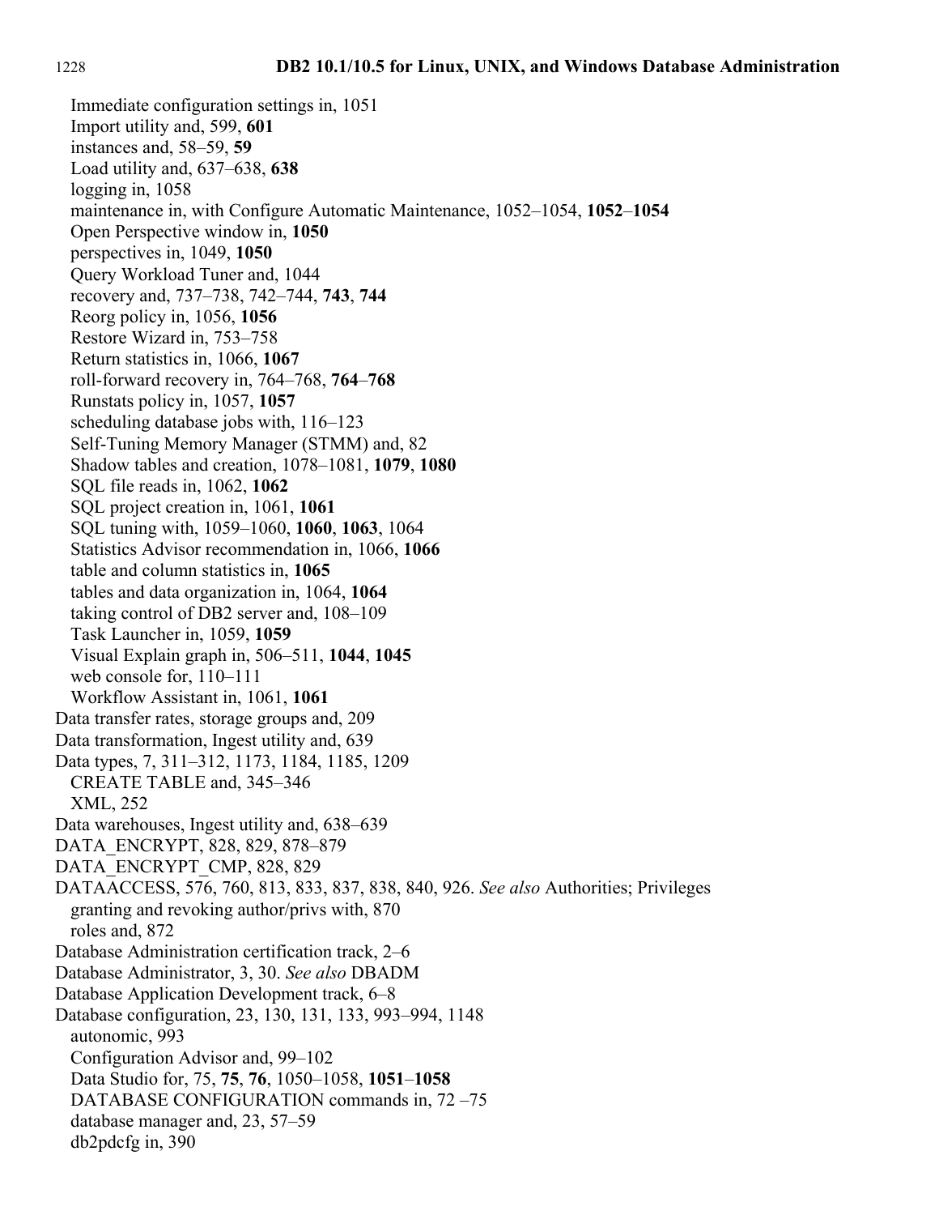Immediate configuration settings in, 1051
  Import utility and, 599, **601**
  instances and, 58–59, **59**
  Load utility and, 637–638, **638**
  logging in, 1058
  maintenance in, with Configure Automatic Maintenance, 1052–1054, **1052**–**1054**
  Open Perspective window in, **1050**
  perspectives in, 1049, **1050**
  Query Workload Tuner and, 1044
  recovery and, 737–738, 742–744, **743**, **744**
  Reorg policy in, 1056, **1056**
  Restore Wizard in, 753–758
  Return statistics in, 1066, **1067**
  roll-forward recovery in, 764–768, **764**–**768**
  Runstats policy in, 1057, **1057**
  scheduling database jobs with, 116–123
  Self-Tuning Memory Manager (STMM) and, 82
  Shadow tables and creation, 1078–1081, **1079**, **1080**
  SQL file reads in, 1062, **1062**
  SQL project creation in, 1061, **1061**
  SQL tuning with, 1059–1060, **1060**, **1063**, 1064
  Statistics Advisor recommendation in, 1066, **1066**
  table and column statistics in, **1065**
  tables and data organization in, 1064, **1064**
  taking control of DB2 server and, 108–109
  Task Launcher in, 1059, **1059**
  Visual Explain graph in, 506–511, **1044**, **1045**
  web console for, 110–111
  Workflow Assistant in, 1061, **1061**

Data transfer rates, storage groups and, 209
Data transformation, Ingest utility and, 639
Data types, 7, 311–312, 1173, 1184, 1185, 1209
  CREATE TABLE and, 345–346
  XML, 252
Data warehouses, Ingest utility and, 638–639
DATA_ENCRYPT, 828, 829, 878–879
DATA_ENCRYPT_CMP, 828, 829
DATAACCESS, 576, 760, 813, 833, 837, 838, 840, 926. *See also* Authorities; Privileges
  granting and revoking author/privs with, 870
  roles and, 872
Database Administration certification track, 2–6
Database Administrator, 3, 30. *See also* DBADM
Database Application Development track, 6–8
Database configuration, 23, 130, 131, 133, 993–994, 1148
  autonomic, 993
  Configuration Advisor and, 99–102
  Data Studio for, 75, **75**, **76**, 1050–1058, **1051**–**1058**
  DATABASE CONFIGURATION commands in, 72 –75
  database manager and, 23, 57–59
  db2pdcfg in, 390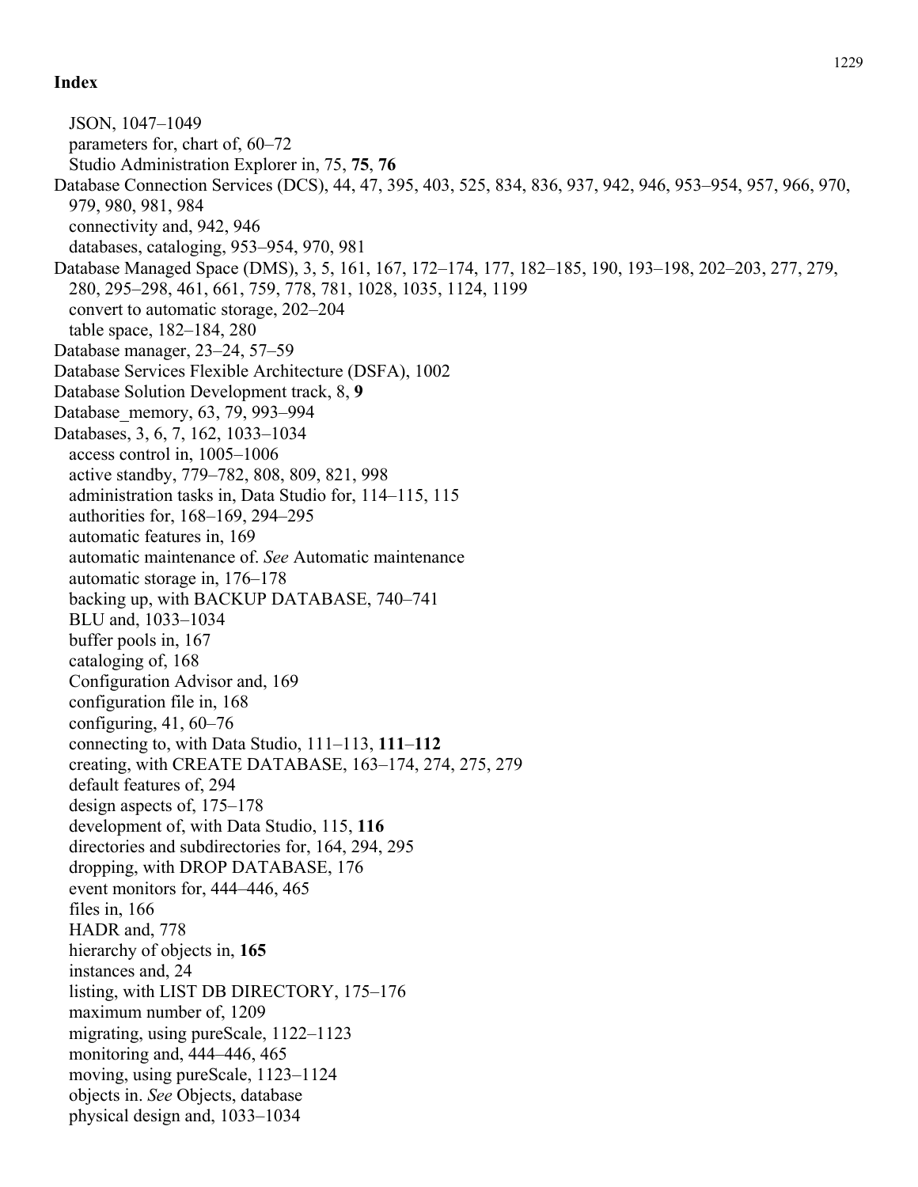**Index**

- JSON, 1047–1049
- parameters for, chart of, 60–72
- Studio Administration Explorer in, 75, **75**, **76**

Database Connection Services (DCS), 44, 47, 395, 403, 525, 834, 836, 937, 942, 946, 953–954, 957, 966, 970, 979, 980, 981, 984
- connectivity and, 942, 946
- databases, cataloging, 953–954, 970, 981

Database Managed Space (DMS), 3, 5, 161, 167, 172–174, 177, 182–185, 190, 193–198, 202–203, 277, 279, 280, 295–298, 461, 661, 759, 778, 781, 1028, 1035, 1124, 1199
- convert to automatic storage, 202–204
- table space, 182–184, 280

Database manager, 23–24, 57–59

Database Services Flexible Architecture (DSFA), 1002

Database Solution Development track, 8, **9**

Database_memory, 63, 79, 993–994

Databases, 3, 6, 7, 162, 1033–1034
- access control in, 1005–1006
- active standby, 779–782, 808, 809, 821, 998
- administration tasks in, Data Studio for, 114–115, 115
- authorities for, 168–169, 294–295
- automatic features in, 169
- automatic maintenance of. *See* Automatic maintenance
- automatic storage in, 176–178
- backing up, with BACKUP DATABASE, 740–741
- BLU and, 1033–1034
- buffer pools in, 167
- cataloging of, 168
- Configuration Advisor and, 169
- configuration file in, 168
- configuring, 41, 60–76
- connecting to, with Data Studio, 111–113, **111**–**112**
- creating, with CREATE DATABASE, 163–174, 274, 275, 279
- default features of, 294
- design aspects of, 175–178
- development of, with Data Studio, 115, **116**
- directories and subdirectories for, 164, 294, 295
- dropping, with DROP DATABASE, 176
- event monitors for, 444–446, 465
- files in, 166
- HADR and, 778
- hierarchy of objects in, **165**
- instances and, 24
- listing, with LIST DB DIRECTORY, 175–176
- maximum number of, 1209
- migrating, using pureScale, 1122–1123
- monitoring and, 444–446, 465
- moving, using pureScale, 1123–1124
- objects in. *See* Objects, database
- physical design and, 1033–1034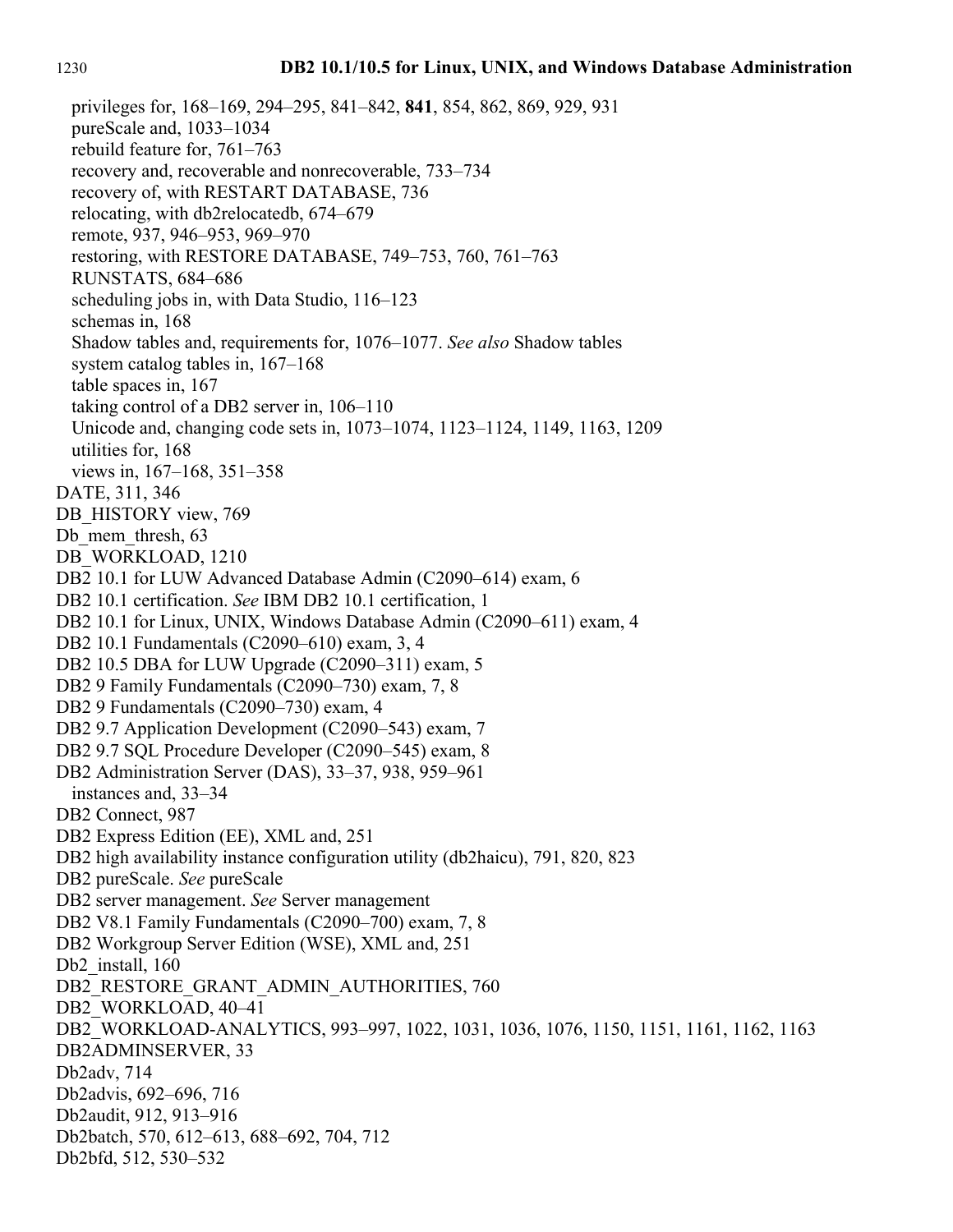privileges for, 168–169, 294–295, 841–842, **841**, 854, 862, 869, 929, 931
pureScale and, 1033–1034
rebuild feature for, 761–763
recovery and, recoverable and nonrecoverable, 733–734
recovery of, with RESTART DATABASE, 736
relocating, with db2relocatedb, 674–679
remote, 937, 946–953, 969–970
restoring, with RESTORE DATABASE, 749–753, 760, 761–763
RUNSTATS, 684–686
scheduling jobs in, with Data Studio, 116–123
schemas in, 168
Shadow tables and, requirements for, 1076–1077. *See also* Shadow tables
system catalog tables in, 167–168
table spaces in, 167
taking control of a DB2 server in, 106–110
Unicode and, changing code sets in, 1073–1074, 1123–1124, 1149, 1163, 1209
utilities for, 168
views in, 167–168, 351–358

DATE, 311, 346
DB_HISTORY view, 769
Db_mem_thresh, 63
DB_WORKLOAD, 1210
DB2 10.1 for LUW Advanced Database Admin (C2090–614) exam, 6
DB2 10.1 certification. *See* IBM DB2 10.1 certification, 1
DB2 10.1 for Linux, UNIX, Windows Database Admin (C2090–611) exam, 4
DB2 10.1 Fundamentals (C2090–610) exam, 3, 4
DB2 10.5 DBA for LUW Upgrade (C2090–311) exam, 5
DB2 9 Family Fundamentals (C2090–730) exam, 7, 8
DB2 9 Fundamentals (C2090–730) exam, 4
DB2 9.7 Application Development (C2090–543) exam, 7
DB2 9.7 SQL Procedure Developer (C2090–545) exam, 8
DB2 Administration Server (DAS), 33–37, 938, 959–961
instances and, 33–34
DB2 Connect, 987
DB2 Express Edition (EE), XML and, 251
DB2 high availability instance configuration utility (db2haicu), 791, 820, 823
DB2 pureScale. *See* pureScale
DB2 server management. *See* Server management
DB2 V8.1 Family Fundamentals (C2090–700) exam, 7, 8
DB2 Workgroup Server Edition (WSE), XML and, 251
Db2_install, 160
DB2_RESTORE_GRANT_ADMIN_AUTHORITIES, 760
DB2_WORKLOAD, 40–41
DB2_WORKLOAD-ANALYTICS, 993–997, 1022, 1031, 1036, 1076, 1150, 1151, 1161, 1162, 1163
DB2ADMINSERVER, 33
Db2adv, 714
Db2advis, 692–696, 716
Db2audit, 912, 913–916
Db2batch, 570, 612–613, 688–692, 704, 712
Db2bfd, 512, 530–532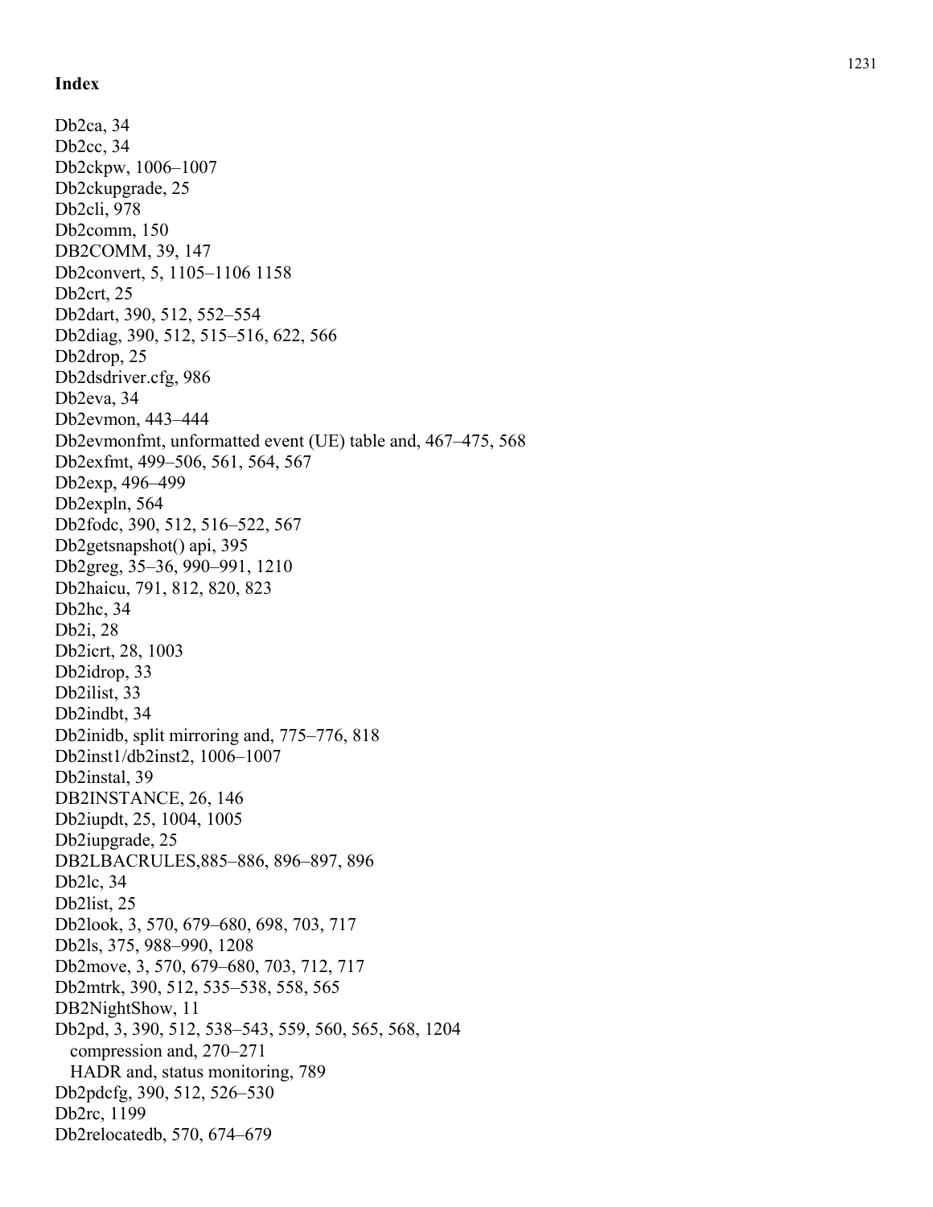## Index

Db2ca, 34
Db2cc, 34
Db2ckpw, 1006–1007
Db2ckupgrade, 25
Db2cli, 978
Db2comm, 150
DB2COMM, 39, 147
Db2convert, 5, 1105–1106 1158
Db2crt, 25
Db2dart, 390, 512, 552–554
Db2diag, 390, 512, 515–516, 622, 566
Db2drop, 25
Db2dsdriver.cfg, 986
Db2eva, 34
Db2evmon, 443–444
Db2evmonfmt, unformatted event (UE) table and, 467–475, 568
Db2exfmt, 499–506, 561, 564, 567
Db2exp, 496–499
Db2expln, 564
Db2fodc, 390, 512, 516–522, 567
Db2getsnapshot() api, 395
Db2greg, 35–36, 990–991, 1210
Db2haicu, 791, 812, 820, 823
Db2hc, 34
Db2i, 28
Db2icrt, 28, 1003
Db2idrop, 33
Db2ilist, 33
Db2indbt, 34
Db2inidb, split mirroring and, 775–776, 818
Db2inst1/db2inst2, 1006–1007
Db2instal, 39
DB2INSTANCE, 26, 146
Db2iupdt, 25, 1004, 1005
Db2iupgrade, 25
DB2LBACRULES,885–886, 896–897, 896
Db2lc, 34
Db2list, 25
Db2look, 3, 570, 679–680, 698, 703, 717
Db2ls, 375, 988–990, 1208
Db2move, 3, 570, 679–680, 703, 712, 717
Db2mtrk, 390, 512, 535–538, 558, 565
DB2NightShow, 11
Db2pd, 3, 390, 512, 538–543, 559, 560, 565, 568, 1204
   compression and, 270–271
   HADR and, status monitoring, 789
Db2pdcfg, 390, 512, 526–530
Db2rc, 1199
Db2relocatedb, 570, 674–679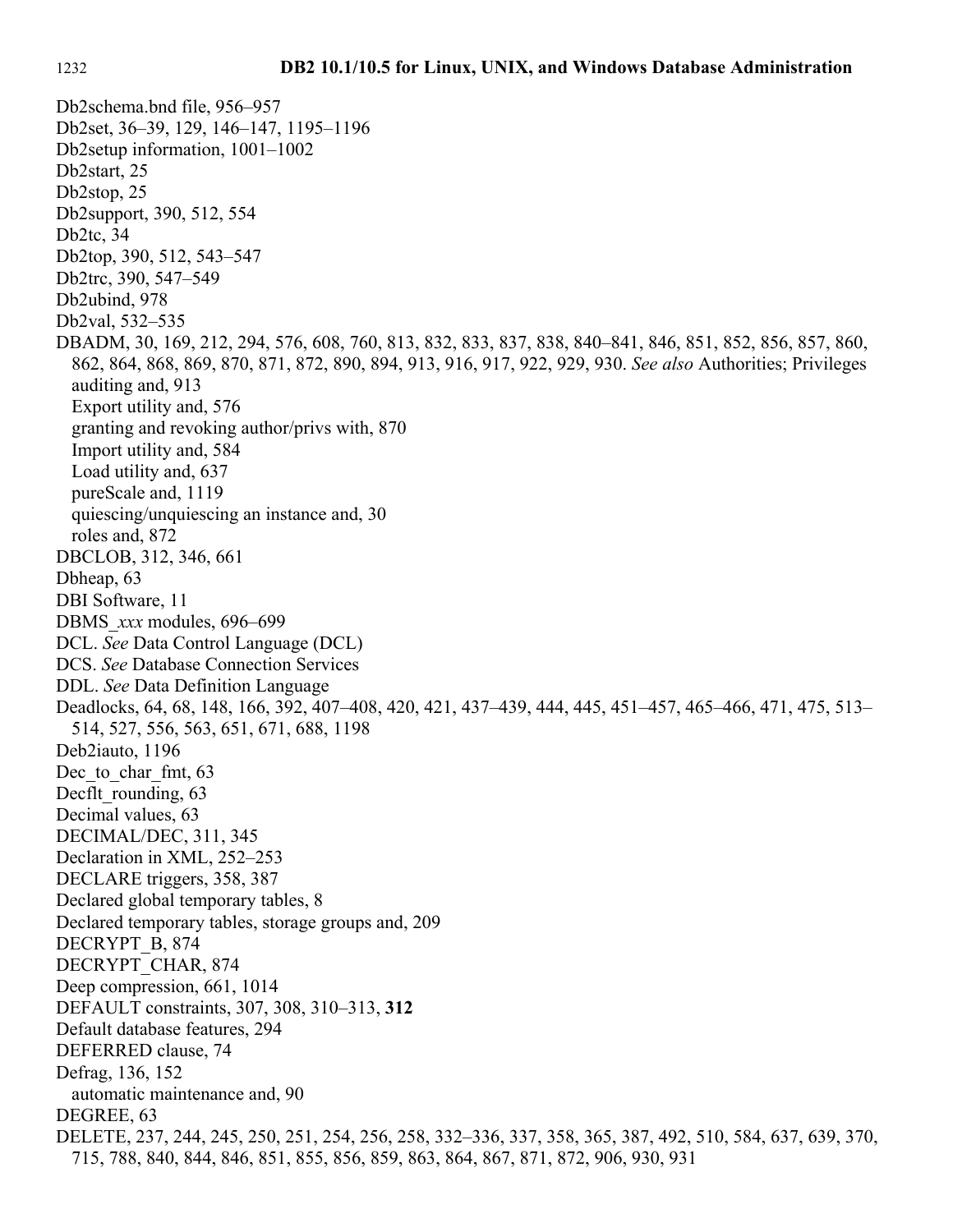Db2schema.bnd file, 956–957
Db2set, 36–39, 129, 146–147, 1195–1196
Db2setup information, 1001–1002
Db2start, 25
Db2stop, 25
Db2support, 390, 512, 554
Db2tc, 34
Db2top, 390, 512, 543–547
Db2trc, 390, 547–549
Db2ubind, 978
Db2val, 532–535
DBADM, 30, 169, 212, 294, 576, 608, 760, 813, 832, 833, 837, 838, 840–841, 846, 851, 852, 856, 857, 860, 862, 864, 868, 869, 870, 871, 872, 890, 894, 913, 916, 917, 922, 929, 930. *See also* Authorities; Privileges
  auditing and, 913
  Export utility and, 576
  granting and revoking author/privs with, 870
  Import utility and, 584
  Load utility and, 637
  pureScale and, 1119
  quiescing/unquiescing an instance and, 30
  roles and, 872
DBCLOB, 312, 346, 661
Dbheap, 63
DBI Software, 11
DBMS_*xxx* modules, 696–699
DCL. *See* Data Control Language (DCL)
DCS. *See* Database Connection Services
DDL. *See* Data Definition Language
Deadlocks, 64, 68, 148, 166, 392, 407–408, 420, 421, 437–439, 444, 445, 451–457, 465–466, 471, 475, 513–514, 527, 556, 563, 651, 671, 688, 1198
Deb2iauto, 1196
Dec_to_char_fmt, 63
Decflt_rounding, 63
Decimal values, 63
DECIMAL/DEC, 311, 345
Declaration in XML, 252–253
DECLARE triggers, 358, 387
Declared global temporary tables, 8
Declared temporary tables, storage groups and, 209
DECRYPT_B, 874
DECRYPT_CHAR, 874
Deep compression, 661, 1014
DEFAULT constraints, 307, 308, 310–313, **312**
Default database features, 294
DEFERRED clause, 74
Defrag, 136, 152
  automatic maintenance and, 90
DEGREE, 63
DELETE, 237, 244, 245, 250, 251, 254, 256, 258, 332–336, 337, 358, 365, 387, 492, 510, 584, 637, 639, 370, 715, 788, 840, 844, 846, 851, 855, 856, 859, 863, 864, 867, 871, 872, 906, 930, 931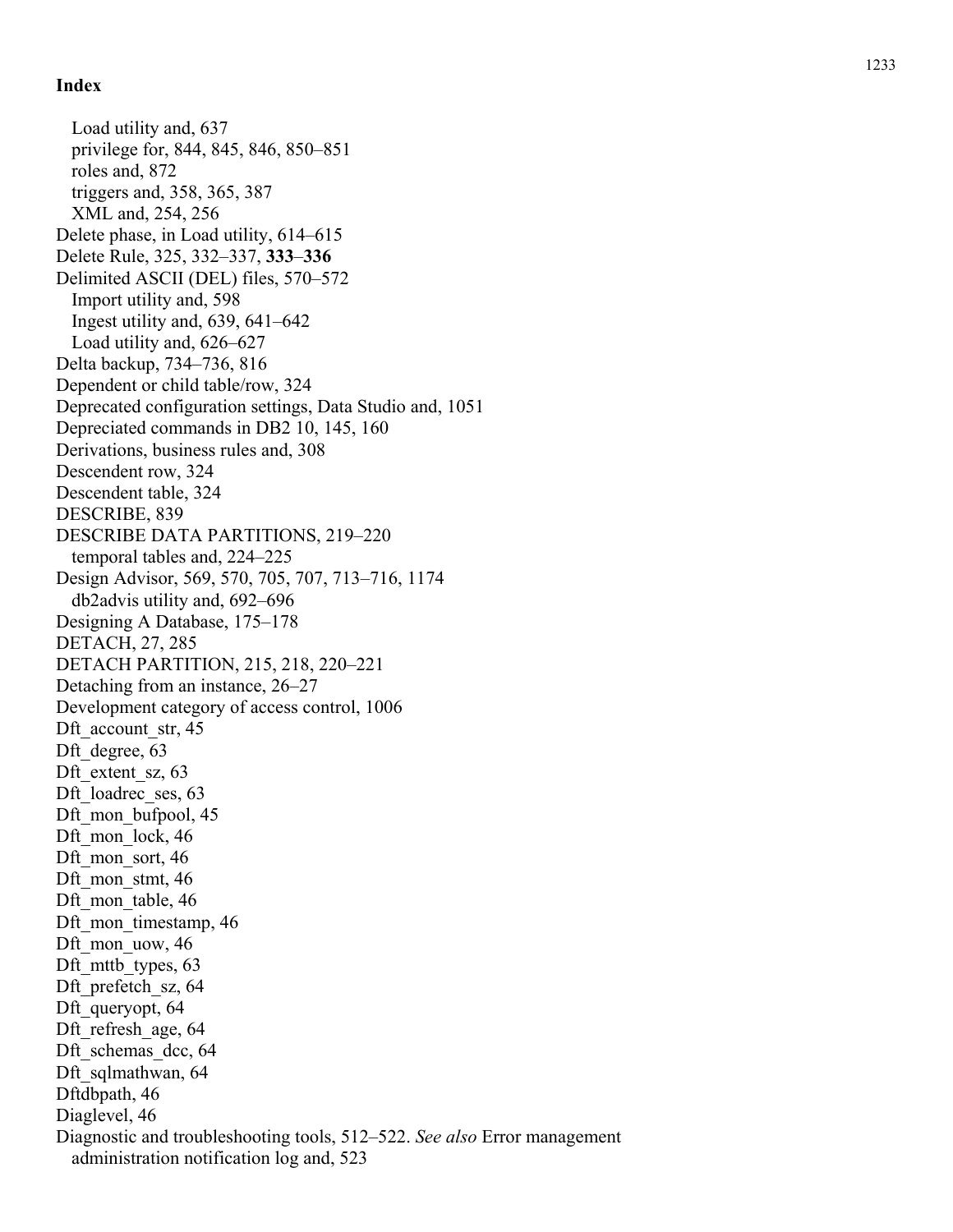**Index**

- Load utility and, 637
- privilege for, 844, 845, 846, 850–851
- roles and, 872
- triggers and, 358, 365, 387
- XML and, 254, 256

Delete phase, in Load utility, 614–615

Delete Rule, 325, 332–337, **333**–**336**

Delimited ASCII (DEL) files, 570–572

- Import utility and, 598
- Ingest utility and, 639, 641–642
- Load utility and, 626–627

Delta backup, 734–736, 816

Dependent or child table/row, 324

Deprecated configuration settings, Data Studio and, 1051

Depreciated commands in DB2 10, 145, 160

Derivations, business rules and, 308

Descendent row, 324

Descendent table, 324

DESCRIBE, 839

DESCRIBE DATA PARTITIONS, 219–220

- temporal tables and, 224–225

Design Advisor, 569, 570, 705, 707, 713–716, 1174

- db2advis utility and, 692–696

Designing A Database, 175–178

DETACH, 27, 285

DETACH PARTITION, 215, 218, 220–221

Detaching from an instance, 26–27

Development category of access control, 1006

Dft_account_str, 45

Dft_degree, 63

Dft_extent_sz, 63

Dft_loadrec_ses, 63

Dft_mon_bufpool, 45

Dft_mon_lock, 46

Dft_mon_sort, 46

Dft_mon_stmt, 46

Dft_mon_table, 46

Dft_mon_timestamp, 46

Dft_mon_uow, 46

Dft_mttb_types, 63

Dft_prefetch_sz, 64

Dft_queryopt, 64

Dft_refresh_age, 64

Dft_schemas_dcc, 64

Dft_sqlmathwan, 64

Dftdbpath, 46

Diaglevel, 46

Diagnostic and troubleshooting tools, 512–522. *See also* Error management

- administration notification log and, 523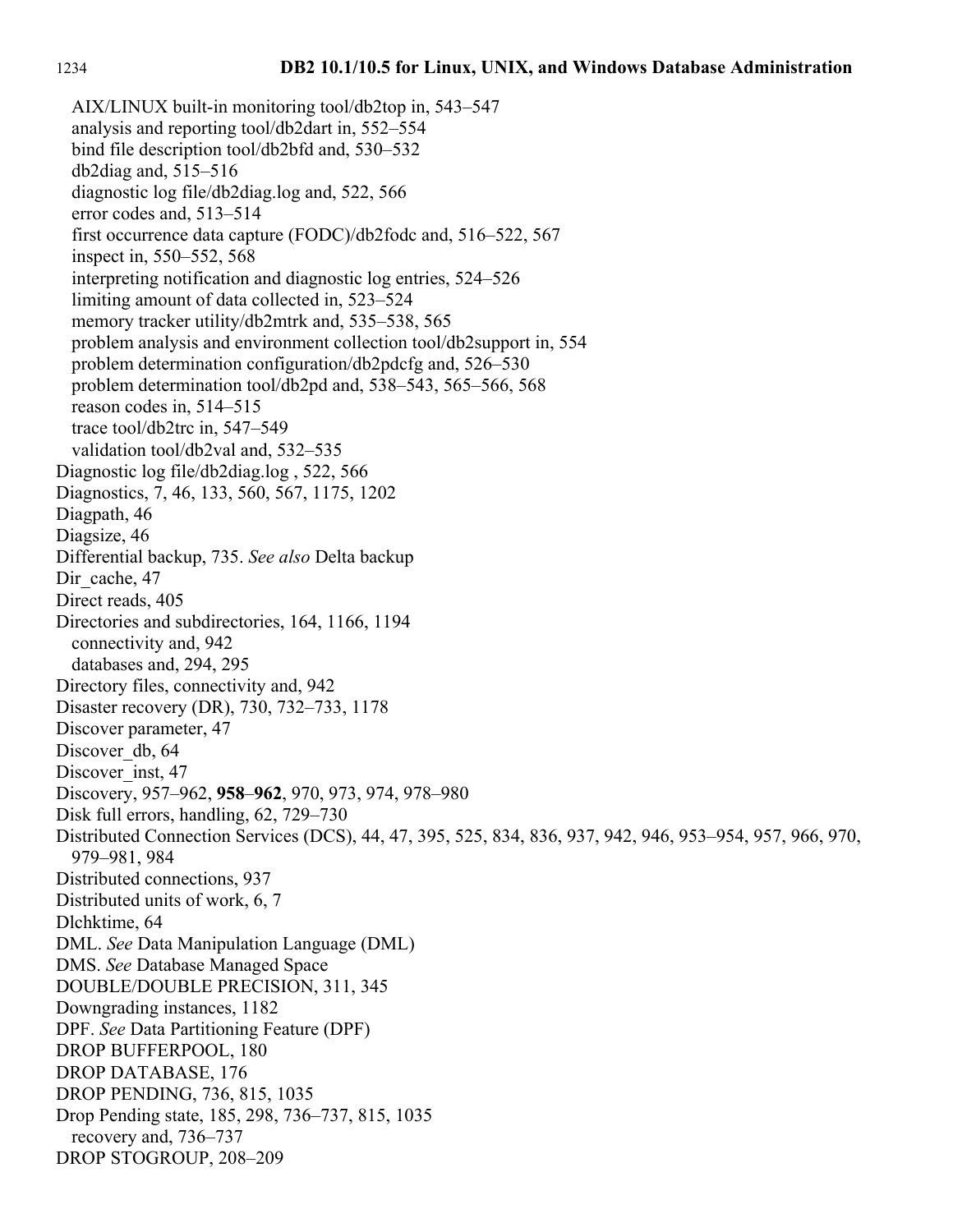AIX/LINUX built-in monitoring tool/db2top in, 543–547
  analysis and reporting tool/db2dart in, 552–554
  bind file description tool/db2bfd and, 530–532
  db2diag and, 515–516
  diagnostic log file/db2diag.log and, 522, 566
  error codes and, 513–514
  first occurrence data capture (FODC)/db2fodc and, 516–522, 567
  inspect in, 550–552, 568
  interpreting notification and diagnostic log entries, 524–526
  limiting amount of data collected in, 523–524
  memory tracker utility/db2mtrk and, 535–538, 565
  problem analysis and environment collection tool/db2support in, 554
  problem determination configuration/db2pdcfg and, 526–530
  problem determination tool/db2pd and, 538–543, 565–566, 568
  reason codes in, 514–515
  trace tool/db2trc in, 547–549
  validation tool/db2val and, 532–535

Diagnostic log file/db2diag.log , 522, 566
Diagnostics, 7, 46, 133, 560, 567, 1175, 1202
Diagpath, 46
Diagsize, 46
Differential backup, 735. *See also* Delta backup
Dir_cache, 47
Direct reads, 405
Directories and subdirectories, 164, 1166, 1194
  connectivity and, 942
  databases and, 294, 295
Directory files, connectivity and, 942
Disaster recovery (DR), 730, 732–733, 1178
Discover parameter, 47
Discover_db, 64
Discover_inst, 47
Discovery, 957–962, **958**–**962**, 970, 973, 974, 978–980
Disk full errors, handling, 62, 729–730
Distributed Connection Services (DCS), 44, 47, 395, 525, 834, 836, 937, 942, 946, 953–954, 957, 966, 970, 979–981, 984
Distributed connections, 937
Distributed units of work, 6, 7
Dlchktime, 64
DML. *See* Data Manipulation Language (DML)
DMS. *See* Database Managed Space
DOUBLE/DOUBLE PRECISION, 311, 345
Downgrading instances, 1182
DPF. *See* Data Partitioning Feature (DPF)
DROP BUFFERPOOL, 180
DROP DATABASE, 176
DROP PENDING, 736, 815, 1035
Drop Pending state, 185, 298, 736–737, 815, 1035
  recovery and, 736–737
DROP STOGROUP, 208–209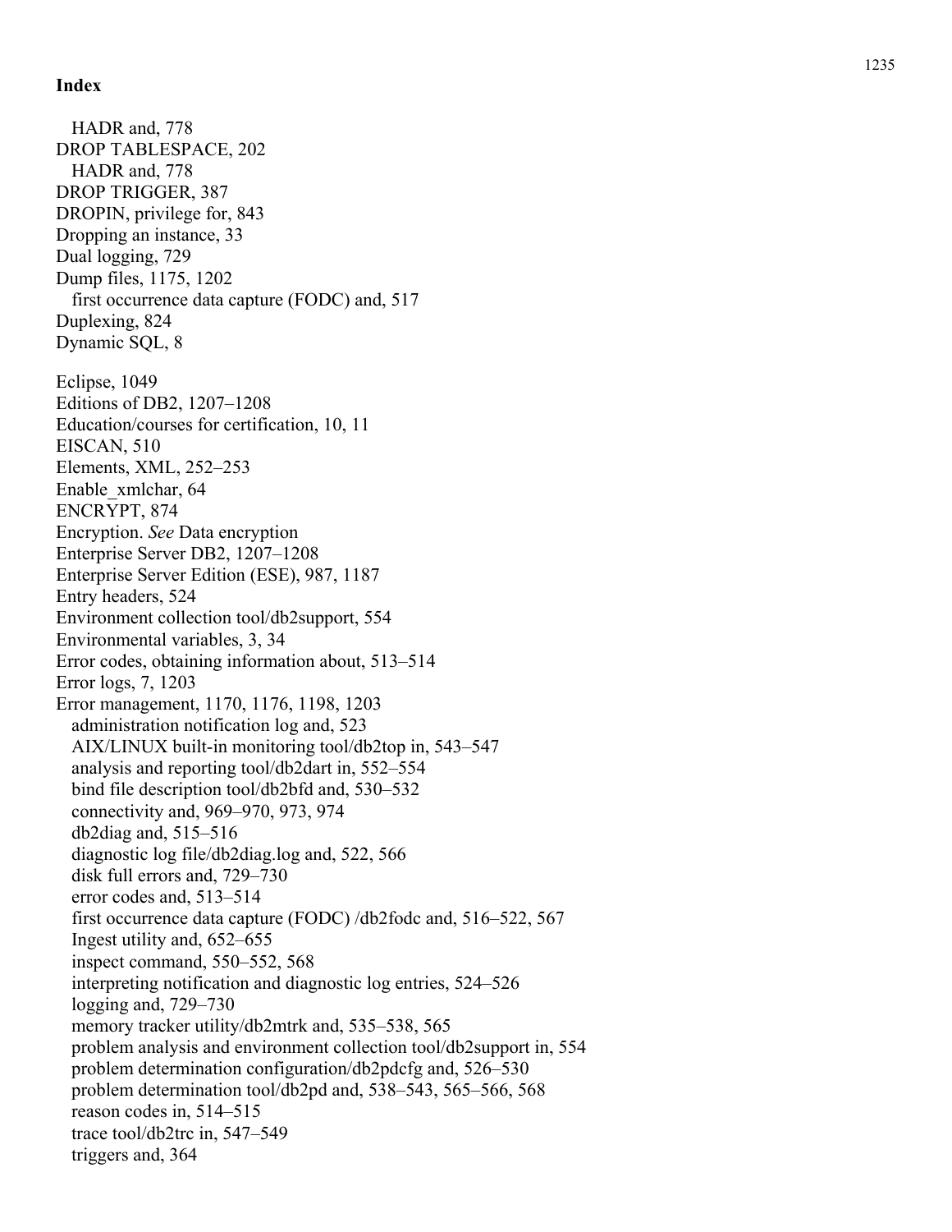**Index**

  HADR and, 778
DROP TABLESPACE, 202
  HADR and, 778
DROP TRIGGER, 387
DROPIN, privilege for, 843
Dropping an instance, 33
Dual logging, 729
Dump files, 1175, 1202
  first occurrence data capture (FODC) and, 517
Duplexing, 824
Dynamic SQL, 8

Eclipse, 1049
Editions of DB2, 1207–1208
Education/courses for certification, 10, 11
EISCAN, 510
Elements, XML, 252–253
Enable_xmlchar, 64
ENCRYPT, 874
Encryption. *See* Data encryption
Enterprise Server DB2, 1207–1208
Enterprise Server Edition (ESE), 987, 1187
Entry headers, 524
Environment collection tool/db2support, 554
Environmental variables, 3, 34
Error codes, obtaining information about, 513–514
Error logs, 7, 1203
Error management, 1170, 1176, 1198, 1203
  administration notification log and, 523
  AIX/LINUX built-in monitoring tool/db2top in, 543–547
  analysis and reporting tool/db2dart in, 552–554
  bind file description tool/db2bfd and, 530–532
  connectivity and, 969–970, 973, 974
  db2diag and, 515–516
  diagnostic log file/db2diag.log and, 522, 566
  disk full errors and, 729–730
  error codes and, 513–514
  first occurrence data capture (FODC) /db2fodc and, 516–522, 567
  Ingest utility and, 652–655
  inspect command, 550–552, 568
  interpreting notification and diagnostic log entries, 524–526
  logging and, 729–730
  memory tracker utility/db2mtrk and, 535–538, 565
  problem analysis and environment collection tool/db2support in, 554
  problem determination configuration/db2pdcfg and, 526–530
  problem determination tool/db2pd and, 538–543, 565–566, 568
  reason codes in, 514–515
  trace tool/db2trc in, 547–549
  triggers and, 364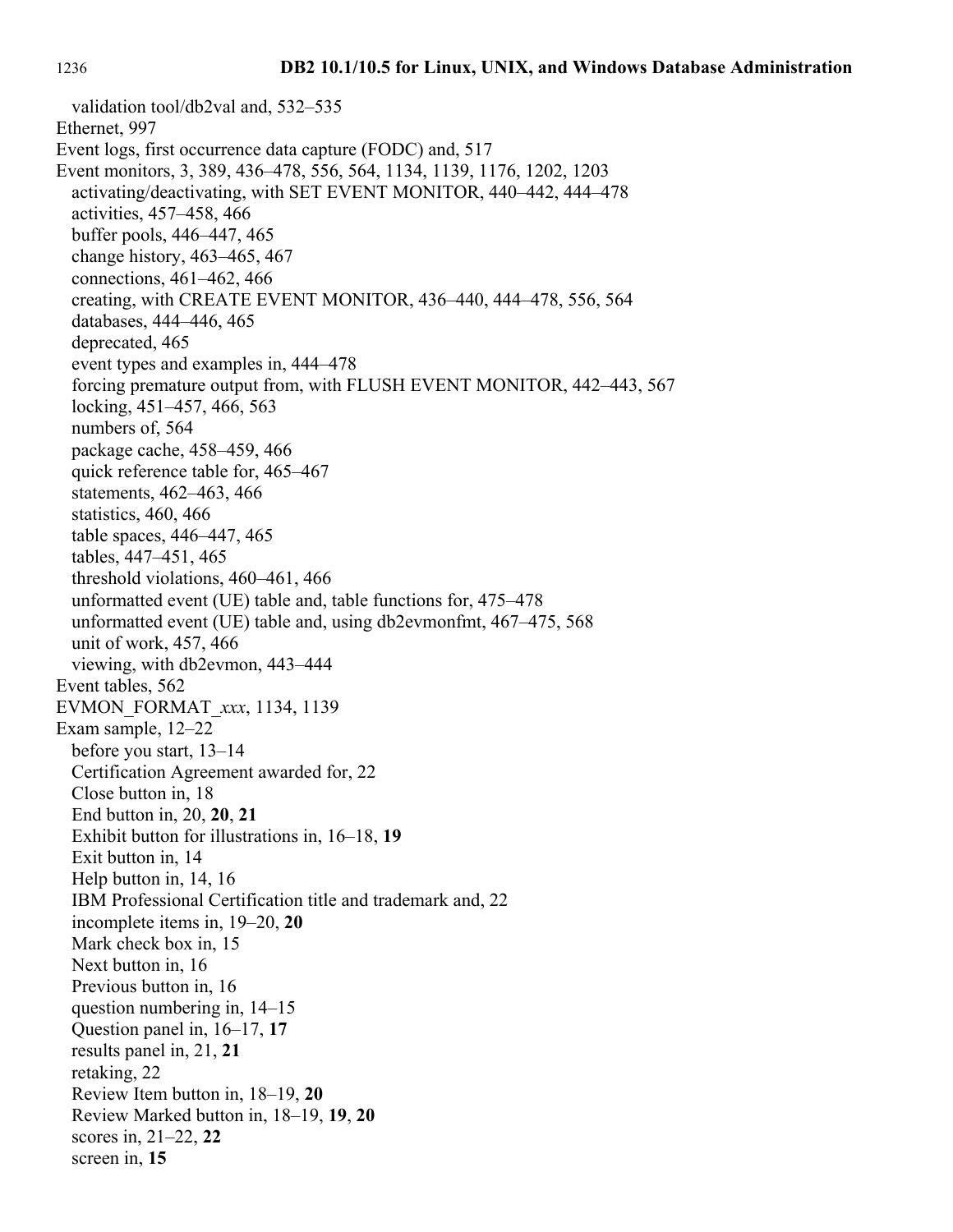validation tool/db2val and, 532–535

Ethernet, 997

Event logs, first occurrence data capture (FODC) and, 517

Event monitors, 3, 389, 436–478, 556, 564, 1134, 1139, 1176, 1202, 1203

- activating/deactivating, with SET EVENT MONITOR, 440–442, 444–478
- activities, 457–458, 466
- buffer pools, 446–447, 465
- change history, 463–465, 467
- connections, 461–462, 466
- creating, with CREATE EVENT MONITOR, 436–440, 444–478, 556, 564
- databases, 444–446, 465
- deprecated, 465
- event types and examples in, 444–478
- forcing premature output from, with FLUSH EVENT MONITOR, 442–443, 567
- locking, 451–457, 466, 563
- numbers of, 564
- package cache, 458–459, 466
- quick reference table for, 465–467
- statements, 462–463, 466
- statistics, 460, 466
- table spaces, 446–447, 465
- tables, 447–451, 465
- threshold violations, 460–461, 466
- unformatted event (UE) table and, table functions for, 475–478
- unformatted event (UE) table and, using db2evmonfmt, 467–475, 568
- unit of work, 457, 466
- viewing, with db2evmon, 443–444

Event tables, 562

EVMON_FORMAT_*xxx*, 1134, 1139

Exam sample, 12–22

- before you start, 13–14
- Certification Agreement awarded for, 22
- Close button in, 18
- End button in, 20, **20**, **21**
- Exhibit button for illustrations in, 16–18, **19**
- Exit button in, 14
- Help button in, 14, 16
- IBM Professional Certification title and trademark and, 22
- incomplete items in, 19–20, **20**
- Mark check box in, 15
- Next button in, 16
- Previous button in, 16
- question numbering in, 14–15
- Question panel in, 16–17, **17**
- results panel in, 21, **21**
- retaking, 22
- Review Item button in, 18–19, **20**
- Review Marked button in, 18–19, **19**, **20**
- scores in, 21–22, **22**
- screen in, **15**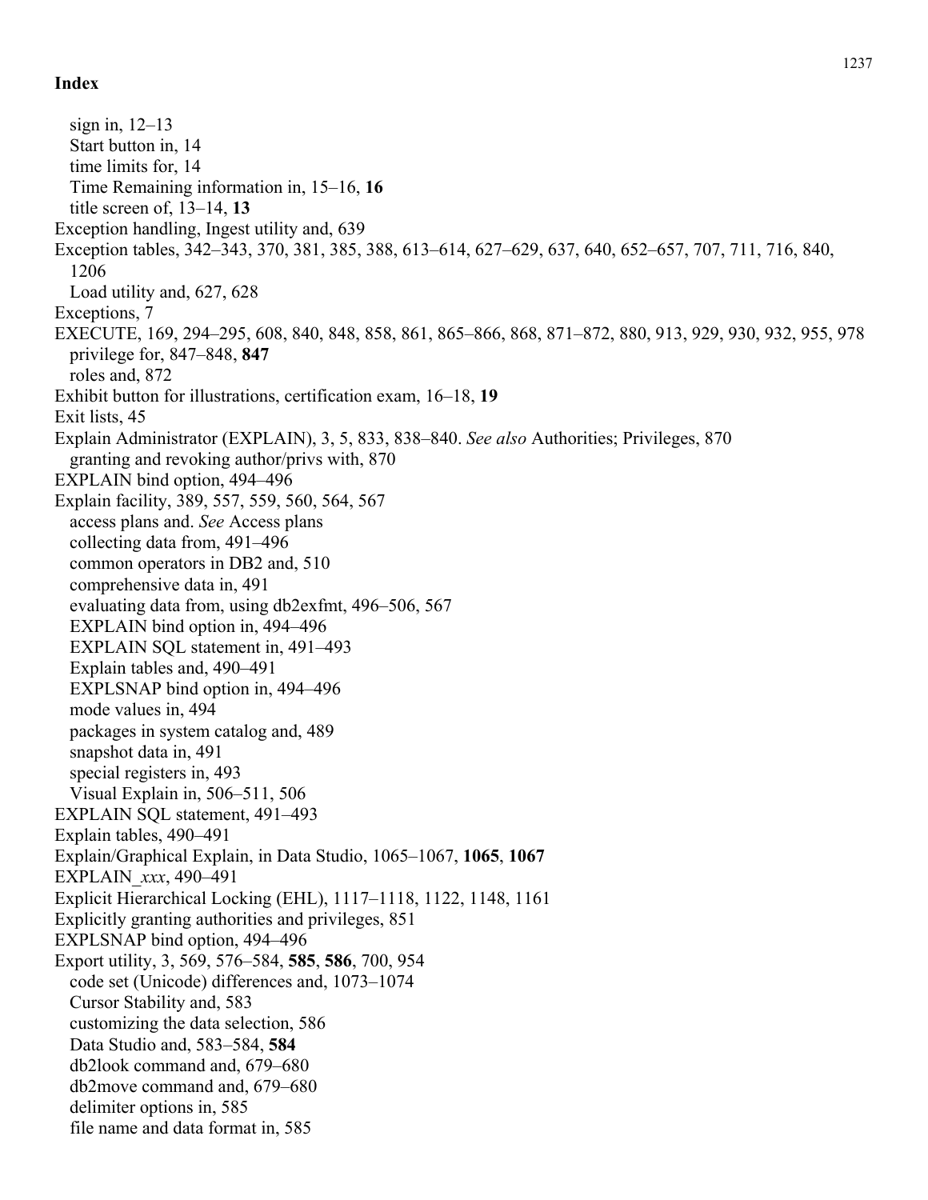## Index

- sign in, 12–13
- Start button in, 14
- time limits for, 14
- Time Remaining information in, 15–16, **16**
- title screen of, 13–14, **13**

Exception handling, Ingest utility and, 639

Exception tables, 342–343, 370, 381, 385, 388, 613–614, 627–629, 637, 640, 652–657, 707, 711, 716, 840, 1206

- Load utility and, 627, 628

Exceptions, 7

EXECUTE, 169, 294–295, 608, 840, 848, 858, 861, 865–866, 868, 871–872, 880, 913, 929, 930, 932, 955, 978

- privilege for, 847–848, **847**
- roles and, 872

Exhibit button for illustrations, certification exam, 16–18, **19**

Exit lists, 45

Explain Administrator (EXPLAIN), 3, 5, 833, 838–840. *See also* Authorities; Privileges, 870

- granting and revoking author/privs with, 870

EXPLAIN bind option, 494–496

Explain facility, 389, 557, 559, 560, 564, 567

- access plans and. *See* Access plans
- collecting data from, 491–496
- common operators in DB2 and, 510
- comprehensive data in, 491
- evaluating data from, using db2exfmt, 496–506, 567
- EXPLAIN bind option in, 494–496
- EXPLAIN SQL statement in, 491–493
- Explain tables and, 490–491
- EXPLSNAP bind option in, 494–496
- mode values in, 494
- packages in system catalog and, 489
- snapshot data in, 491
- special registers in, 493
- Visual Explain in, 506–511, 506

EXPLAIN SQL statement, 491–493

Explain tables, 490–491

Explain/Graphical Explain, in Data Studio, 1065–1067, **1065**, **1067**

EXPLAIN_*xxx*, 490–491

Explicit Hierarchical Locking (EHL), 1117–1118, 1122, 1148, 1161

Explicitly granting authorities and privileges, 851

EXPLSNAP bind option, 494–496

Export utility, 3, 569, 576–584, **585**, **586**, 700, 954

- code set (Unicode) differences and, 1073–1074
- Cursor Stability and, 583
- customizing the data selection, 586
- Data Studio and, 583–584, **584**
- db2look command and, 679–680
- db2move command and, 679–680
- delimiter options in, 585
- file name and data format in, 585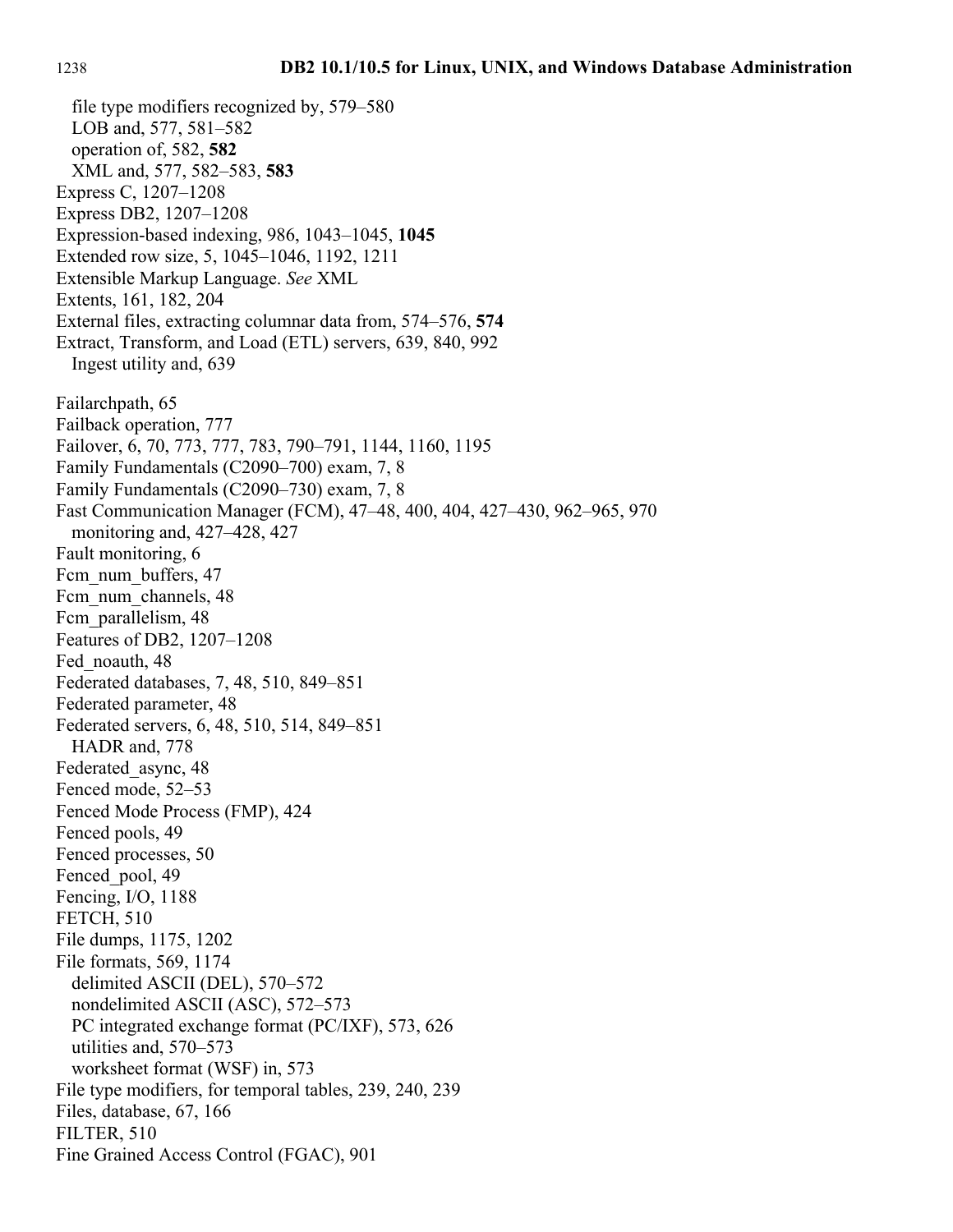file type modifiers recognized by, 579–580
LOB and, 577, 581–582
operation of, 582, **582**
XML and, 577, 582–583, **583**

Express C, 1207–1208
Express DB2, 1207–1208
Expression-based indexing, 986, 1043–1045, **1045**
Extended row size, 5, 1045–1046, 1192, 1211
Extensible Markup Language. *See* XML
Extents, 161, 182, 204
External files, extracting columnar data from, 574–576, **574**
Extract, Transform, and Load (ETL) servers, 639, 840, 992
Ingest utility and, 639

Failarchpath, 65
Failback operation, 777
Failover, 6, 70, 773, 777, 783, 790–791, 1144, 1160, 1195
Family Fundamentals (C2090–700) exam, 7, 8
Family Fundamentals (C2090–730) exam, 7, 8
Fast Communication Manager (FCM), 47–48, 400, 404, 427–430, 962–965, 970
monitoring and, 427–428, 427
Fault monitoring, 6
Fcm_num_buffers, 47
Fcm_num_channels, 48
Fcm_parallelism, 48
Features of DB2, 1207–1208
Fed_noauth, 48
Federated databases, 7, 48, 510, 849–851
Federated parameter, 48
Federated servers, 6, 48, 510, 514, 849–851
HADR and, 778
Federated_async, 48
Fenced mode, 52–53
Fenced Mode Process (FMP), 424
Fenced pools, 49
Fenced processes, 50
Fenced_pool, 49
Fencing, I/O, 1188
FETCH, 510
File dumps, 1175, 1202
File formats, 569, 1174
delimited ASCII (DEL), 570–572
nondelimited ASCII (ASC), 572–573
PC integrated exchange format (PC/IXF), 573, 626
utilities and, 570–573
worksheet format (WSF) in, 573
File type modifiers, for temporal tables, 239, 240, 239
Files, database, 67, 166
FILTER, 510
Fine Grained Access Control (FGAC), 901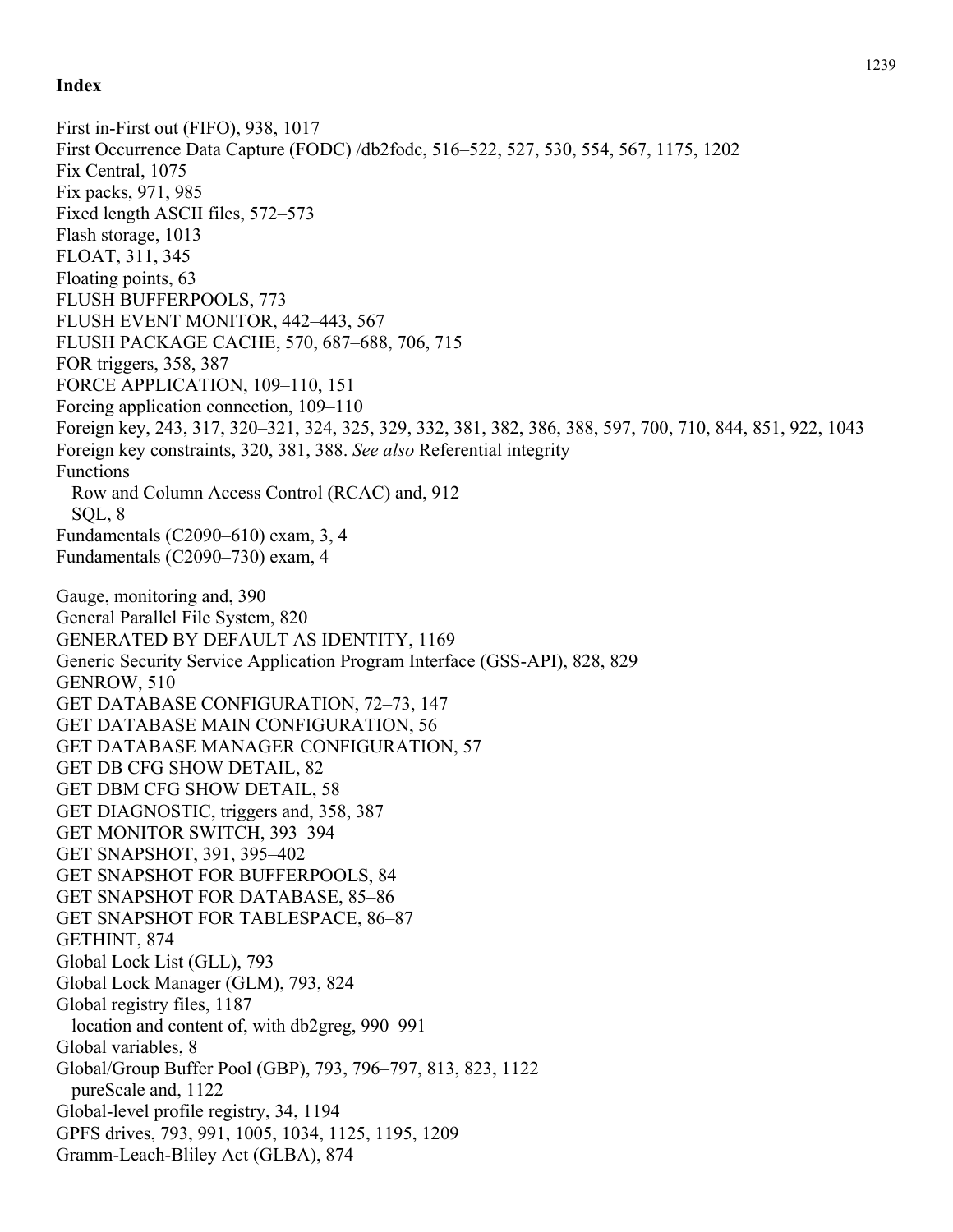## Index

First in-First out (FIFO), 938, 1017
First Occurrence Data Capture (FODC) /db2fodc, 516–522, 527, 530, 554, 567, 1175, 1202
Fix Central, 1075
Fix packs, 971, 985
Fixed length ASCII files, 572–573
Flash storage, 1013
FLOAT, 311, 345
Floating points, 63
FLUSH BUFFERPOOLS, 773
FLUSH EVENT MONITOR, 442–443, 567
FLUSH PACKAGE CACHE, 570, 687–688, 706, 715
FOR triggers, 358, 387
FORCE APPLICATION, 109–110, 151
Forcing application connection, 109–110
Foreign key, 243, 317, 320–321, 324, 325, 329, 332, 381, 382, 386, 388, 597, 700, 710, 844, 851, 922, 1043
Foreign key constraints, 320, 381, 388. *See also* Referential integrity
Functions
  Row and Column Access Control (RCAC) and, 912
  SQL, 8
Fundamentals (C2090–610) exam, 3, 4
Fundamentals (C2090–730) exam, 4

Gauge, monitoring and, 390
General Parallel File System, 820
GENERATED BY DEFAULT AS IDENTITY, 1169
Generic Security Service Application Program Interface (GSS-API), 828, 829
GENROW, 510
GET DATABASE CONFIGURATION, 72–73, 147
GET DATABASE MAIN CONFIGURATION, 56
GET DATABASE MANAGER CONFIGURATION, 57
GET DB CFG SHOW DETAIL, 82
GET DBM CFG SHOW DETAIL, 58
GET DIAGNOSTIC, triggers and, 358, 387
GET MONITOR SWITCH, 393–394
GET SNAPSHOT, 391, 395–402
GET SNAPSHOT FOR BUFFERPOOLS, 84
GET SNAPSHOT FOR DATABASE, 85–86
GET SNAPSHOT FOR TABLESPACE, 86–87
GETHINT, 874
Global Lock List (GLL), 793
Global Lock Manager (GLM), 793, 824
Global registry files, 1187
  location and content of, with db2greg, 990–991
Global variables, 8
Global/Group Buffer Pool (GBP), 793, 796–797, 813, 823, 1122
  pureScale and, 1122
Global-level profile registry, 34, 1194
GPFS drives, 793, 991, 1005, 1034, 1125, 1195, 1209
Gramm-Leach-Bliley Act (GLBA), 874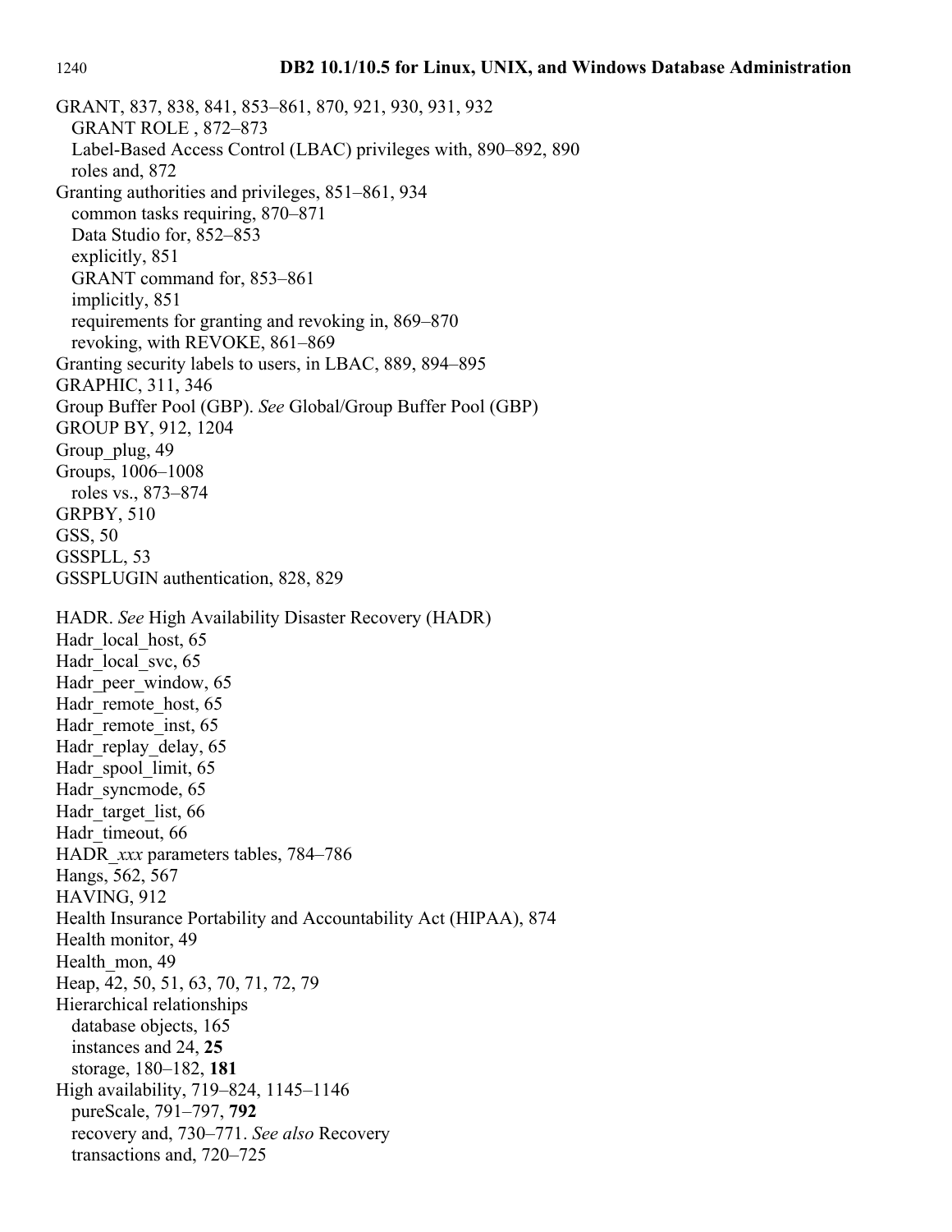GRANT, 837, 838, 841, 853–861, 870, 921, 930, 931, 932
  GRANT ROLE , 872–873
  Label-Based Access Control (LBAC) privileges with, 890–892, 890
  roles and, 872
Granting authorities and privileges, 851–861, 934
  common tasks requiring, 870–871
  Data Studio for, 852–853
  explicitly, 851
  GRANT command for, 853–861
  implicitly, 851
  requirements for granting and revoking in, 869–870
  revoking, with REVOKE, 861–869
Granting security labels to users, in LBAC, 889, 894–895
GRAPHIC, 311, 346
Group Buffer Pool (GBP). *See* Global/Group Buffer Pool (GBP)
GROUP BY, 912, 1204
Group_plug, 49
Groups, 1006–1008
  roles vs., 873–874
GRPBY, 510
GSS, 50
GSSPLL, 53
GSSPLUGIN authentication, 828, 829

HADR. *See* High Availability Disaster Recovery (HADR)
Hadr_local_host, 65
Hadr_local_svc, 65
Hadr_peer_window, 65
Hadr_remote_host, 65
Hadr_remote_inst, 65
Hadr_replay_delay, 65
Hadr_spool_limit, 65
Hadr_syncmode, 65
Hadr_target_list, 66
Hadr_timeout, 66
HADR_*xxx* parameters tables, 784–786
Hangs, 562, 567
HAVING, 912
Health Insurance Portability and Accountability Act (HIPAA), 874
Health monitor, 49
Health_mon, 49
Heap, 42, 50, 51, 63, 70, 71, 72, 79
Hierarchical relationships
  database objects, 165
  instances and 24, **25**
  storage, 180–182, **181**
High availability, 719–824, 1145–1146
  pureScale, 791–797, **792**
  recovery and, 730–771. *See also* Recovery
  transactions and, 720–725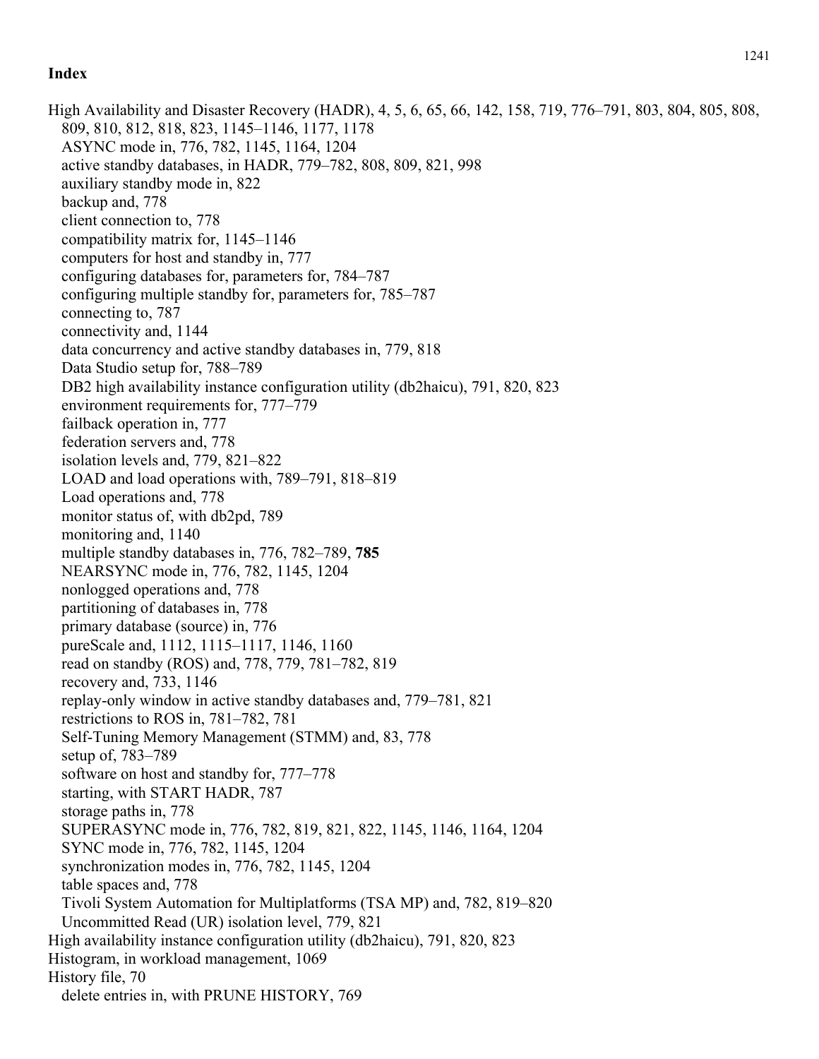# Index

High Availability and Disaster Recovery (HADR), 4, 5, 6, 65, 66, 142, 158, 719, 776–791, 803, 804, 805, 808, 809, 810, 812, 818, 823, 1145–1146, 1177, 1178
- ASYNC mode in, 776, 782, 1145, 1164, 1204
- active standby databases, in HADR, 779–782, 808, 809, 821, 998
- auxiliary standby mode in, 822
- backup and, 778
- client connection to, 778
- compatibility matrix for, 1145–1146
- computers for host and standby in, 777
- configuring databases for, parameters for, 784–787
- configuring multiple standby for, parameters for, 785–787
- connecting to, 787
- connectivity and, 1144
- data concurrency and active standby databases in, 779, 818
- Data Studio setup for, 788–789
- DB2 high availability instance configuration utility (db2haicu), 791, 820, 823
- environment requirements for, 777–779
- failback operation in, 777
- federation servers and, 778
- isolation levels and, 779, 821–822
- LOAD and load operations with, 789–791, 818–819
- Load operations and, 778
- monitor status of, with db2pd, 789
- monitoring and, 1140
- multiple standby databases in, 776, 782–789, **785**
- NEARSYNC mode in, 776, 782, 1145, 1204
- nonlogged operations and, 778
- partitioning of databases in, 778
- primary database (source) in, 776
- pureScale and, 1112, 1115–1117, 1146, 1160
- read on standby (ROS) and, 778, 779, 781–782, 819
- recovery and, 733, 1146
- replay-only window in active standby databases and, 779–781, 821
- restrictions to ROS in, 781–782, 781
- Self-Tuning Memory Management (STMM) and, 83, 778
- setup of, 783–789
- software on host and standby for, 777–778
- starting, with START HADR, 787
- storage paths in, 778
- SUPERASYNC mode in, 776, 782, 819, 821, 822, 1145, 1146, 1164, 1204
- SYNC mode in, 776, 782, 1145, 1204
- synchronization modes in, 776, 782, 1145, 1204
- table spaces and, 778
- Tivoli System Automation for Multiplatforms (TSA MP) and, 782, 819–820
- Uncommitted Read (UR) isolation level, 779, 821

High availability instance configuration utility (db2haicu), 791, 820, 823

Histogram, in workload management, 1069

History file, 70
- delete entries in, with PRUNE HISTORY, 769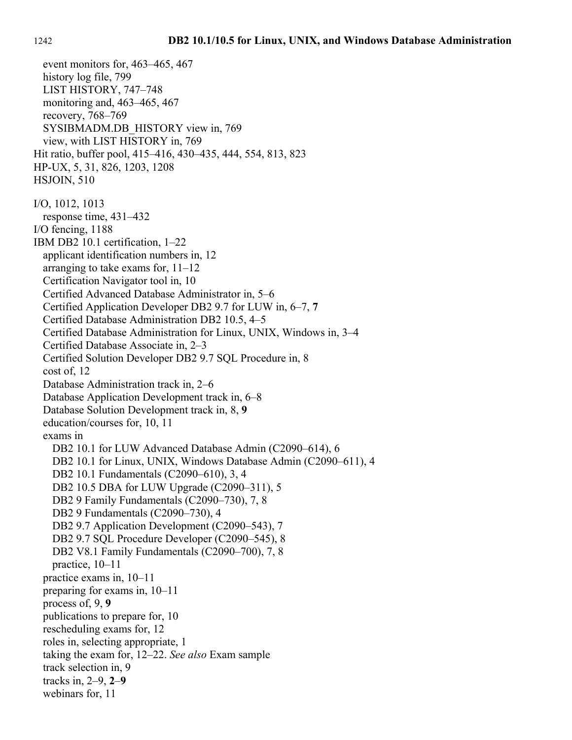event monitors for, 463–465, 467
  history log file, 799
  LIST HISTORY, 747–748
  monitoring and, 463–465, 467
  recovery, 768–769
  SYSIBMADM.DB_HISTORY view in, 769
  view, with LIST HISTORY in, 769

Hit ratio, buffer pool, 415–416, 430–435, 444, 554, 813, 823
HP-UX, 5, 31, 826, 1203, 1208
HSJOIN, 510

I/O, 1012, 1013
  response time, 431–432
I/O fencing, 1188
IBM DB2 10.1 certification, 1–22
  applicant identification numbers in, 12
  arranging to take exams for, 11–12
  Certification Navigator tool in, 10
  Certified Advanced Database Administrator in, 5–6
  Certified Application Developer DB2 9.7 for LUW in, 6–7, **7**
  Certified Database Administration DB2 10.5, 4–5
  Certified Database Administration for Linux, UNIX, Windows in, 3–4
  Certified Database Associate in, 2–3
  Certified Solution Developer DB2 9.7 SQL Procedure in, 8
  cost of, 12
  Database Administration track in, 2–6
  Database Application Development track in, 6–8
  Database Solution Development track in, 8, **9**
  education/courses for, 10, 11
  exams in
    DB2 10.1 for LUW Advanced Database Admin (C2090–614), 6
    DB2 10.1 for Linux, UNIX, Windows Database Admin (C2090–611), 4
    DB2 10.1 Fundamentals (C2090–610), 3, 4
    DB2 10.5 DBA for LUW Upgrade (C2090–311), 5
    DB2 9 Family Fundamentals (C2090–730), 7, 8
    DB2 9 Fundamentals (C2090–730), 4
    DB2 9.7 Application Development (C2090–543), 7
    DB2 9.7 SQL Procedure Developer (C2090–545), 8
    DB2 V8.1 Family Fundamentals (C2090–700), 7, 8
    practice, 10–11
  practice exams in, 10–11
  preparing for exams in, 10–11
  process of, 9, **9**
  publications to prepare for, 10
  rescheduling exams for, 12
  roles in, selecting appropriate, 1
  taking the exam for, 12–22. *See also* Exam sample
  track selection in, 9
  tracks in, 2–9, **2**–**9**
  webinars for, 11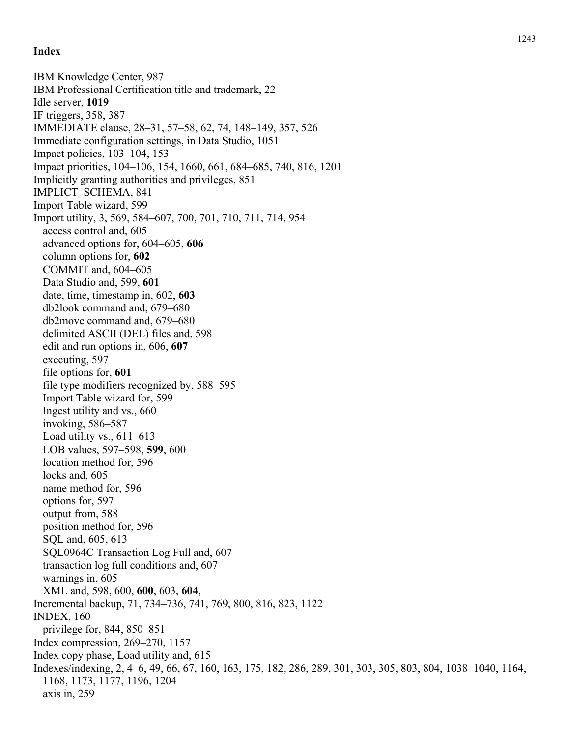## Index

IBM Knowledge Center, 987
IBM Professional Certification title and trademark, 22
Idle server, **1019**
IF triggers, 358, 387
IMMEDIATE clause, 28–31, 57–58, 62, 74, 148–149, 357, 526
Immediate configuration settings, in Data Studio, 1051
Impact policies, 103–104, 153
Impact priorities, 104–106, 154, 1660, 661, 684–685, 740, 816, 1201
Implicitly granting authorities and privileges, 851
IMPLICT_SCHEMA, 841
Import Table wizard, 599
Import utility, 3, 569, 584–607, 700, 701, 710, 711, 714, 954
  access control and, 605
  advanced options for, 604–605, **606**
  column options for, **602**
  COMMIT and, 604–605
  Data Studio and, 599, **601**
  date, time, timestamp in, 602, **603**
  db2look command and, 679–680
  db2move command and, 679–680
  delimited ASCII (DEL) files and, 598
  edit and run options in, 606, **607**
  executing, 597
  file options for, **601**
  file type modifiers recognized by, 588–595
  Import Table wizard for, 599
  Ingest utility and vs., 660
  invoking, 586–587
  Load utility vs., 611–613
  LOB values, 597–598, **599**, 600
  location method for, 596
  locks and, 605
  name method for, 596
  options for, 597
  output from, 588
  position method for, 596
  SQL and, 605, 613
  SQL0964C Transaction Log Full and, 607
  transaction log full conditions and, 607
  warnings in, 605
  XML and, 598, 600, **600**, 603, **604**,
Incremental backup, 71, 734–736, 741, 769, 800, 816, 823, 1122
INDEX, 160
  privilege for, 844, 850–851
Index compression, 269–270, 1157
Index copy phase, Load utility and, 615
Indexes/indexing, 2, 4–6, 49, 66, 67, 160, 163, 175, 182, 286, 289, 301, 303, 305, 803, 804, 1038–1040, 1164, 1168, 1173, 1177, 1196, 1204
  axis in, 259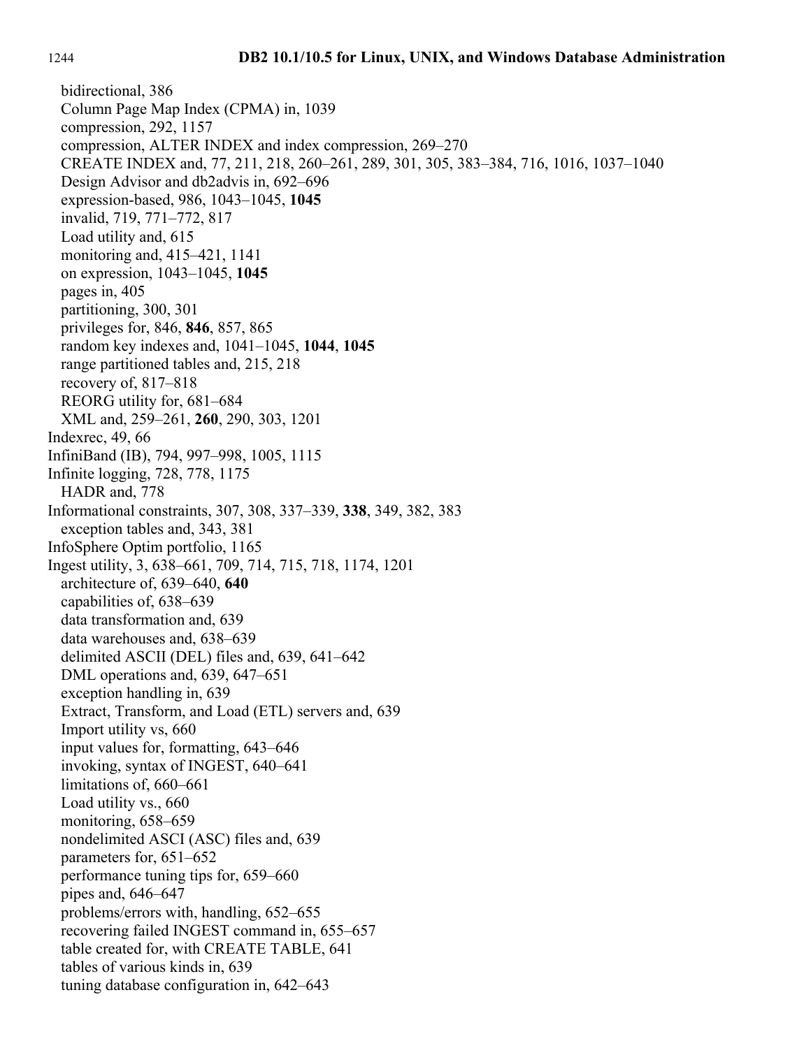bidirectional, 386  
Column Page Map Index (CPMA) in, 1039  
compression, 292, 1157  
compression, ALTER INDEX and index compression, 269–270  
CREATE INDEX and, 77, 211, 218, 260–261, 289, 301, 305, 383–384, 716, 1016, 1037–1040  
Design Advisor and db2advis in, 692–696  
expression-based, 986, 1043–1045, **1045**  
invalid, 719, 771–772, 817  
Load utility and, 615  
monitoring and, 415–421, 1141  
on expression, 1043–1045, **1045**  
pages in, 405  
partitioning, 300, 301  
privileges for, 846, **846**, 857, 865  
random key indexes and, 1041–1045, **1044**, **1045**  
range partitioned tables and, 215, 218  
recovery of, 817–818  
REORG utility for, 681–684  
XML and, 259–261, **260**, 290, 303, 1201

Indexrec, 49, 66

InfiniBand (IB), 794, 997–998, 1005, 1115

Infinite logging, 728, 778, 1175  
HADR and, 778

Informational constraints, 307, 308, 337–339, **338**, 349, 382, 383  
exception tables and, 343, 381

InfoSphere Optim portfolio, 1165

Ingest utility, 3, 638–661, 709, 714, 715, 718, 1174, 1201  
architecture of, 639–640, **640**  
capabilities of, 638–639  
data transformation and, 639  
data warehouses and, 638–639  
delimited ASCII (DEL) files and, 639, 641–642  
DML operations and, 639, 647–651  
exception handling in, 639  
Extract, Transform, and Load (ETL) servers and, 639  
Import utility vs, 660  
input values for, formatting, 643–646  
invoking, syntax of INGEST, 640–641  
limitations of, 660–661  
Load utility vs., 660  
monitoring, 658–659  
nondelimited ASCI (ASC) files and, 639  
parameters for, 651–652  
performance tuning tips for, 659–660  
pipes and, 646–647  
problems/errors with, handling, 652–655  
recovering failed INGEST command in, 655–657  
table created for, with CREATE TABLE, 641  
tables of various kinds in, 639  
tuning database configuration in, 642–643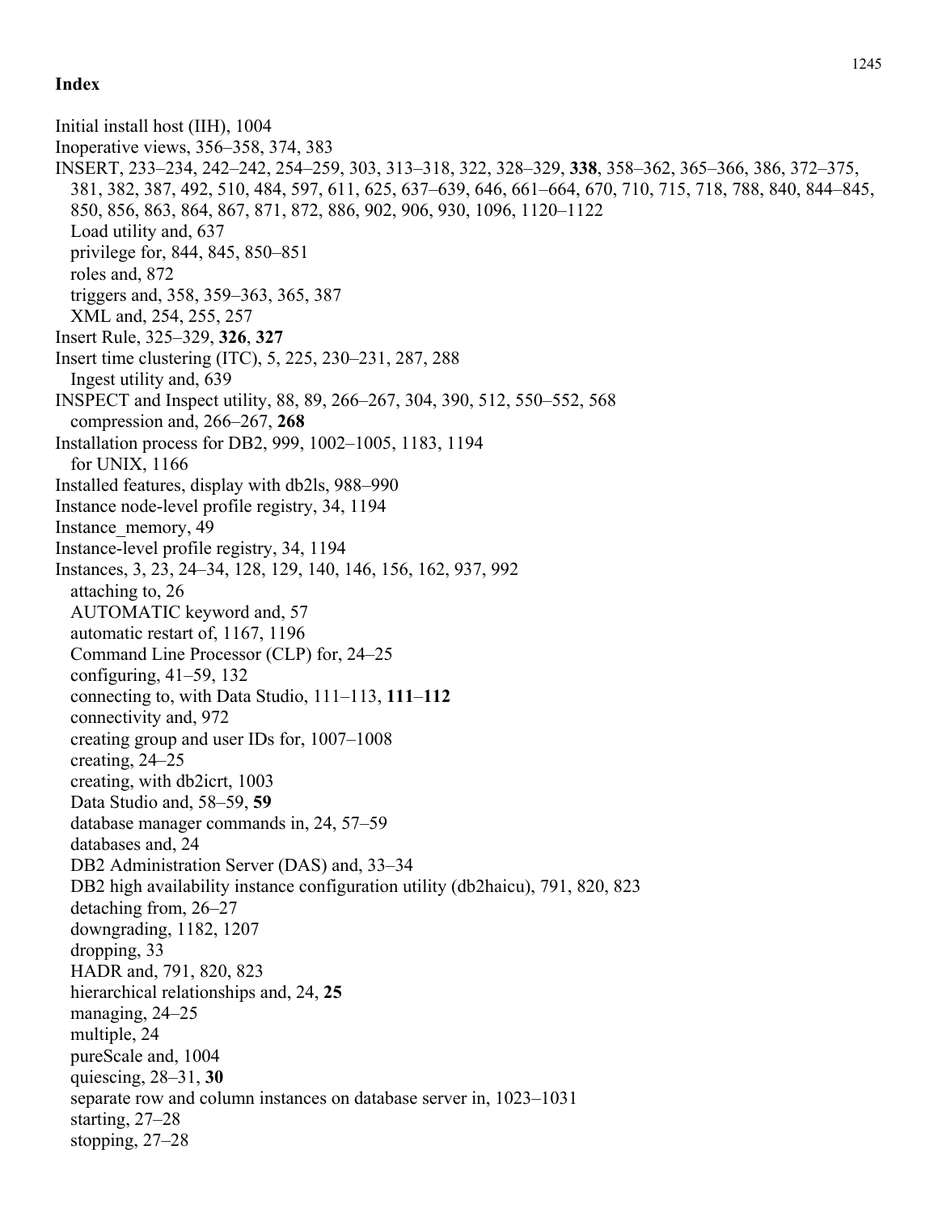## Index

Initial install host (IIH), 1004
Inoperative views, 356–358, 374, 383
INSERT, 233–234, 242–242, 254–259, 303, 313–318, 322, 328–329, **338**, 358–362, 365–366, 386, 372–375, 381, 382, 387, 492, 510, 484, 597, 611, 625, 637–639, 646, 661–664, 670, 710, 715, 718, 788, 840, 844–845, 850, 856, 863, 864, 867, 871, 872, 886, 902, 906, 930, 1096, 1120–1122
  Load utility and, 637
  privilege for, 844, 845, 850–851
  roles and, 872
  triggers and, 358, 359–363, 365, 387
  XML and, 254, 255, 257
Insert Rule, 325–329, **326**, **327**
Insert time clustering (ITC), 5, 225, 230–231, 287, 288
  Ingest utility and, 639
INSPECT and Inspect utility, 88, 89, 266–267, 304, 390, 512, 550–552, 568
  compression and, 266–267, **268**
Installation process for DB2, 999, 1002–1005, 1183, 1194
  for UNIX, 1166
Installed features, display with db2ls, 988–990
Instance node-level profile registry, 34, 1194
Instance_memory, 49
Instance-level profile registry, 34, 1194
Instances, 3, 23, 24–34, 128, 129, 140, 146, 156, 162, 937, 992
  attaching to, 26
  AUTOMATIC keyword and, 57
  automatic restart of, 1167, 1196
  Command Line Processor (CLP) for, 24–25
  configuring, 41–59, 132
  connecting to, with Data Studio, 111–113, **111**–**112**
  connectivity and, 972
  creating group and user IDs for, 1007–1008
  creating, 24–25
  creating, with db2icrt, 1003
  Data Studio and, 58–59, **59**
  database manager commands in, 24, 57–59
  databases and, 24
  DB2 Administration Server (DAS) and, 33–34
  DB2 high availability instance configuration utility (db2haicu), 791, 820, 823
  detaching from, 26–27
  downgrading, 1182, 1207
  dropping, 33
  HADR and, 791, 820, 823
  hierarchical relationships and, 24, **25**
  managing, 24–25
  multiple, 24
  pureScale and, 1004
  quiescing, 28–31, **30**
  separate row and column instances on database server in, 1023–1031
  starting, 27–28
  stopping, 27–28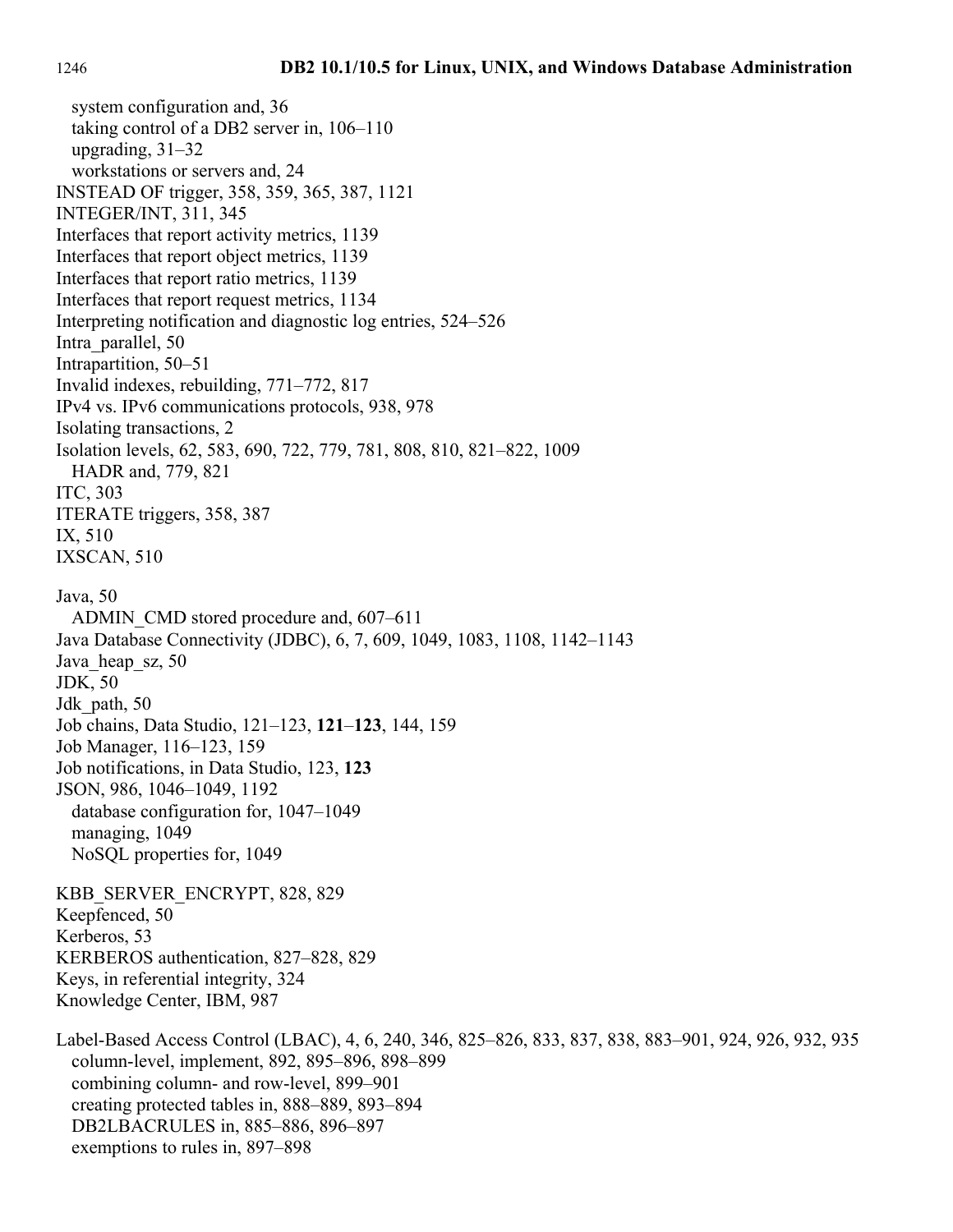system configuration and, 36
  taking control of a DB2 server in, 106–110
  upgrading, 31–32
  workstations or servers and, 24
INSTEAD OF trigger, 358, 359, 365, 387, 1121
INTEGER/INT, 311, 345
Interfaces that report activity metrics, 1139
Interfaces that report object metrics, 1139
Interfaces that report ratio metrics, 1139
Interfaces that report request metrics, 1134
Interpreting notification and diagnostic log entries, 524–526
Intra_parallel, 50
Intrapartition, 50–51
Invalid indexes, rebuilding, 771–772, 817
IPv4 vs. IPv6 communications protocols, 938, 978
Isolating transactions, 2
Isolation levels, 62, 583, 690, 722, 779, 781, 808, 810, 821–822, 1009
  HADR and, 779, 821
ITC, 303
ITERATE triggers, 358, 387
IX, 510
IXSCAN, 510

Java, 50
  ADMIN_CMD stored procedure and, 607–611
Java Database Connectivity (JDBC), 6, 7, 609, 1049, 1083, 1108, 1142–1143
Java_heap_sz, 50
JDK, 50
Jdk_path, 50
Job chains, Data Studio, 121–123, **121**–**123**, 144, 159
Job Manager, 116–123, 159
Job notifications, in Data Studio, 123, **123**
JSON, 986, 1046–1049, 1192
  database configuration for, 1047–1049
  managing, 1049
  NoSQL properties for, 1049

KBB_SERVER_ENCRYPT, 828, 829
Keepfenced, 50
Kerberos, 53
KERBEROS authentication, 827–828, 829
Keys, in referential integrity, 324
Knowledge Center, IBM, 987

Label-Based Access Control (LBAC), 4, 6, 240, 346, 825–826, 833, 837, 838, 883–901, 924, 926, 932, 935
  column-level, implement, 892, 895–896, 898–899
  combining column- and row-level, 899–901
  creating protected tables in, 888–889, 893–894
  DB2LBACRULES in, 885–886, 896–897
  exemptions to rules in, 897–898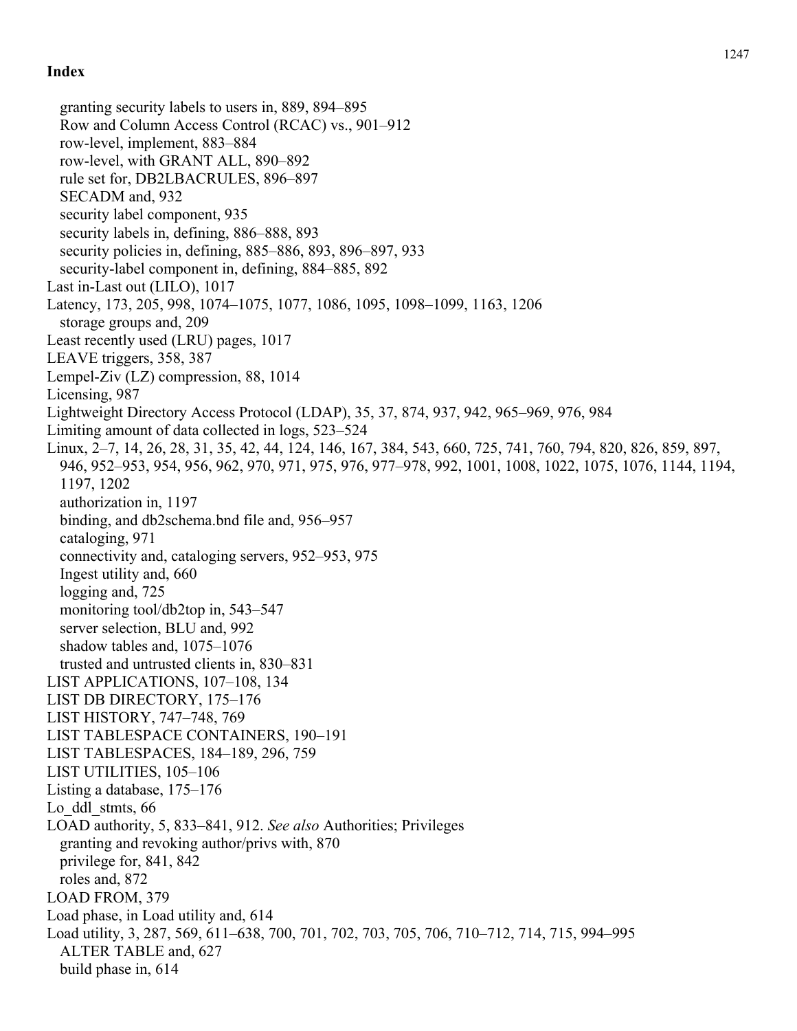**Index**

- granting security labels to users in, 889, 894–895
- Row and Column Access Control (RCAC) vs., 901–912
- row-level, implement, 883–884
- row-level, with GRANT ALL, 890–892
- rule set for, DB2LBACRULES, 896–897
- SECADM and, 932
- security label component, 935
- security labels in, defining, 886–888, 893
- security policies in, defining, 885–886, 893, 896–897, 933
- security-label component in, defining, 884–885, 892

Last in-Last out (LILO), 1017

Latency, 173, 205, 998, 1074–1075, 1077, 1086, 1095, 1098–1099, 1163, 1206
- storage groups and, 209

Least recently used (LRU) pages, 1017

LEAVE triggers, 358, 387

Lempel-Ziv (LZ) compression, 88, 1014

Licensing, 987

Lightweight Directory Access Protocol (LDAP), 35, 37, 874, 937, 942, 965–969, 976, 984

Limiting amount of data collected in logs, 523–524

Linux, 2–7, 14, 26, 28, 31, 35, 42, 44, 124, 146, 167, 384, 543, 660, 725, 741, 760, 794, 820, 826, 859, 897, 946, 952–953, 954, 956, 962, 970, 971, 975, 976, 977–978, 992, 1001, 1008, 1022, 1075, 1076, 1144, 1194, 1197, 1202
- authorization in, 1197
- binding, and db2schema.bnd file and, 956–957
- cataloging, 971
- connectivity and, cataloging servers, 952–953, 975
- Ingest utility and, 660
- logging and, 725
- monitoring tool/db2top in, 543–547
- server selection, BLU and, 992
- shadow tables and, 1075–1076
- trusted and untrusted clients in, 830–831

LIST APPLICATIONS, 107–108, 134

LIST DB DIRECTORY, 175–176

LIST HISTORY, 747–748, 769

LIST TABLESPACE CONTAINERS, 190–191

LIST TABLESPACES, 184–189, 296, 759

LIST UTILITIES, 105–106

Listing a database, 175–176

Lo_ddl_stmts, 66

LOAD authority, 5, 833–841, 912. *See also* Authorities; Privileges
- granting and revoking author/privs with, 870
- privilege for, 841, 842
- roles and, 872

LOAD FROM, 379

Load phase, in Load utility and, 614

Load utility, 3, 287, 569, 611–638, 700, 701, 702, 703, 705, 706, 710–712, 714, 715, 994–995
- ALTER TABLE and, 627
- build phase in, 614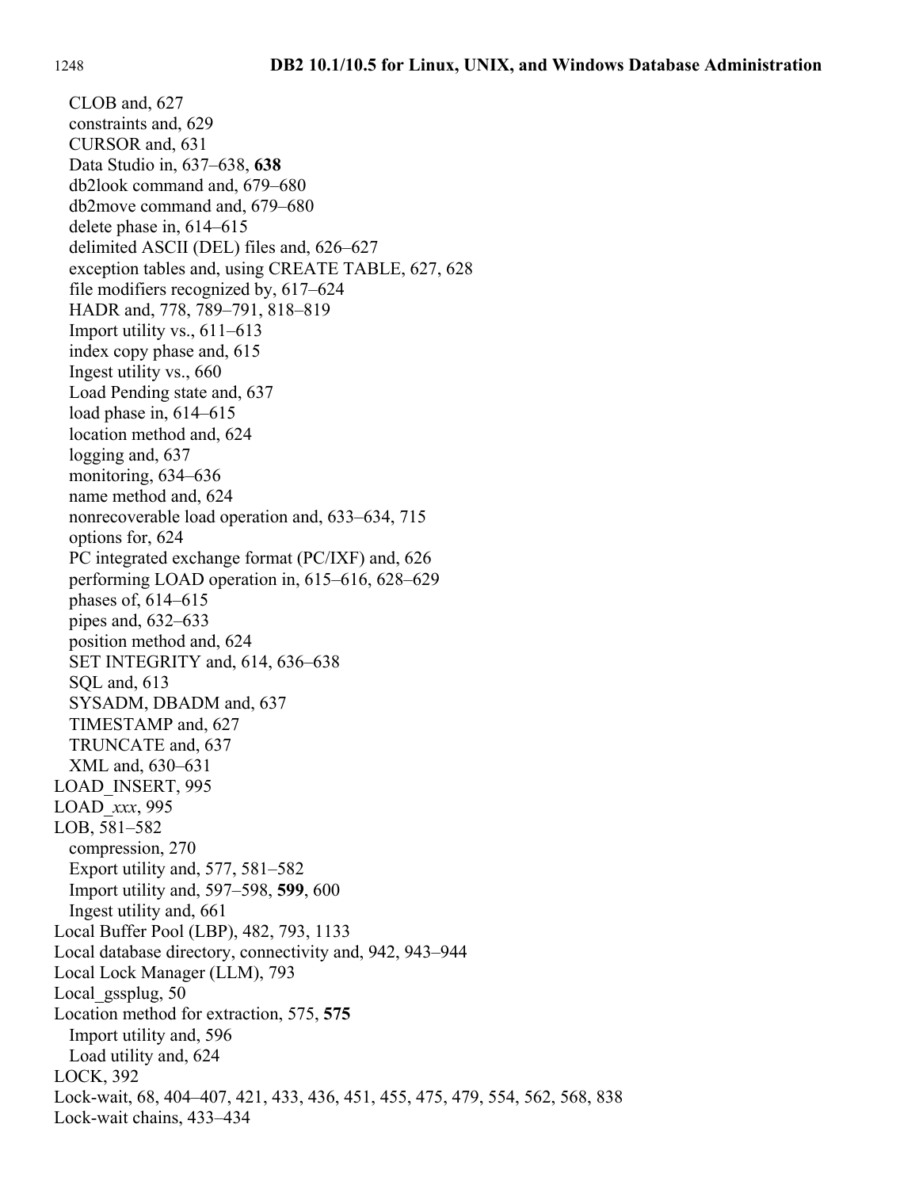CLOB and, 627
  constraints and, 629
  CURSOR and, 631
  Data Studio in, 637–638, **638**
  db2look command and, 679–680
  db2move command and, 679–680
  delete phase in, 614–615
  delimited ASCII (DEL) files and, 626–627
  exception tables and, using CREATE TABLE, 627, 628
  file modifiers recognized by, 617–624
  HADR and, 778, 789–791, 818–819
  Import utility vs., 611–613
  index copy phase and, 615
  Ingest utility vs., 660
  Load Pending state and, 637
  load phase in, 614–615
  location method and, 624
  logging and, 637
  monitoring, 634–636
  name method and, 624
  nonrecoverable load operation and, 633–634, 715
  options for, 624
  PC integrated exchange format (PC/IXF) and, 626
  performing LOAD operation in, 615–616, 628–629
  phases of, 614–615
  pipes and, 632–633
  position method and, 624
  SET INTEGRITY and, 614, 636–638
  SQL and, 613
  SYSADM, DBADM and, 637
  TIMESTAMP and, 627
  TRUNCATE and, 637
  XML and, 630–631

LOAD_INSERT, 995

LOAD_*xxx*, 995

LOB, 581–582
  compression, 270
  Export utility and, 577, 581–582
  Import utility and, 597–598, **599**, 600
  Ingest utility and, 661

Local Buffer Pool (LBP), 482, 793, 1133

Local database directory, connectivity and, 942, 943–944

Local Lock Manager (LLM), 793

Local_gssplug, 50

Location method for extraction, 575, **575**
  Import utility and, 596
  Load utility and, 624

LOCK, 392

Lock-wait, 68, 404–407, 421, 433, 436, 451, 455, 475, 479, 554, 562, 568, 838

Lock-wait chains, 433–434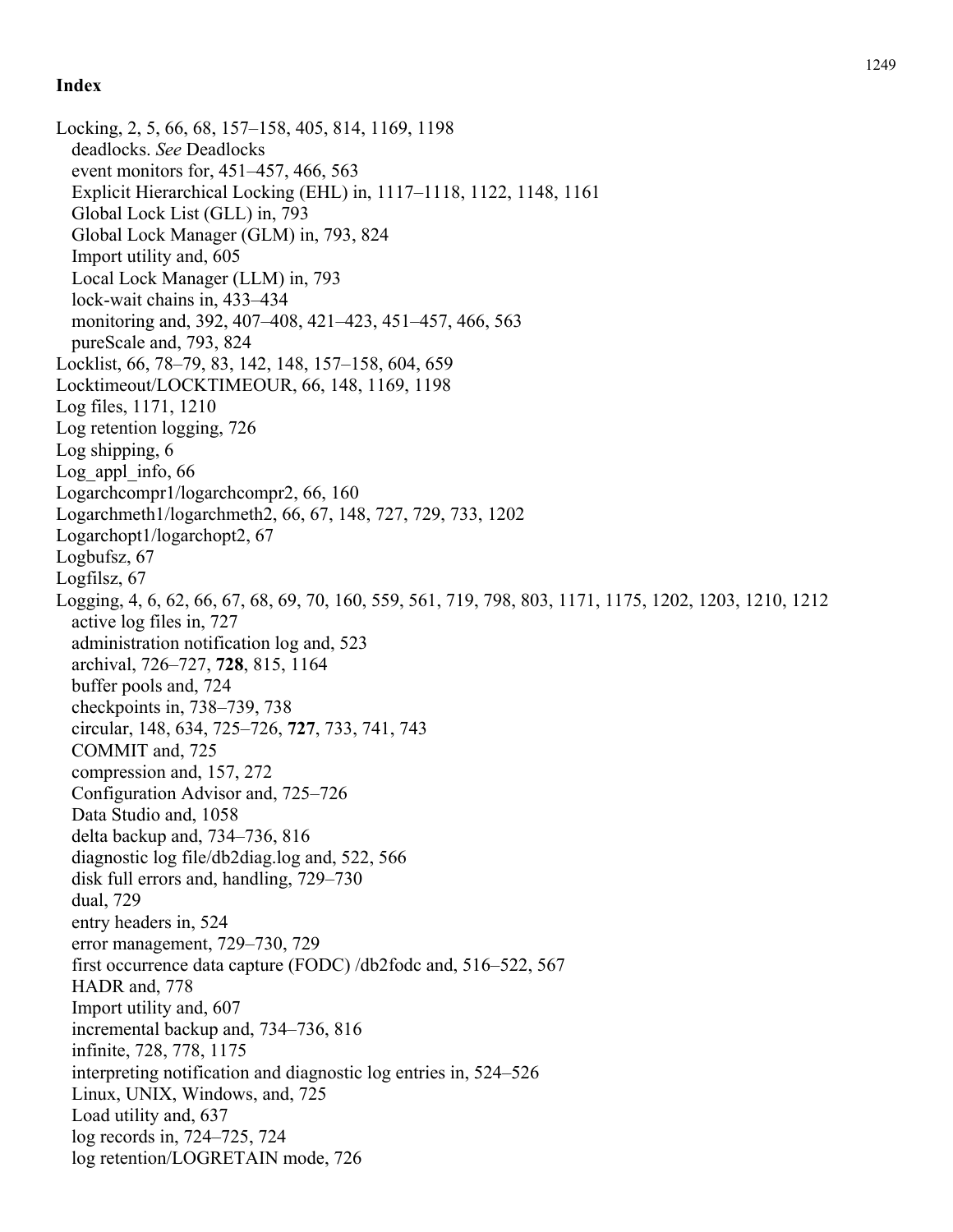## Index

Locking, 2, 5, 66, 68, 157–158, 405, 814, 1169, 1198
  deadlocks. *See* Deadlocks
  event monitors for, 451–457, 466, 563
  Explicit Hierarchical Locking (EHL) in, 1117–1118, 1122, 1148, 1161
  Global Lock List (GLL) in, 793
  Global Lock Manager (GLM) in, 793, 824
  Import utility and, 605
  Local Lock Manager (LLM) in, 793
  lock-wait chains in, 433–434
  monitoring and, 392, 407–408, 421–423, 451–457, 466, 563
  pureScale and, 793, 824
Locklist, 66, 78–79, 83, 142, 148, 157–158, 604, 659
Locktimeout/LOCKTIMEOUR, 66, 148, 1169, 1198
Log files, 1171, 1210
Log retention logging, 726
Log shipping, 6
Log_appl_info, 66
Logarchcompr1/logarchcompr2, 66, 160
Logarchmeth1/logarchmeth2, 66, 67, 148, 727, 729, 733, 1202
Logarchopt1/logarchopt2, 67
Logbufsz, 67
Logfilsz, 67
Logging, 4, 6, 62, 66, 67, 68, 69, 70, 160, 559, 561, 719, 798, 803, 1171, 1175, 1202, 1203, 1210, 1212
  active log files in, 727
  administration notification log and, 523
  archival, 726–727, **728**, 815, 1164
  buffer pools and, 724
  checkpoints in, 738–739, 738
  circular, 148, 634, 725–726, **727**, 733, 741, 743
  COMMIT and, 725
  compression and, 157, 272
  Configuration Advisor and, 725–726
  Data Studio and, 1058
  delta backup and, 734–736, 816
  diagnostic log file/db2diag.log and, 522, 566
  disk full errors and, handling, 729–730
  dual, 729
  entry headers in, 524
  error management, 729–730, 729
  first occurrence data capture (FODC) /db2fodc and, 516–522, 567
  HADR and, 778
  Import utility and, 607
  incremental backup and, 734–736, 816
  infinite, 728, 778, 1175
  interpreting notification and diagnostic log entries in, 524–526
  Linux, UNIX, Windows, and, 725
  Load utility and, 637
  log records in, 724–725, 724
  log retention/LOGRETAIN mode, 726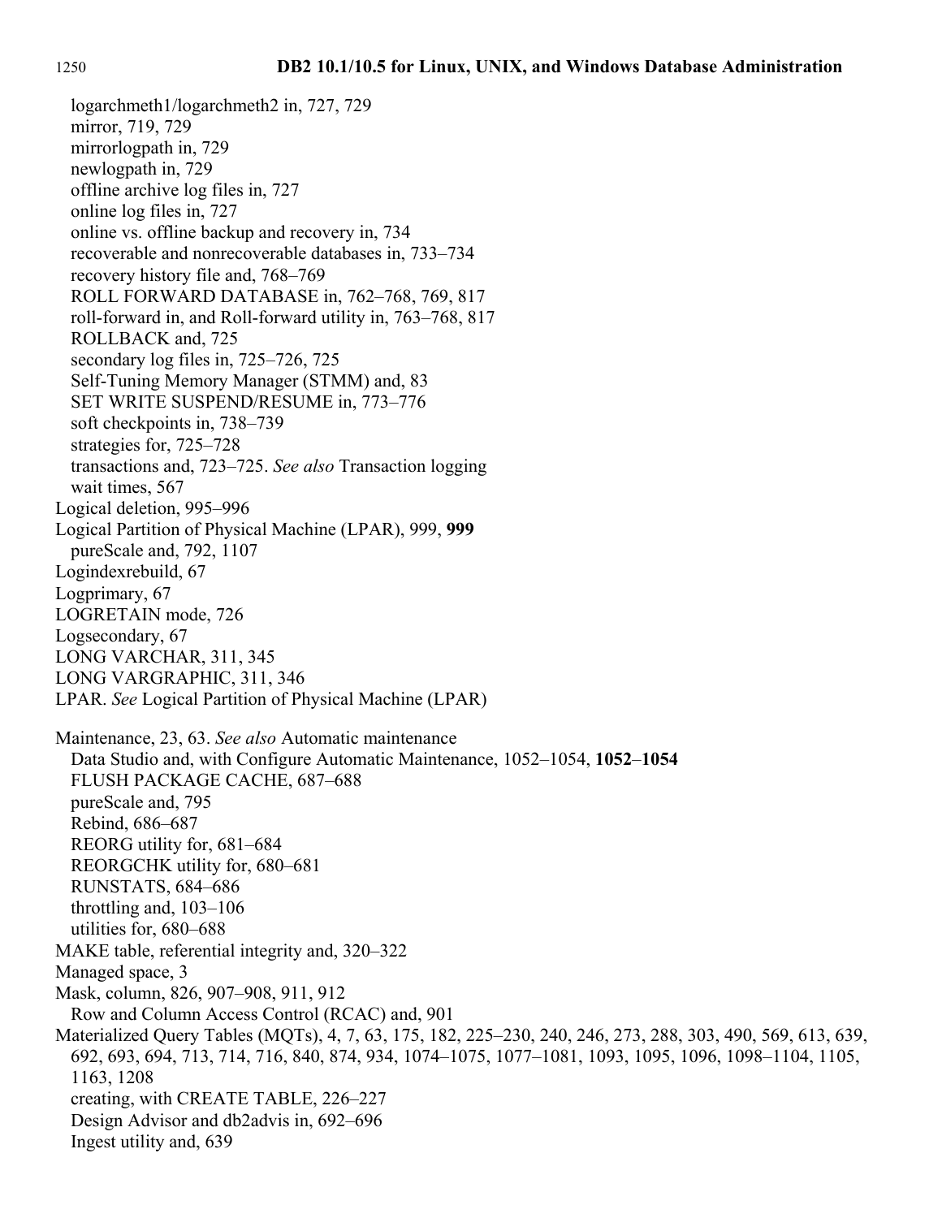logarchmeth1/logarchmeth2 in, 727, 729
  mirror, 719, 729
  mirrorlogpath in, 729
  newlogpath in, 729
  offline archive log files in, 727
  online log files in, 727
  online vs. offline backup and recovery in, 734
  recoverable and nonrecoverable databases in, 733–734
  recovery history file and, 768–769
  ROLL FORWARD DATABASE in, 762–768, 769, 817
  roll-forward in, and Roll-forward utility in, 763–768, 817
  ROLLBACK and, 725
  secondary log files in, 725–726, 725
  Self-Tuning Memory Manager (STMM) and, 83
  SET WRITE SUSPEND/RESUME in, 773–776
  soft checkpoints in, 738–739
  strategies for, 725–728
  transactions and, 723–725. *See also* Transaction logging
  wait times, 567

Logical deletion, 995–996

Logical Partition of Physical Machine (LPAR), 999, **999**
  pureScale and, 792, 1107

Logindexrebuild, 67

Logprimary, 67

LOGRETAIN mode, 726

Logsecondary, 67

LONG VARCHAR, 311, 345

LONG VARGRAPHIC, 311, 346

LPAR. *See* Logical Partition of Physical Machine (LPAR)

Maintenance, 23, 63. *See also* Automatic maintenance
  Data Studio and, with Configure Automatic Maintenance, 1052–1054, **1052**–**1054**
  FLUSH PACKAGE CACHE, 687–688
  pureScale and, 795
  Rebind, 686–687
  REORG utility for, 681–684
  REORGCHK utility for, 680–681
  RUNSTATS, 684–686
  throttling and, 103–106
  utilities for, 680–688

MAKE table, referential integrity and, 320–322

Managed space, 3

Mask, column, 826, 907–908, 911, 912
  Row and Column Access Control (RCAC) and, 901

Materialized Query Tables (MQTs), 4, 7, 63, 175, 182, 225–230, 240, 246, 273, 288, 303, 490, 569, 613, 639, 692, 693, 694, 713, 714, 716, 840, 874, 934, 1074–1075, 1077–1081, 1093, 1095, 1096, 1098–1104, 1105, 1163, 1208
  creating, with CREATE TABLE, 226–227
  Design Advisor and db2advis in, 692–696
  Ingest utility and, 639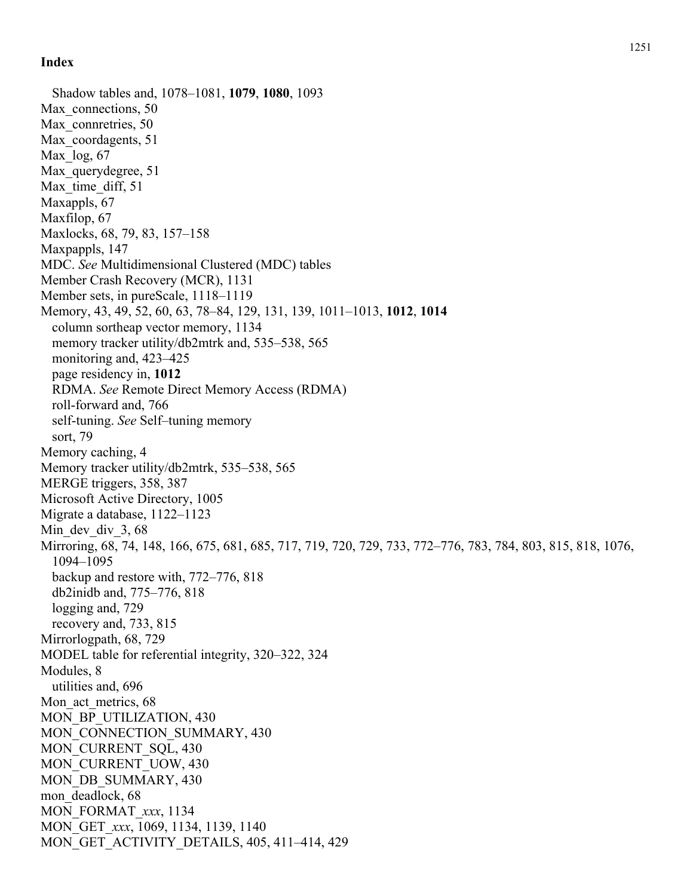**Index**

Shadow tables and, 1078–1081, **1079**, **1080**, 1093
Max_connections, 50
Max_connretries, 50
Max_coordagents, 51
Max_log, 67
Max_querydegree, 51
Max_time_diff, 51
Maxappls, 67
Maxfilop, 67
Maxlocks, 68, 79, 83, 157–158
Maxpappls, 147
MDC. *See* Multidimensional Clustered (MDC) tables
Member Crash Recovery (MCR), 1131
Member sets, in pureScale, 1118–1119
Memory, 43, 49, 52, 60, 63, 78–84, 129, 131, 139, 1011–1013, **1012**, **1014**
  column sortheap vector memory, 1134
  memory tracker utility/db2mtrk and, 535–538, 565
  monitoring and, 423–425
  page residency in, **1012**
  RDMA. *See* Remote Direct Memory Access (RDMA)
  roll-forward and, 766
  self-tuning. *See* Self–tuning memory
  sort, 79
Memory caching, 4
Memory tracker utility/db2mtrk, 535–538, 565
MERGE triggers, 358, 387
Microsoft Active Directory, 1005
Migrate a database, 1122–1123
Min_dev_div_3, 68
Mirroring, 68, 74, 148, 166, 675, 681, 685, 717, 719, 720, 729, 733, 772–776, 783, 784, 803, 815, 818, 1076, 1094–1095
  backup and restore with, 772–776, 818
  db2inidb and, 775–776, 818
  logging and, 729
  recovery and, 733, 815
Mirrorlogpath, 68, 729
MODEL table for referential integrity, 320–322, 324
Modules, 8
  utilities and, 696
Mon_act_metrics, 68
MON_BP_UTILIZATION, 430
MON_CONNECTION_SUMMARY, 430
MON_CURRENT_SQL, 430
MON_CURRENT_UOW, 430
MON_DB_SUMMARY, 430
mon_deadlock, 68
MON_FORMAT_*xxx*, 1134
MON_GET_*xxx*, 1069, 1134, 1139, 1140
MON_GET_ACTIVITY_DETAILS, 405, 411–414, 429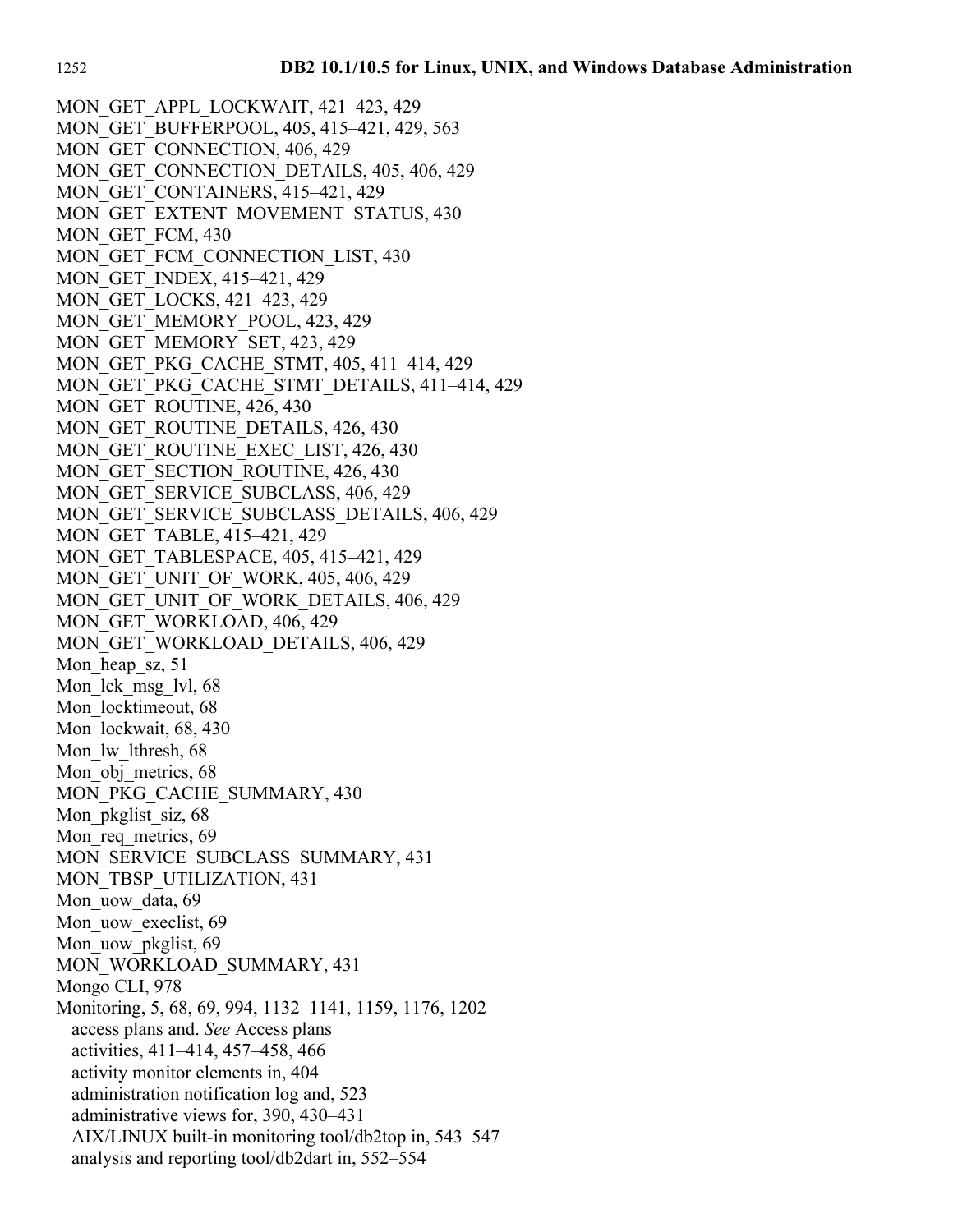MON_GET_APPL_LOCKWAIT, 421–423, 429
MON_GET_BUFFERPOOL, 405, 415–421, 429, 563
MON_GET_CONNECTION, 406, 429
MON_GET_CONNECTION_DETAILS, 405, 406, 429
MON_GET_CONTAINERS, 415–421, 429
MON_GET_EXTENT_MOVEMENT_STATUS, 430
MON_GET_FCM, 430
MON_GET_FCM_CONNECTION_LIST, 430
MON_GET_INDEX, 415–421, 429
MON_GET_LOCKS, 421–423, 429
MON_GET_MEMORY_POOL, 423, 429
MON_GET_MEMORY_SET, 423, 429
MON_GET_PKG_CACHE_STMT, 405, 411–414, 429
MON_GET_PKG_CACHE_STMT_DETAILS, 411–414, 429
MON_GET_ROUTINE, 426, 430
MON_GET_ROUTINE_DETAILS, 426, 430
MON_GET_ROUTINE_EXEC_LIST, 426, 430
MON_GET_SECTION_ROUTINE, 426, 430
MON_GET_SERVICE_SUBCLASS, 406, 429
MON_GET_SERVICE_SUBCLASS_DETAILS, 406, 429
MON_GET_TABLE, 415–421, 429
MON_GET_TABLESPACE, 405, 415–421, 429
MON_GET_UNIT_OF_WORK, 405, 406, 429
MON_GET_UNIT_OF_WORK_DETAILS, 406, 429
MON_GET_WORKLOAD, 406, 429
MON_GET_WORKLOAD_DETAILS, 406, 429
Mon_heap_sz, 51
Mon_lck_msg_lvl, 68
Mon_locktimeout, 68
Mon_lockwait, 68, 430
Mon_lw_lthresh, 68
Mon_obj_metrics, 68
MON_PKG_CACHE_SUMMARY, 430
Mon_pkglist_siz, 68
Mon_req_metrics, 69
MON_SERVICE_SUBCLASS_SUMMARY, 431
MON_TBSP_UTILIZATION, 431
Mon_uow_data, 69
Mon_uow_execlist, 69
Mon_uow_pkglist, 69
MON_WORKLOAD_SUMMARY, 431
Mongo CLI, 978
Monitoring, 5, 68, 69, 994, 1132–1141, 1159, 1176, 1202
  access plans and. *See* Access plans
  activities, 411–414, 457–458, 466
  activity monitor elements in, 404
  administration notification log and, 523
  administrative views for, 390, 430–431
  AIX/LINUX built-in monitoring tool/db2top in, 543–547
  analysis and reporting tool/db2dart in, 552–554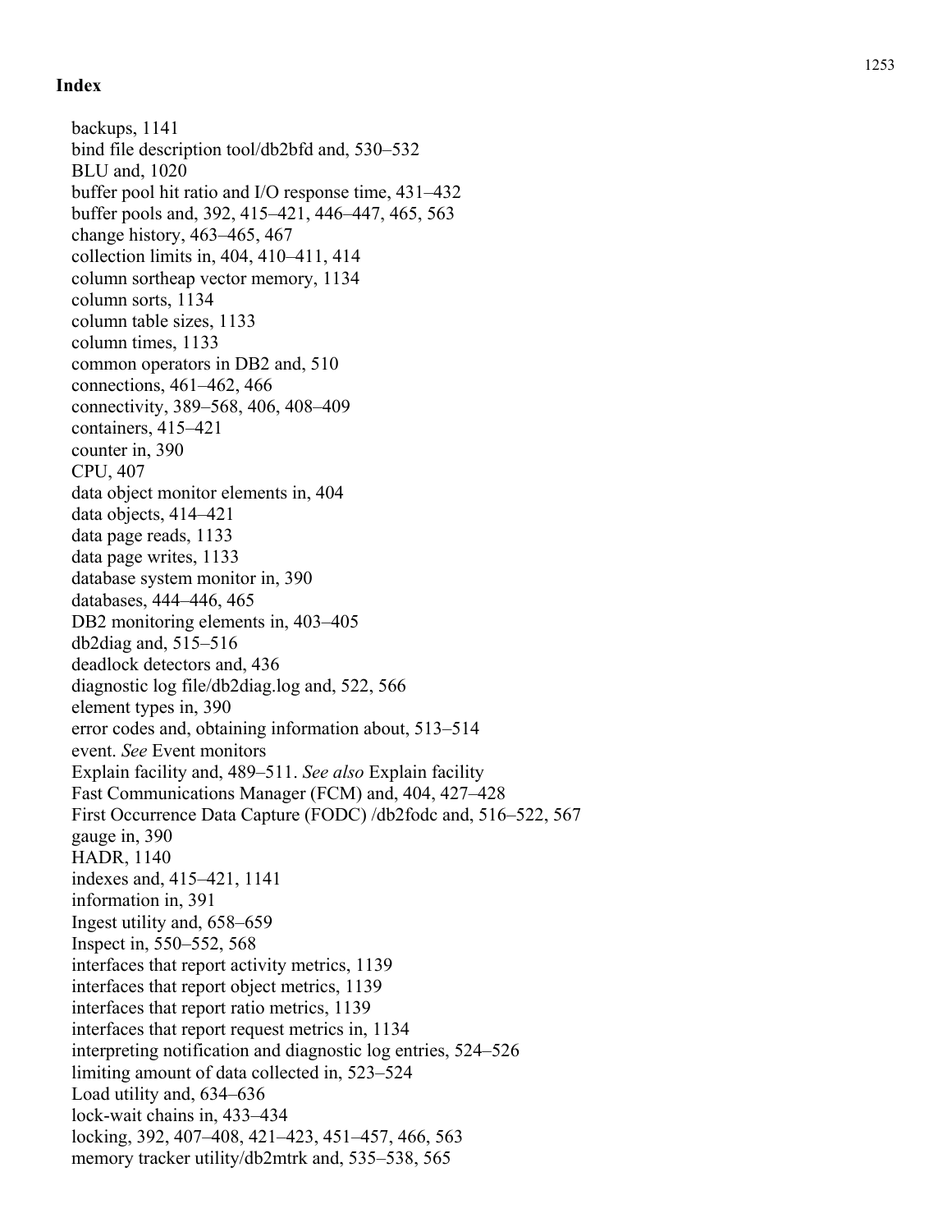## Index

backups, 1141
bind file description tool/db2bfd and, 530–532
BLU and, 1020
buffer pool hit ratio and I/O response time, 431–432
buffer pools and, 392, 415–421, 446–447, 465, 563
change history, 463–465, 467
collection limits in, 404, 410–411, 414
column sortheap vector memory, 1134
column sorts, 1134
column table sizes, 1133
column times, 1133
common operators in DB2 and, 510
connections, 461–462, 466
connectivity, 389–568, 406, 408–409
containers, 415–421
counter in, 390
CPU, 407
data object monitor elements in, 404
data objects, 414–421
data page reads, 1133
data page writes, 1133
database system monitor in, 390
databases, 444–446, 465
DB2 monitoring elements in, 403–405
db2diag and, 515–516
deadlock detectors and, 436
diagnostic log file/db2diag.log and, 522, 566
element types in, 390
error codes and, obtaining information about, 513–514
event. *See* Event monitors
Explain facility and, 489–511. *See also* Explain facility
Fast Communications Manager (FCM) and, 404, 427–428
First Occurrence Data Capture (FODC) /db2fodc and, 516–522, 567
gauge in, 390
HADR, 1140
indexes and, 415–421, 1141
information in, 391
Ingest utility and, 658–659
Inspect in, 550–552, 568
interfaces that report activity metrics, 1139
interfaces that report object metrics, 1139
interfaces that report ratio metrics, 1139
interfaces that report request metrics in, 1134
interpreting notification and diagnostic log entries, 524–526
limiting amount of data collected in, 523–524
Load utility and, 634–636
lock-wait chains in, 433–434
locking, 392, 407–408, 421–423, 451–457, 466, 563
memory tracker utility/db2mtrk and, 535–538, 565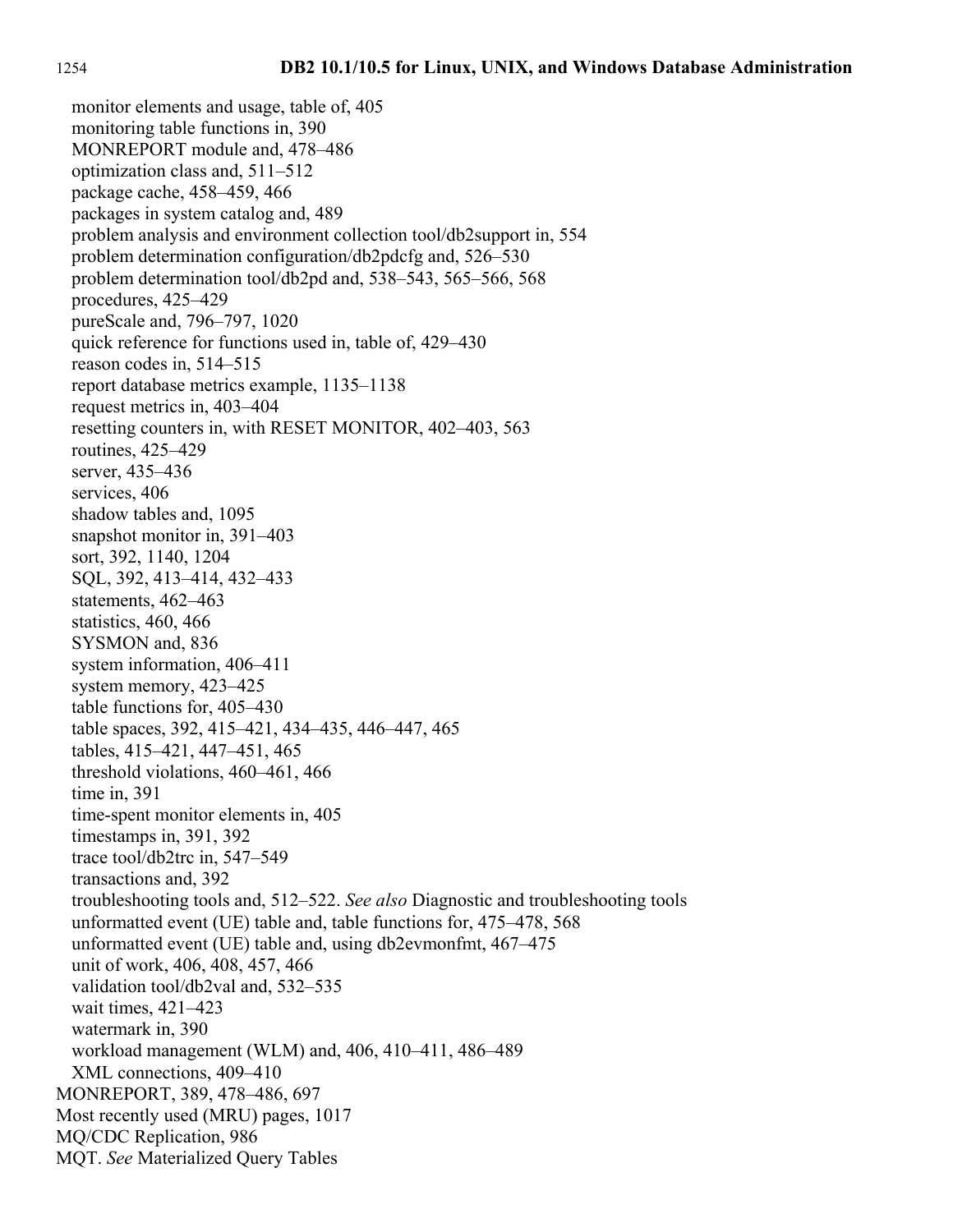- monitor elements and usage, table of, 405
- monitoring table functions in, 390
- MONREPORT module and, 478–486
- optimization class and, 511–512
- package cache, 458–459, 466
- packages in system catalog and, 489
- problem analysis and environment collection tool/db2support in, 554
- problem determination configuration/db2pdcfg and, 526–530
- problem determination tool/db2pd and, 538–543, 565–566, 568
- procedures, 425–429
- pureScale and, 796–797, 1020
- quick reference for functions used in, table of, 429–430
- reason codes in, 514–515
- report database metrics example, 1135–1138
- request metrics in, 403–404
- resetting counters in, with RESET MONITOR, 402–403, 563
- routines, 425–429
- server, 435–436
- services, 406
- shadow tables and, 1095
- snapshot monitor in, 391–403
- sort, 392, 1140, 1204
- SQL, 392, 413–414, 432–433
- statements, 462–463
- statistics, 460, 466
- SYSMON and, 836
- system information, 406–411
- system memory, 423–425
- table functions for, 405–430
- table spaces, 392, 415–421, 434–435, 446–447, 465
- tables, 415–421, 447–451, 465
- threshold violations, 460–461, 466
- time in, 391
- time-spent monitor elements in, 405
- timestamps in, 391, 392
- trace tool/db2trc in, 547–549
- transactions and, 392
- troubleshooting tools and, 512–522. *See also* Diagnostic and troubleshooting tools
- unformatted event (UE) table and, table functions for, 475–478, 568
- unformatted event (UE) table and, using db2evmonfmt, 467–475
- unit of work, 406, 408, 457, 466
- validation tool/db2val and, 532–535
- wait times, 421–423
- watermark in, 390
- workload management (WLM) and, 406, 410–411, 486–489
- XML connections, 409–410

MONREPORT, 389, 478–486, 697

Most recently used (MRU) pages, 1017

MQ/CDC Replication, 986

MQT. *See* Materialized Query Tables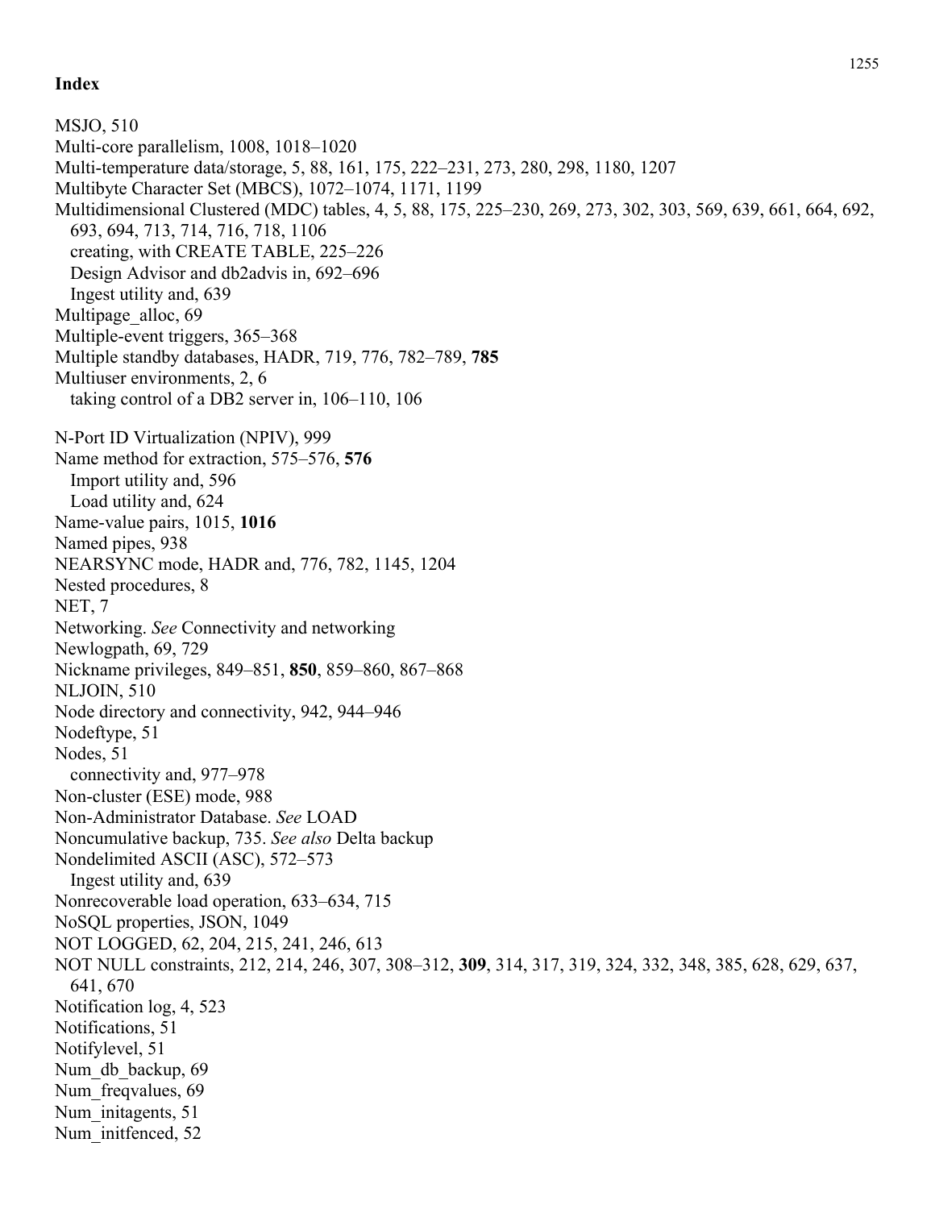## Index

MSJO, 510
Multi-core parallelism, 1008, 1018–1020
Multi-temperature data/storage, 5, 88, 161, 175, 222–231, 273, 280, 298, 1180, 1207
Multibyte Character Set (MBCS), 1072–1074, 1171, 1199
Multidimensional Clustered (MDC) tables, 4, 5, 88, 175, 225–230, 269, 273, 302, 303, 569, 639, 661, 664, 692, 693, 694, 713, 714, 716, 718, 1106
  creating, with CREATE TABLE, 225–226
  Design Advisor and db2advis in, 692–696
  Ingest utility and, 639
Multipage_alloc, 69
Multiple-event triggers, 365–368
Multiple standby databases, HADR, 719, 776, 782–789, **785**
Multiuser environments, 2, 6
  taking control of a DB2 server in, 106–110, 106

N-Port ID Virtualization (NPIV), 999
Name method for extraction, 575–576, **576**
  Import utility and, 596
  Load utility and, 624
Name-value pairs, 1015, **1016**
Named pipes, 938
NEARSYNC mode, HADR and, 776, 782, 1145, 1204
Nested procedures, 8
NET, 7
Networking. *See* Connectivity and networking
Newlogpath, 69, 729
Nickname privileges, 849–851, **850**, 859–860, 867–868
NLJOIN, 510
Node directory and connectivity, 942, 944–946
Nodeftype, 51
Nodes, 51
  connectivity and, 977–978
Non-cluster (ESE) mode, 988
Non-Administrator Database. *See* LOAD
Noncumulative backup, 735. *See also* Delta backup
Nondelimited ASCII (ASC), 572–573
  Ingest utility and, 639
Nonrecoverable load operation, 633–634, 715
NoSQL properties, JSON, 1049
NOT LOGGED, 62, 204, 215, 241, 246, 613
NOT NULL constraints, 212, 214, 246, 307, 308–312, **309**, 314, 317, 319, 324, 332, 348, 385, 628, 629, 637, 641, 670
Notification log, 4, 523
Notifications, 51
Notifylevel, 51
Num_db_backup, 69
Num_freqvalues, 69
Num_initagents, 51
Num_initfenced, 52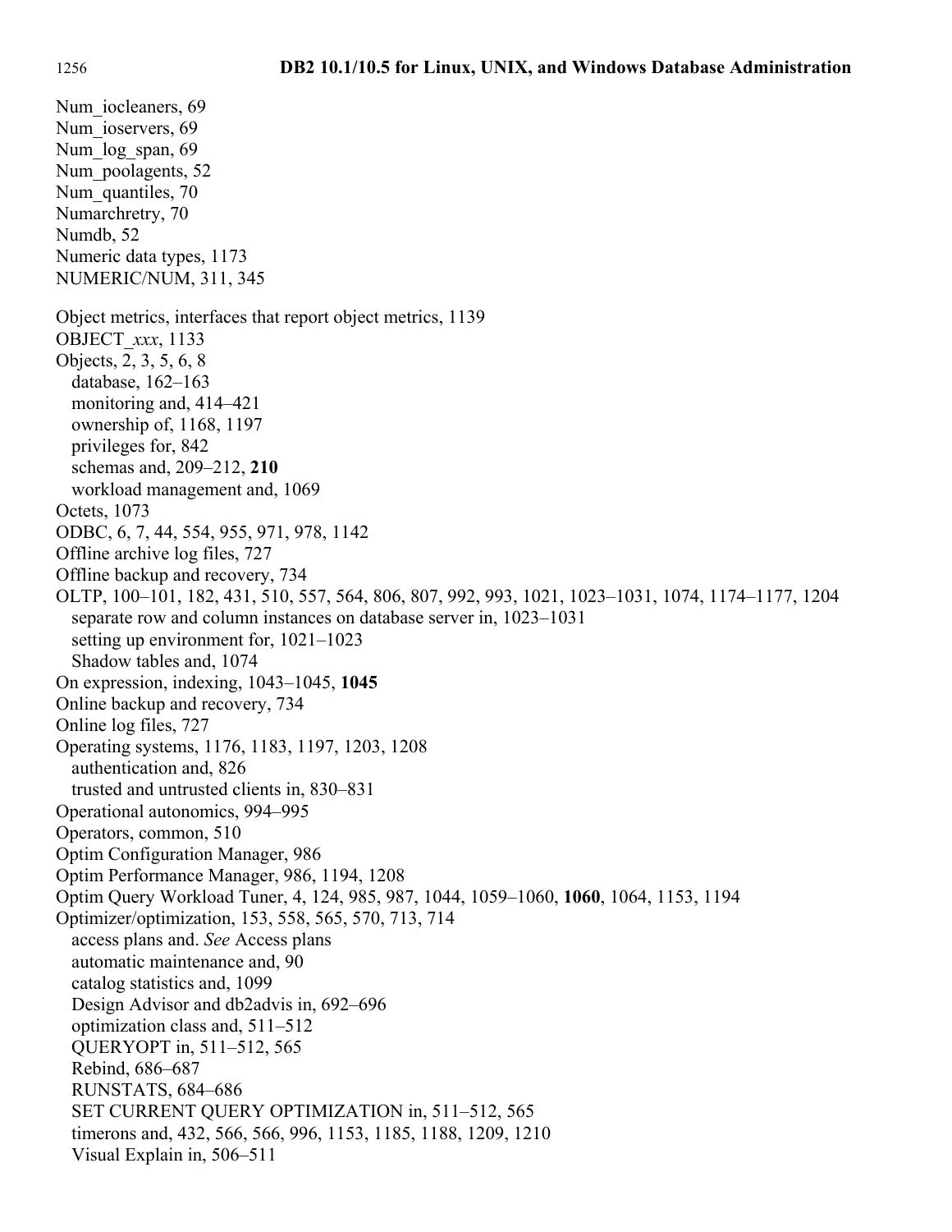Num_iocleaners, 69
Num_ioservers, 69
Num_log_span, 69
Num_poolagents, 52
Num_quantiles, 70
Numarchretry, 70
Numdb, 52
Numeric data types, 1173
NUMERIC/NUM, 311, 345

Object metrics, interfaces that report object metrics, 1139
OBJECT_*xxx*, 1133
Objects, 2, 3, 5, 6, 8
  database, 162–163
  monitoring and, 414–421
  ownership of, 1168, 1197
  privileges for, 842
  schemas and, 209–212, **210**
  workload management and, 1069
Octets, 1073
ODBC, 6, 7, 44, 554, 955, 971, 978, 1142
Offline archive log files, 727
Offline backup and recovery, 734
OLTP, 100–101, 182, 431, 510, 557, 564, 806, 807, 992, 993, 1021, 1023–1031, 1074, 1174–1177, 1204
  separate row and column instances on database server in, 1023–1031
  setting up environment for, 1021–1023
  Shadow tables and, 1074
On expression, indexing, 1043–1045, **1045**
Online backup and recovery, 734
Online log files, 727
Operating systems, 1176, 1183, 1197, 1203, 1208
  authentication and, 826
  trusted and untrusted clients in, 830–831
Operational autonomics, 994–995
Operators, common, 510
Optim Configuration Manager, 986
Optim Performance Manager, 986, 1194, 1208
Optim Query Workload Tuner, 4, 124, 985, 987, 1044, 1059–1060, **1060**, 1064, 1153, 1194
Optimizer/optimization, 153, 558, 565, 570, 713, 714
  access plans and. *See* Access plans
  automatic maintenance and, 90
  catalog statistics and, 1099
  Design Advisor and db2advis in, 692–696
  optimization class and, 511–512
  QUERYOPT in, 511–512, 565
  Rebind, 686–687
  RUNSTATS, 684–686
  SET CURRENT QUERY OPTIMIZATION in, 511–512, 565
  timerons and, 432, 566, 566, 996, 1153, 1185, 1188, 1209, 1210
  Visual Explain in, 506–511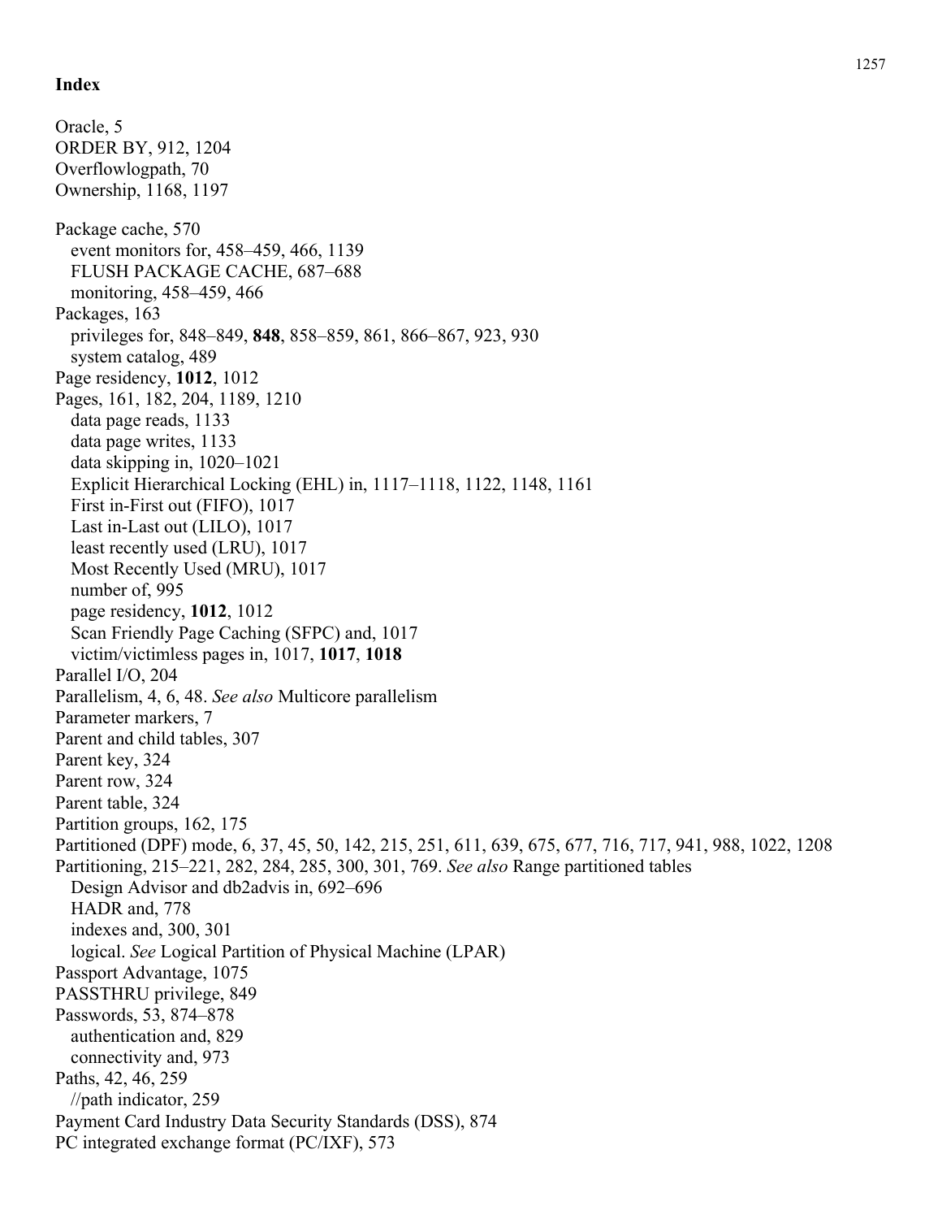**Index**

Oracle, 5
ORDER BY, 912, 1204
Overflowlogpath, 70
Ownership, 1168, 1197

Package cache, 570
  event monitors for, 458–459, 466, 1139
  FLUSH PACKAGE CACHE, 687–688
  monitoring, 458–459, 466
Packages, 163
  privileges for, 848–849, **848**, 858–859, 861, 866–867, 923, 930
  system catalog, 489
Page residency, **1012**, 1012
Pages, 161, 182, 204, 1189, 1210
  data page reads, 1133
  data page writes, 1133
  data skipping in, 1020–1021
  Explicit Hierarchical Locking (EHL) in, 1117–1118, 1122, 1148, 1161
  First in-First out (FIFO), 1017
  Last in-Last out (LILO), 1017
  least recently used (LRU), 1017
  Most Recently Used (MRU), 1017
  number of, 995
  page residency, **1012**, 1012
  Scan Friendly Page Caching (SFPC) and, 1017
  victim/victimless pages in, 1017, **1017**, **1018**
Parallel I/O, 204
Parallelism, 4, 6, 48. *See also* Multicore parallelism
Parameter markers, 7
Parent and child tables, 307
Parent key, 324
Parent row, 324
Parent table, 324
Partition groups, 162, 175
Partitioned (DPF) mode, 6, 37, 45, 50, 142, 215, 251, 611, 639, 675, 677, 716, 717, 941, 988, 1022, 1208
Partitioning, 215–221, 282, 284, 285, 300, 301, 769. *See also* Range partitioned tables
  Design Advisor and db2advis in, 692–696
  HADR and, 778
  indexes and, 300, 301
  logical. *See* Logical Partition of Physical Machine (LPAR)
Passport Advantage, 1075
PASSTHRU privilege, 849
Passwords, 53, 874–878
  authentication and, 829
  connectivity and, 973
Paths, 42, 46, 259
  //path indicator, 259
Payment Card Industry Data Security Standards (DSS), 874
PC integrated exchange format (PC/IXF), 573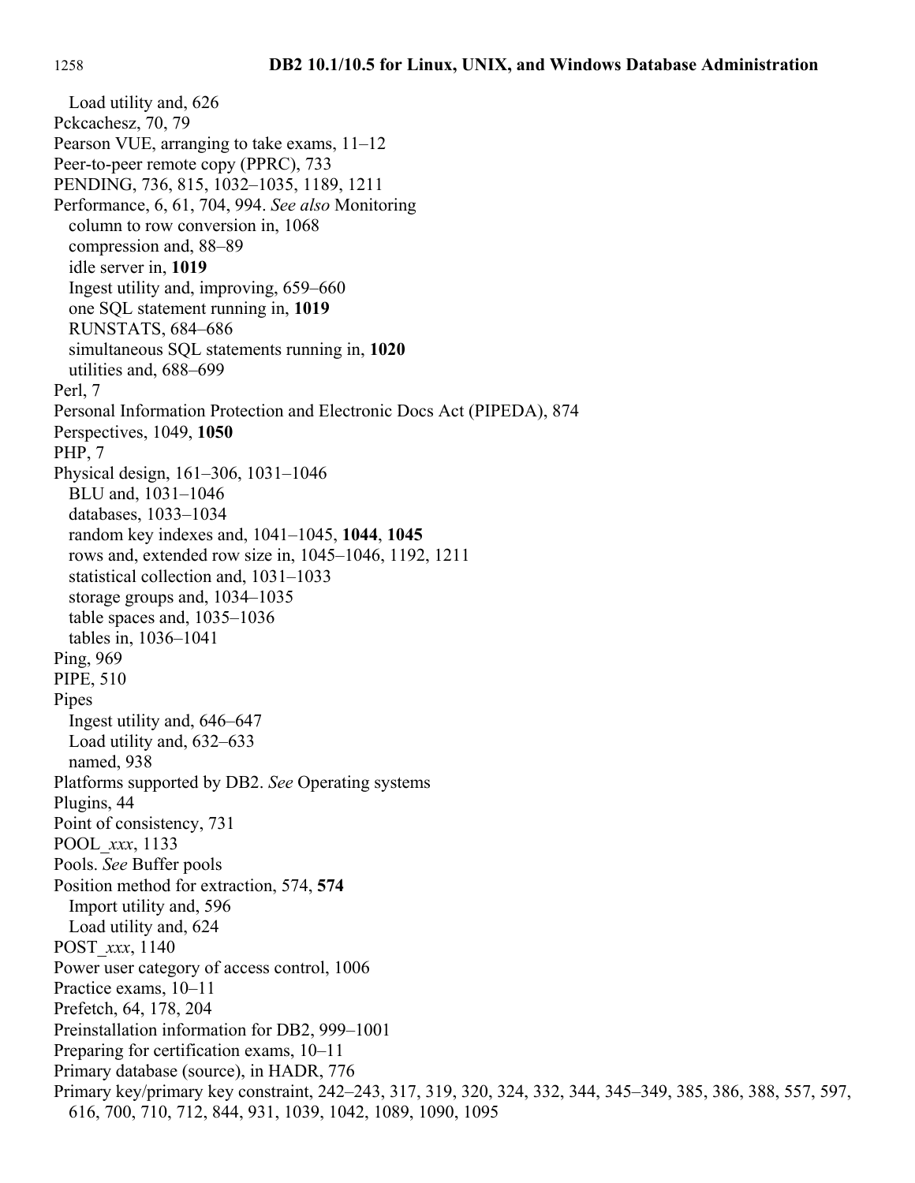Load utility and, 626

Pckcachesz, 70, 79

Pearson VUE, arranging to take exams, 11–12

Peer-to-peer remote copy (PPRC), 733

PENDING, 736, 815, 1032–1035, 1189, 1211

Performance, 6, 61, 704, 994. *See also* Monitoring

  column to row conversion in, 1068

  compression and, 88–89

  idle server in, **1019**

  Ingest utility and, improving, 659–660

  one SQL statement running in, **1019**

  RUNSTATS, 684–686

  simultaneous SQL statements running in, **1020**

  utilities and, 688–699

Perl, 7

Personal Information Protection and Electronic Docs Act (PIPEDA), 874

Perspectives, 1049, **1050**

PHP, 7

Physical design, 161–306, 1031–1046

  BLU and, 1031–1046

  databases, 1033–1034

  random key indexes and, 1041–1045, **1044**, **1045**

  rows and, extended row size in, 1045–1046, 1192, 1211

  statistical collection and, 1031–1033

  storage groups and, 1034–1035

  table spaces and, 1035–1036

  tables in, 1036–1041

Ping, 969

PIPE, 510

Pipes

  Ingest utility and, 646–647

  Load utility and, 632–633

  named, 938

Platforms supported by DB2. *See* Operating systems

Plugins, 44

Point of consistency, 731

POOL_*xxx*, 1133

Pools. *See* Buffer pools

Position method for extraction, 574, **574**

  Import utility and, 596

  Load utility and, 624

POST_*xxx*, 1140

Power user category of access control, 1006

Practice exams, 10–11

Prefetch, 64, 178, 204

Preinstallation information for DB2, 999–1001

Preparing for certification exams, 10–11

Primary database (source), in HADR, 776

Primary key/primary key constraint, 242–243, 317, 319, 320, 324, 332, 344, 345–349, 385, 386, 388, 557, 597, 616, 700, 710, 712, 844, 931, 1039, 1042, 1089, 1090, 1095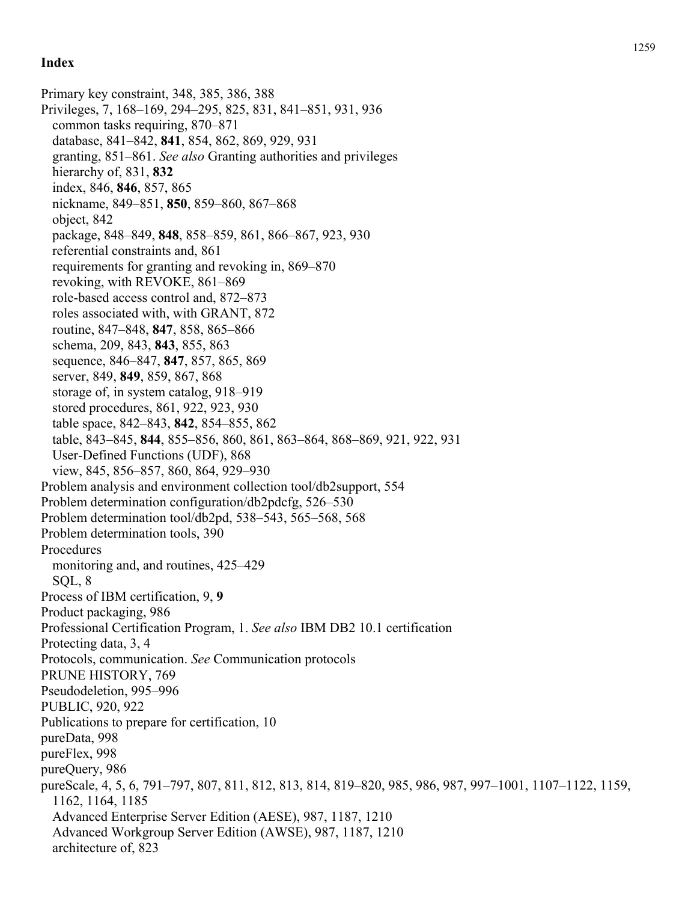**Index**

Primary key constraint, 348, 385, 386, 388
Privileges, 7, 168–169, 294–295, 825, 831, 841–851, 931, 936
  common tasks requiring, 870–871
  database, 841–842, **841**, 854, 862, 869, 929, 931
  granting, 851–861. *See also* Granting authorities and privileges
  hierarchy of, 831, **832**
  index, 846, **846**, 857, 865
  nickname, 849–851, **850**, 859–860, 867–868
  object, 842
  package, 848–849, **848**, 858–859, 861, 866–867, 923, 930
  referential constraints and, 861
  requirements for granting and revoking in, 869–870
  revoking, with REVOKE, 861–869
  role-based access control and, 872–873
  roles associated with, with GRANT, 872
  routine, 847–848, **847**, 858, 865–866
  schema, 209, 843, **843**, 855, 863
  sequence, 846–847, **847**, 857, 865, 869
  server, 849, **849**, 859, 867, 868
  storage of, in system catalog, 918–919
  stored procedures, 861, 922, 923, 930
  table space, 842–843, **842**, 854–855, 862
  table, 843–845, **844**, 855–856, 860, 861, 863–864, 868–869, 921, 922, 931
  User-Defined Functions (UDF), 868
  view, 845, 856–857, 860, 864, 929–930
Problem analysis and environment collection tool/db2support, 554
Problem determination configuration/db2pdcfg, 526–530
Problem determination tool/db2pd, 538–543, 565–568, 568
Problem determination tools, 390
Procedures
  monitoring and, and routines, 425–429
  SQL, 8
Process of IBM certification, 9, **9**
Product packaging, 986
Professional Certification Program, 1. *See also* IBM DB2 10.1 certification
Protecting data, 3, 4
Protocols, communication. *See* Communication protocols
PRUNE HISTORY, 769
Pseudodeletion, 995–996
PUBLIC, 920, 922
Publications to prepare for certification, 10
pureData, 998
pureFlex, 998
pureQuery, 986
pureScale, 4, 5, 6, 791–797, 807, 811, 812, 813, 814, 819–820, 985, 986, 987, 997–1001, 1107–1122, 1159, 1162, 1164, 1185
  Advanced Enterprise Server Edition (AESE), 987, 1187, 1210
  Advanced Workgroup Server Edition (AWSE), 987, 1187, 1210
  architecture of, 823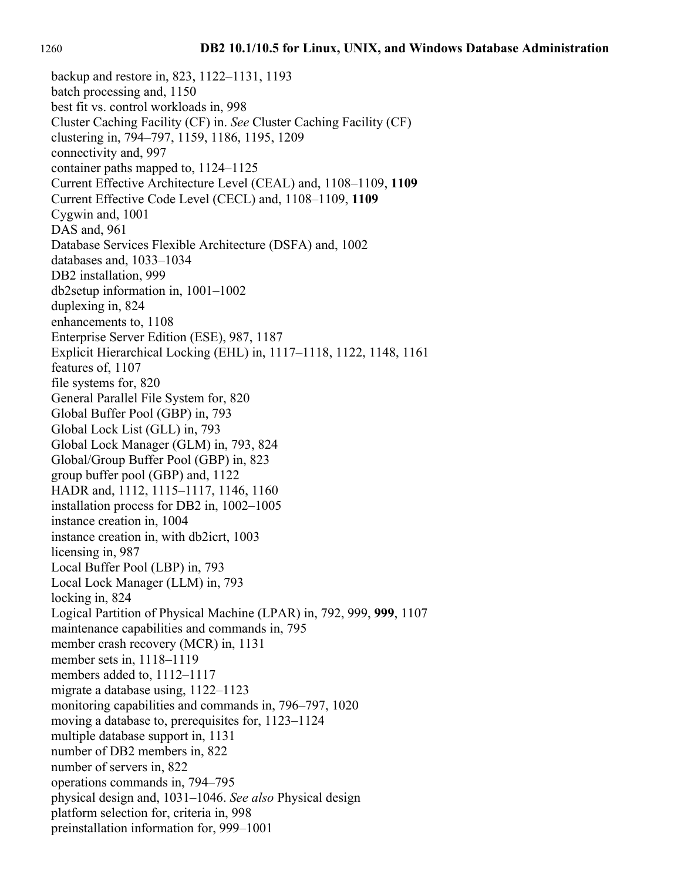backup and restore in, 823, 1122–1131, 1193
batch processing and, 1150
best fit vs. control workloads in, 998
Cluster Caching Facility (CF) in. *See* Cluster Caching Facility (CF)
clustering in, 794–797, 1159, 1186, 1195, 1209
connectivity and, 997
container paths mapped to, 1124–1125
Current Effective Architecture Level (CEAL) and, 1108–1109, **1109**
Current Effective Code Level (CECL) and, 1108–1109, **1109**
Cygwin and, 1001
DAS and, 961
Database Services Flexible Architecture (DSFA) and, 1002
databases and, 1033–1034
DB2 installation, 999
db2setup information in, 1001–1002
duplexing in, 824
enhancements to, 1108
Enterprise Server Edition (ESE), 987, 1187
Explicit Hierarchical Locking (EHL) in, 1117–1118, 1122, 1148, 1161
features of, 1107
file systems for, 820
General Parallel File System for, 820
Global Buffer Pool (GBP) in, 793
Global Lock List (GLL) in, 793
Global Lock Manager (GLM) in, 793, 824
Global/Group Buffer Pool (GBP) in, 823
group buffer pool (GBP) and, 1122
HADR and, 1112, 1115–1117, 1146, 1160
installation process for DB2 in, 1002–1005
instance creation in, 1004
instance creation in, with db2icrt, 1003
licensing in, 987
Local Buffer Pool (LBP) in, 793
Local Lock Manager (LLM) in, 793
locking in, 824
Logical Partition of Physical Machine (LPAR) in, 792, 999, **999**, 1107
maintenance capabilities and commands in, 795
member crash recovery (MCR) in, 1131
member sets in, 1118–1119
members added to, 1112–1117
migrate a database using, 1122–1123
monitoring capabilities and commands in, 796–797, 1020
moving a database to, prerequisites for, 1123–1124
multiple database support in, 1131
number of DB2 members in, 822
number of servers in, 822
operations commands in, 794–795
physical design and, 1031–1046. *See also* Physical design
platform selection for, criteria in, 998
preinstallation information for, 999–1001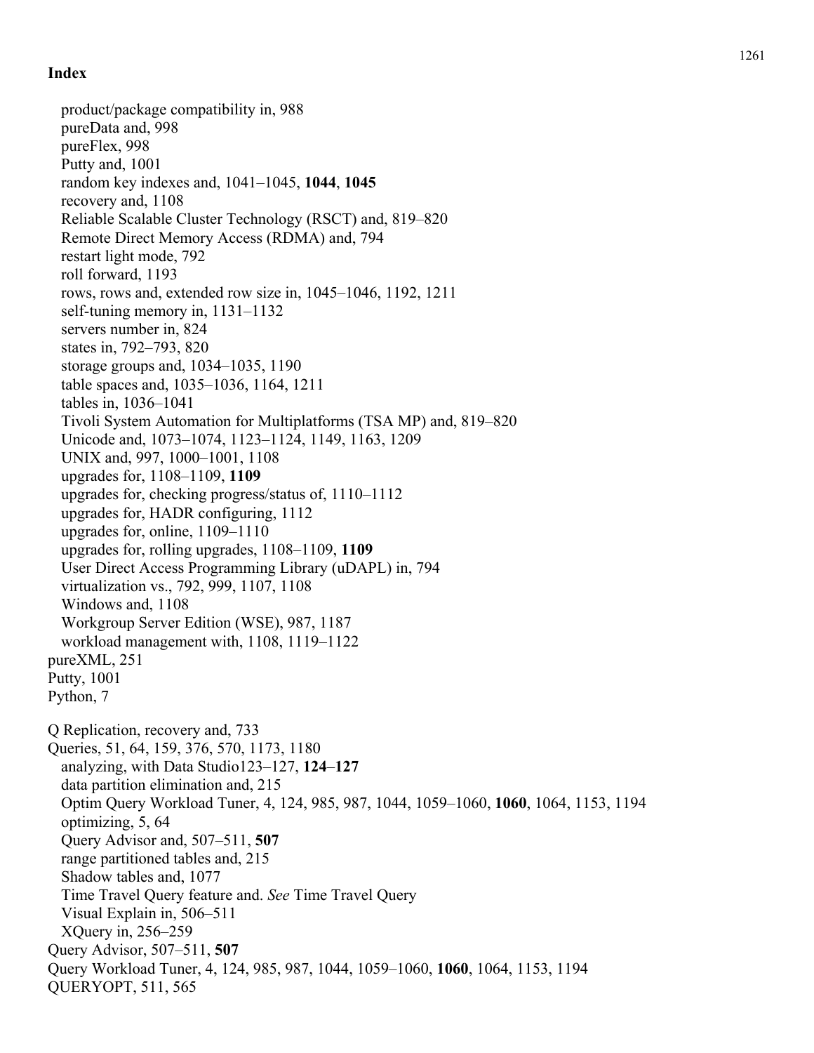**Index**

- product/package compatibility in, 988
- pureData and, 998
- pureFlex, 998
- Putty and, 1001
- random key indexes and, 1041–1045, **1044**, **1045**
- recovery and, 1108
- Reliable Scalable Cluster Technology (RSCT) and, 819–820
- Remote Direct Memory Access (RDMA) and, 794
- restart light mode, 792
- roll forward, 1193
- rows, rows and, extended row size in, 1045–1046, 1192, 1211
- self-tuning memory in, 1131–1132
- servers number in, 824
- states in, 792–793, 820
- storage groups and, 1034–1035, 1190
- table spaces and, 1035–1036, 1164, 1211
- tables in, 1036–1041
- Tivoli System Automation for Multiplatforms (TSA MP) and, 819–820
- Unicode and, 1073–1074, 1123–1124, 1149, 1163, 1209
- UNIX and, 997, 1000–1001, 1108
- upgrades for, 1108–1109, **1109**
- upgrades for, checking progress/status of, 1110–1112
- upgrades for, HADR configuring, 1112
- upgrades for, online, 1109–1110
- upgrades for, rolling upgrades, 1108–1109, **1109**
- User Direct Access Programming Library (uDAPL) in, 794
- virtualization vs., 792, 999, 1107, 1108
- Windows and, 1108
- Workgroup Server Edition (WSE), 987, 1187
- workload management with, 1108, 1119–1122

pureXML, 251
Putty, 1001
Python, 7

Q Replication, recovery and, 733
Queries, 51, 64, 159, 376, 570, 1173, 1180
- analyzing, with Data Studio123–127, **124**–**127**
- data partition elimination and, 215
- Optim Query Workload Tuner, 4, 124, 985, 987, 1044, 1059–1060, **1060**, 1064, 1153, 1194
- optimizing, 5, 64
- Query Advisor and, 507–511, **507**
- range partitioned tables and, 215
- Shadow tables and, 1077
- Time Travel Query feature and. *See* Time Travel Query
- Visual Explain in, 506–511
- XQuery in, 256–259

Query Advisor, 507–511, **507**
Query Workload Tuner, 4, 124, 985, 987, 1044, 1059–1060, **1060**, 1064, 1153, 1194
QUERYOPT, 511, 565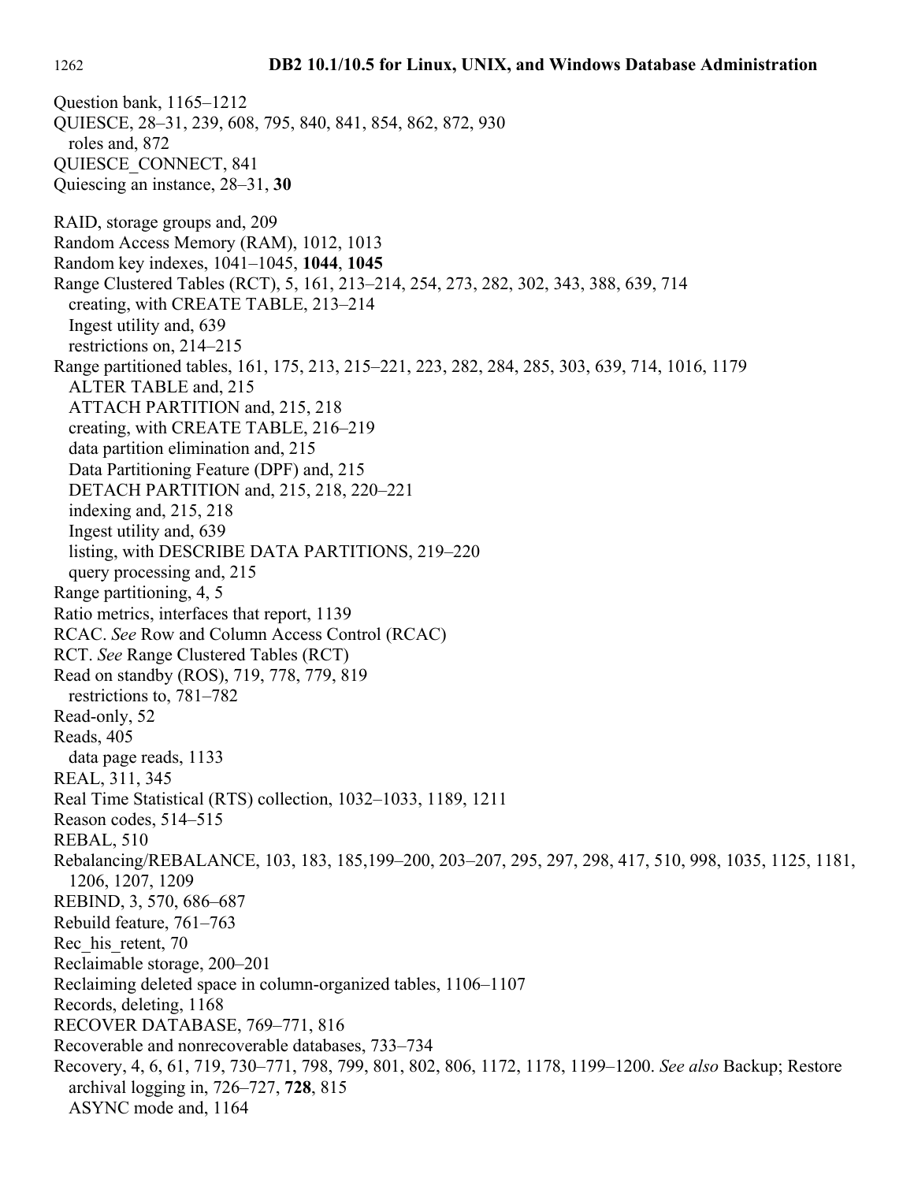Question bank, 1165–1212
QUIESCE, 28–31, 239, 608, 795, 840, 841, 854, 862, 872, 930
  roles and, 872
QUIESCE_CONNECT, 841
Quiescing an instance, 28–31, **30**

RAID, storage groups and, 209
Random Access Memory (RAM), 1012, 1013
Random key indexes, 1041–1045, **1044**, **1045**
Range Clustered Tables (RCT), 5, 161, 213–214, 254, 273, 282, 302, 343, 388, 639, 714
  creating, with CREATE TABLE, 213–214
  Ingest utility and, 639
  restrictions on, 214–215
Range partitioned tables, 161, 175, 213, 215–221, 223, 282, 284, 285, 303, 639, 714, 1016, 1179
  ALTER TABLE and, 215
  ATTACH PARTITION and, 215, 218
  creating, with CREATE TABLE, 216–219
  data partition elimination and, 215
  Data Partitioning Feature (DPF) and, 215
  DETACH PARTITION and, 215, 218, 220–221
  indexing and, 215, 218
  Ingest utility and, 639
  listing, with DESCRIBE DATA PARTITIONS, 219–220
  query processing and, 215
Range partitioning, 4, 5
Ratio metrics, interfaces that report, 1139
RCAC. *See* Row and Column Access Control (RCAC)
RCT. *See* Range Clustered Tables (RCT)
Read on standby (ROS), 719, 778, 779, 819
  restrictions to, 781–782
Read-only, 52
Reads, 405
  data page reads, 1133
REAL, 311, 345
Real Time Statistical (RTS) collection, 1032–1033, 1189, 1211
Reason codes, 514–515
REBAL, 510
Rebalancing/REBALANCE, 103, 183, 185,199–200, 203–207, 295, 297, 298, 417, 510, 998, 1035, 1125, 1181, 1206, 1207, 1209
REBIND, 3, 570, 686–687
Rebuild feature, 761–763
Rec_his_retent, 70
Reclaimable storage, 200–201
Reclaiming deleted space in column-organized tables, 1106–1107
Records, deleting, 1168
RECOVER DATABASE, 769–771, 816
Recoverable and nonrecoverable databases, 733–734
Recovery, 4, 6, 61, 719, 730–771, 798, 799, 801, 802, 806, 1172, 1178, 1199–1200. *See also* Backup; Restore
  archival logging in, 726–727, **728**, 815
  ASYNC mode and, 1164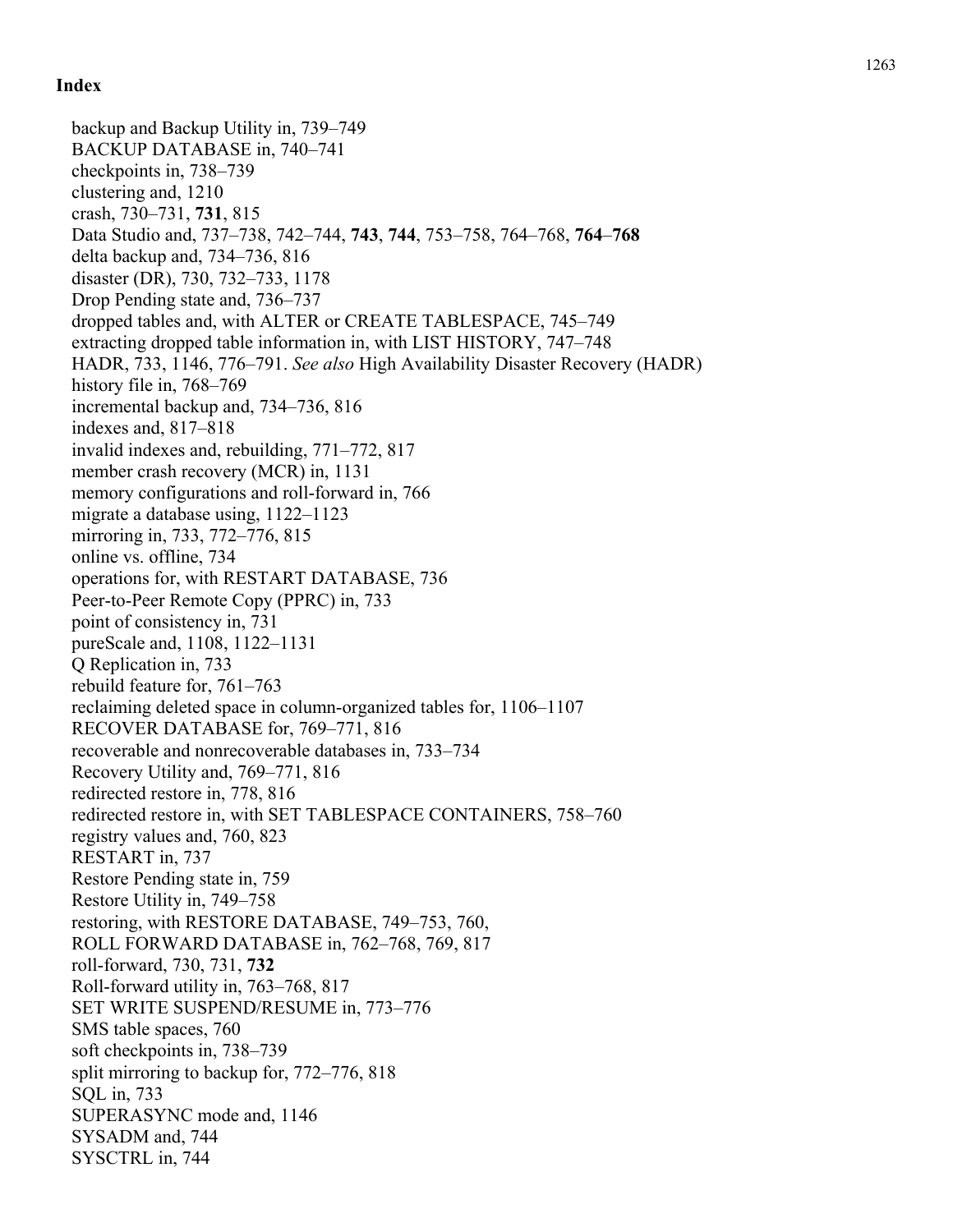# Index

backup and Backup Utility in, 739–749
BACKUP DATABASE in, 740–741
checkpoints in, 738–739
clustering and, 1210
crash, 730–731, **731**, 815
Data Studio and, 737–738, 742–744, **743**, **744**, 753–758, 764–768, **764**–**768**
delta backup and, 734–736, 816
disaster (DR), 730, 732–733, 1178
Drop Pending state and, 736–737
dropped tables and, with ALTER or CREATE TABLESPACE, 745–749
extracting dropped table information in, with LIST HISTORY, 747–748
HADR, 733, 1146, 776–791. *See also* High Availability Disaster Recovery (HADR)
history file in, 768–769
incremental backup and, 734–736, 816
indexes and, 817–818
invalid indexes and, rebuilding, 771–772, 817
member crash recovery (MCR) in, 1131
memory configurations and roll-forward in, 766
migrate a database using, 1122–1123
mirroring in, 733, 772–776, 815
online vs. offline, 734
operations for, with RESTART DATABASE, 736
Peer-to-Peer Remote Copy (PPRC) in, 733
point of consistency in, 731
pureScale and, 1108, 1122–1131
Q Replication in, 733
rebuild feature for, 761–763
reclaiming deleted space in column-organized tables for, 1106–1107
RECOVER DATABASE for, 769–771, 816
recoverable and nonrecoverable databases in, 733–734
Recovery Utility and, 769–771, 816
redirected restore in, 778, 816
redirected restore in, with SET TABLESPACE CONTAINERS, 758–760
registry values and, 760, 823
RESTART in, 737
Restore Pending state in, 759
Restore Utility in, 749–758
restoring, with RESTORE DATABASE, 749–753, 760,
ROLL FORWARD DATABASE in, 762–768, 769, 817
roll-forward, 730, 731, **732**
Roll-forward utility in, 763–768, 817
SET WRITE SUSPEND/RESUME in, 773–776
SMS table spaces, 760
soft checkpoints in, 738–739
split mirroring to backup for, 772–776, 818
SQL in, 733
SUPERASYNC mode and, 1146
SYSADM and, 744
SYSCTRL in, 744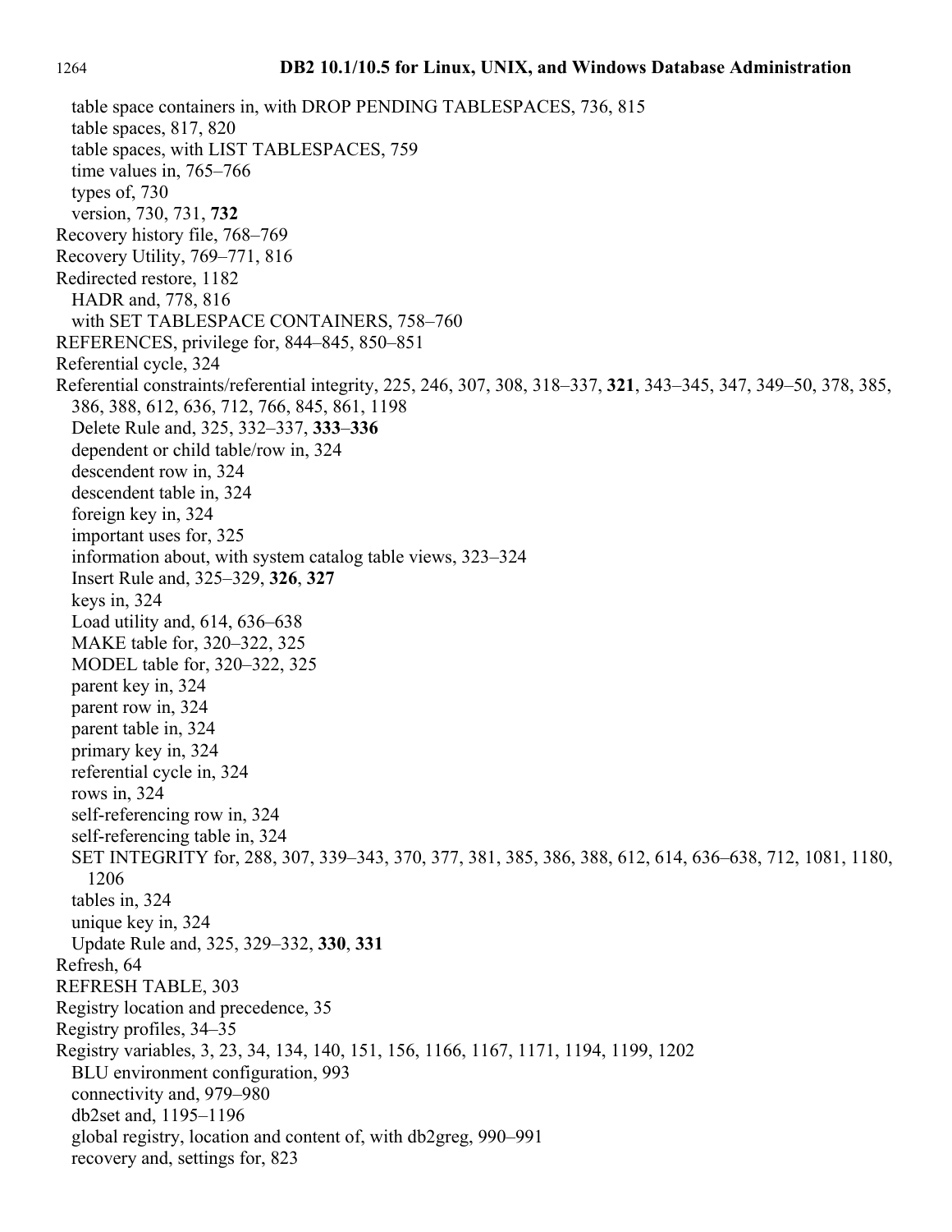table space containers in, with DROP PENDING TABLESPACES, 736, 815
   table spaces, 817, 820
   table spaces, with LIST TABLESPACES, 759
   time values in, 765–766
   types of, 730
   version, 730, 731, **732**

Recovery history file, 768–769
Recovery Utility, 769–771, 816
Redirected restore, 1182
   HADR and, 778, 816
   with SET TABLESPACE CONTAINERS, 758–760

REFERENCES, privilege for, 844–845, 850–851
Referential cycle, 324
Referential constraints/referential integrity, 225, 246, 307, 308, 318–337, **321**, 343–345, 347, 349–50, 378, 385, 386, 388, 612, 636, 712, 766, 845, 861, 1198
   Delete Rule and, 325, 332–337, **333**–**336**
   dependent or child table/row in, 324
   descendent row in, 324
   descendent table in, 324
   foreign key in, 324
   important uses for, 325
   information about, with system catalog table views, 323–324
   Insert Rule and, 325–329, **326**, **327**
   keys in, 324
   Load utility and, 614, 636–638
   MAKE table for, 320–322, 325
   MODEL table for, 320–322, 325
   parent key in, 324
   parent row in, 324
   parent table in, 324
   primary key in, 324
   referential cycle in, 324
   rows in, 324
   self-referencing row in, 324
   self-referencing table in, 324
   SET INTEGRITY for, 288, 307, 339–343, 370, 377, 381, 385, 386, 388, 612, 614, 636–638, 712, 1081, 1180, 1206
   tables in, 324
   unique key in, 324
   Update Rule and, 325, 329–332, **330**, **331**

Refresh, 64
REFRESH TABLE, 303
Registry location and precedence, 35
Registry profiles, 34–35
Registry variables, 3, 23, 34, 134, 140, 151, 156, 1166, 1167, 1171, 1194, 1199, 1202
   BLU environment configuration, 993
   connectivity and, 979–980
   db2set and, 1195–1196
   global registry, location and content of, with db2greg, 990–991
   recovery and, settings for, 823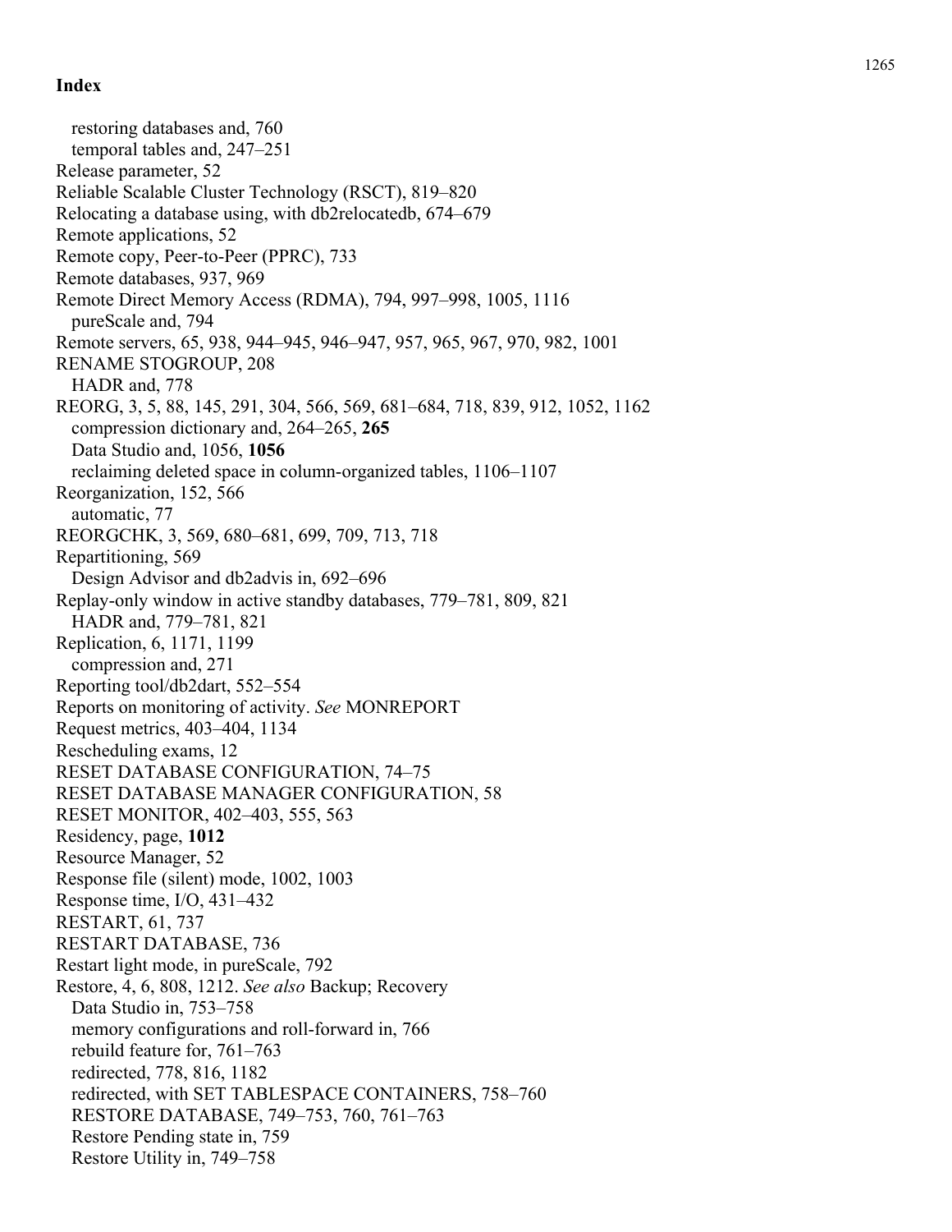## Index

  restoring databases and, 760
  temporal tables and, 247–251
Release parameter, 52
Reliable Scalable Cluster Technology (RSCT), 819–820
Relocating a database using, with db2relocatedb, 674–679
Remote applications, 52
Remote copy, Peer-to-Peer (PPRC), 733
Remote databases, 937, 969
Remote Direct Memory Access (RDMA), 794, 997–998, 1005, 1116
  pureScale and, 794
Remote servers, 65, 938, 944–945, 946–947, 957, 965, 967, 970, 982, 1001
RENAME STOGROUP, 208
  HADR and, 778
REORG, 3, 5, 88, 145, 291, 304, 566, 569, 681–684, 718, 839, 912, 1052, 1162
  compression dictionary and, 264–265, **265**
  Data Studio and, 1056, **1056**
  reclaiming deleted space in column-organized tables, 1106–1107
Reorganization, 152, 566
  automatic, 77
REORGCHK, 3, 569, 680–681, 699, 709, 713, 718
Repartitioning, 569
  Design Advisor and db2advis in, 692–696
Replay-only window in active standby databases, 779–781, 809, 821
  HADR and, 779–781, 821
Replication, 6, 1171, 1199
  compression and, 271
Reporting tool/db2dart, 552–554
Reports on monitoring of activity. *See* MONREPORT
Request metrics, 403–404, 1134
Rescheduling exams, 12
RESET DATABASE CONFIGURATION, 74–75
RESET DATABASE MANAGER CONFIGURATION, 58
RESET MONITOR, 402–403, 555, 563
Residency, page, **1012**
Resource Manager, 52
Response file (silent) mode, 1002, 1003
Response time, I/O, 431–432
RESTART, 61, 737
RESTART DATABASE, 736
Restart light mode, in pureScale, 792
Restore, 4, 6, 808, 1212. *See also* Backup; Recovery
  Data Studio in, 753–758
  memory configurations and roll-forward in, 766
  rebuild feature for, 761–763
  redirected, 778, 816, 1182
  redirected, with SET TABLESPACE CONTAINERS, 758–760
  RESTORE DATABASE, 749–753, 760, 761–763
  Restore Pending state in, 759
  Restore Utility in, 749–758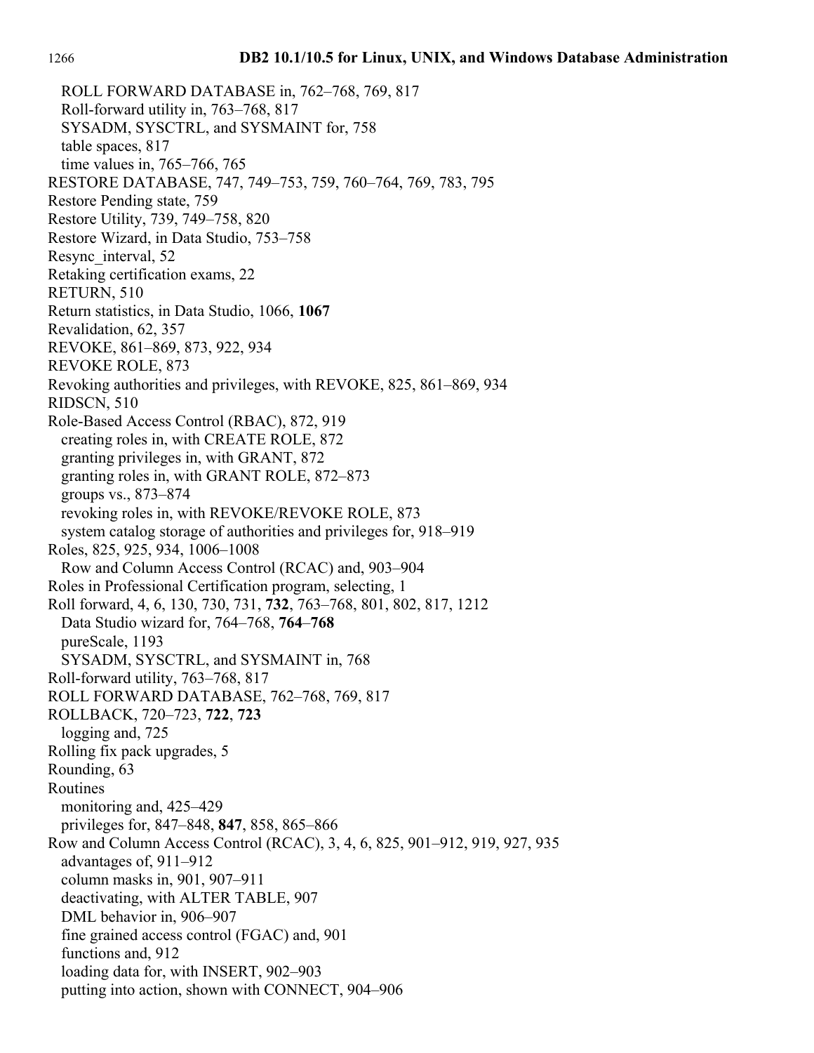ROLL FORWARD DATABASE in, 762–768, 769, 817
  Roll-forward utility in, 763–768, 817
  SYSADM, SYSCTRL, and SYSMAINT for, 758
  table spaces, 817
  time values in, 765–766, 765
RESTORE DATABASE, 747, 749–753, 759, 760–764, 769, 783, 795
Restore Pending state, 759
Restore Utility, 739, 749–758, 820
Restore Wizard, in Data Studio, 753–758
Resync_interval, 52
Retaking certification exams, 22
RETURN, 510
Return statistics, in Data Studio, 1066, **1067**
Revalidation, 62, 357
REVOKE, 861–869, 873, 922, 934
REVOKE ROLE, 873
Revoking authorities and privileges, with REVOKE, 825, 861–869, 934
RIDSCN, 510
Role-Based Access Control (RBAC), 872, 919
  creating roles in, with CREATE ROLE, 872
  granting privileges in, with GRANT, 872
  granting roles in, with GRANT ROLE, 872–873
  groups vs., 873–874
  revoking roles in, with REVOKE/REVOKE ROLE, 873
  system catalog storage of authorities and privileges for, 918–919
Roles, 825, 925, 934, 1006–1008
  Row and Column Access Control (RCAC) and, 903–904
Roles in Professional Certification program, selecting, 1
Roll forward, 4, 6, 130, 730, 731, **732**, 763–768, 801, 802, 817, 1212
  Data Studio wizard for, 764–768, **764**–**768**
  pureScale, 1193
  SYSADM, SYSCTRL, and SYSMAINT in, 768
Roll-forward utility, 763–768, 817
ROLL FORWARD DATABASE, 762–768, 769, 817
ROLLBACK, 720–723, **722**, **723**
  logging and, 725
Rolling fix pack upgrades, 5
Rounding, 63
Routines
  monitoring and, 425–429
  privileges for, 847–848, **847**, 858, 865–866
Row and Column Access Control (RCAC), 3, 4, 6, 825, 901–912, 919, 927, 935
  advantages of, 911–912
  column masks in, 901, 907–911
  deactivating, with ALTER TABLE, 907
  DML behavior in, 906–907
  fine grained access control (FGAC) and, 901
  functions and, 912
  loading data for, with INSERT, 902–903
  putting into action, shown with CONNECT, 904–906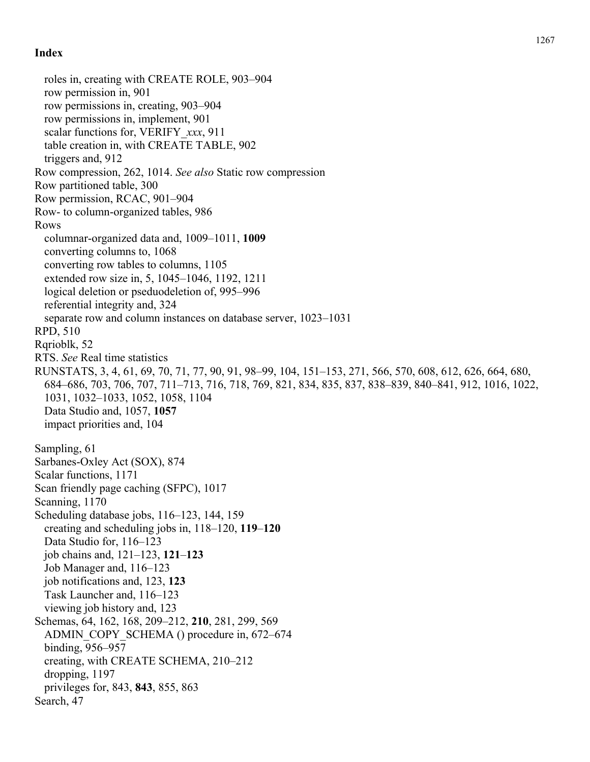**Index**

- roles in, creating with CREATE ROLE, 903–904
- row permission in, 901
- row permissions in, creating, 903–904
- row permissions in, implement, 901
- scalar functions for, VERIFY_*xxx*, 911
- table creation in, with CREATE TABLE, 902
- triggers and, 912

Row compression, 262, 1014. *See also* Static row compression
Row partitioned table, 300
Row permission, RCAC, 901–904
Row- to column-organized tables, 986
Rows

- columnar-organized data and, 1009–1011, **1009**
- converting columns to, 1068
- converting row tables to columns, 1105
- extended row size in, 5, 1045–1046, 1192, 1211
- logical deletion or pseudodeletion of, 995–996
- referential integrity and, 324
- separate row and column instances on database server, 1023–1031

RPD, 510
Rqrioblk, 52
RTS. *See* Real time statistics
RUNSTATS, 3, 4, 61, 69, 70, 71, 77, 90, 91, 98–99, 104, 151–153, 271, 566, 570, 608, 612, 626, 664, 680, 684–686, 703, 706, 707, 711–713, 716, 718, 769, 821, 834, 835, 837, 838–839, 840–841, 912, 1016, 1022, 1031, 1032–1033, 1052, 1058, 1104

- Data Studio and, 1057, **1057**
- impact priorities and, 104

Sampling, 61
Sarbanes-Oxley Act (SOX), 874
Scalar functions, 1171
Scan friendly page caching (SFPC), 1017
Scanning, 1170
Scheduling database jobs, 116–123, 144, 159

- creating and scheduling jobs in, 118–120, **119**–**120**
- Data Studio for, 116–123
- job chains and, 121–123, **121**–**123**
- Job Manager and, 116–123
- job notifications and, 123, **123**
- Task Launcher and, 116–123
- viewing job history and, 123

Schemas, 64, 162, 168, 209–212, **210**, 281, 299, 569

- ADMIN_COPY_SCHEMA () procedure in, 672–674
- binding, 956–957
- creating, with CREATE SCHEMA, 210–212
- dropping, 1197
- privileges for, 843, **843**, 855, 863

Search, 47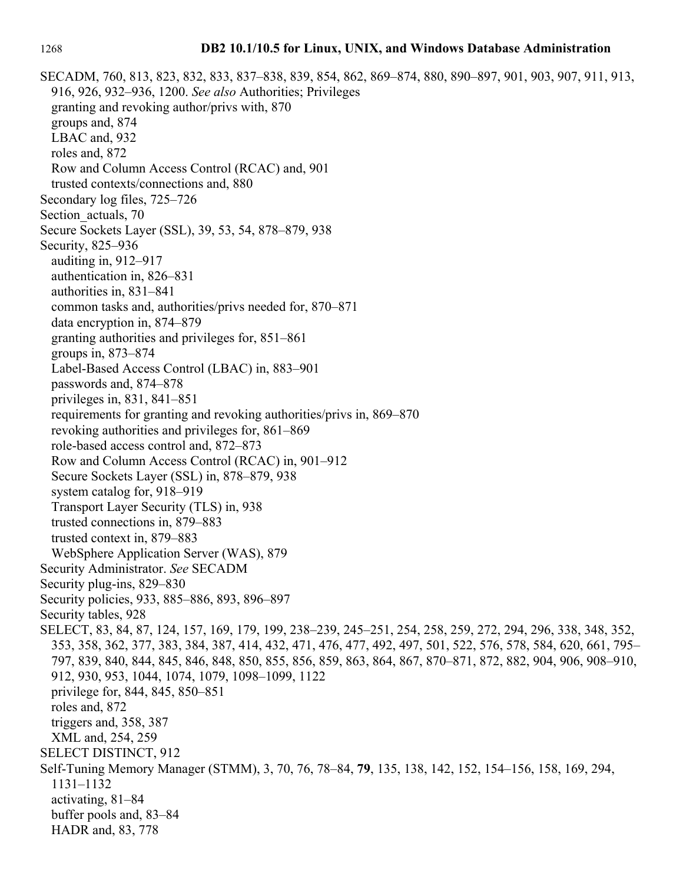SECADM, 760, 813, 823, 832, 833, 837–838, 839, 854, 862, 869–874, 880, 890–897, 901, 903, 907, 911, 913, 916, 926, 932–936, 1200. *See also* Authorities; Privileges
  granting and revoking author/privs with, 870
  groups and, 874
  LBAC and, 932
  roles and, 872
  Row and Column Access Control (RCAC) and, 901
  trusted contexts/connections and, 880
Secondary log files, 725–726
Section_actuals, 70
Secure Sockets Layer (SSL), 39, 53, 54, 878–879, 938
Security, 825–936
  auditing in, 912–917
  authentication in, 826–831
  authorities in, 831–841
  common tasks and, authorities/privs needed for, 870–871
  data encryption in, 874–879
  granting authorities and privileges for, 851–861
  groups in, 873–874
  Label-Based Access Control (LBAC) in, 883–901
  passwords and, 874–878
  privileges in, 831, 841–851
  requirements for granting and revoking authorities/privs in, 869–870
  revoking authorities and privileges for, 861–869
  role-based access control and, 872–873
  Row and Column Access Control (RCAC) in, 901–912
  Secure Sockets Layer (SSL) in, 878–879, 938
  system catalog for, 918–919
  Transport Layer Security (TLS) in, 938
  trusted connections in, 879–883
  trusted context in, 879–883
  WebSphere Application Server (WAS), 879
Security Administrator. *See* SECADM
Security plug-ins, 829–830
Security policies, 933, 885–886, 893, 896–897
Security tables, 928
SELECT, 83, 84, 87, 124, 157, 169, 179, 199, 238–239, 245–251, 254, 258, 259, 272, 294, 296, 338, 348, 352, 353, 358, 362, 377, 383, 384, 387, 414, 432, 471, 476, 477, 492, 497, 501, 522, 576, 578, 584, 620, 661, 795–797, 839, 840, 844, 845, 846, 848, 850, 855, 856, 859, 863, 864, 867, 870–871, 872, 882, 904, 906, 908–910, 912, 930, 953, 1044, 1074, 1079, 1098–1099, 1122
  privilege for, 844, 845, 850–851
  roles and, 872
  triggers and, 358, 387
  XML and, 254, 259
SELECT DISTINCT, 912
Self-Tuning Memory Manager (STMM), 3, 70, 76, 78–84, **79**, 135, 138, 142, 152, 154–156, 158, 169, 294, 1131–1132
  activating, 81–84
  buffer pools and, 83–84
  HADR and, 83, 778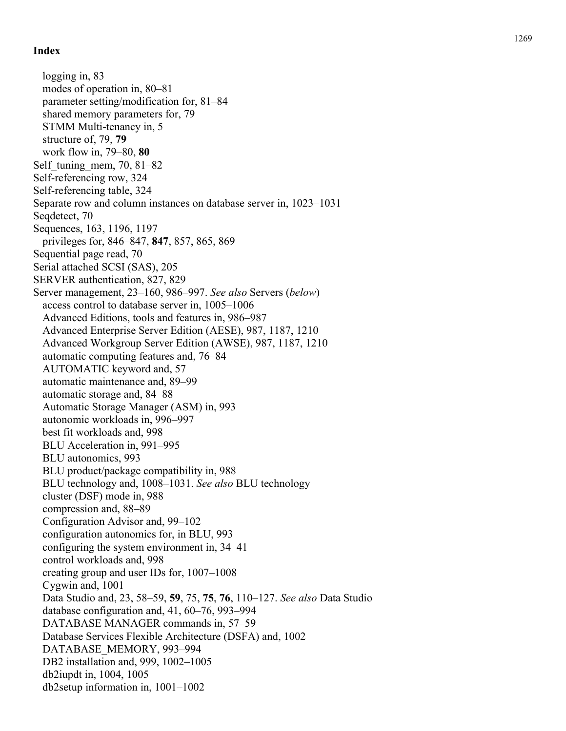## Index

- logging in, 83
- modes of operation in, 80–81
- parameter setting/modification for, 81–84
- shared memory parameters for, 79
- STMM Multi-tenancy in, 5
- structure of, 79, **79**
- work flow in, 79–80, **80**

Self_tuning_mem, 70, 81–82
Self-referencing row, 324
Self-referencing table, 324
Separate row and column instances on database server in, 1023–1031
Seqdetect, 70
Sequences, 163, 1196, 1197
- privileges for, 846–847, **847**, 857, 865, 869

Sequential page read, 70
Serial attached SCSI (SAS), 205
SERVER authentication, 827, 829
Server management, 23–160, 986–997. *See also* Servers (*below*)
- access control to database server in, 1005–1006
- Advanced Editions, tools and features in, 986–987
- Advanced Enterprise Server Edition (AESE), 987, 1187, 1210
- Advanced Workgroup Server Edition (AWSE), 987, 1187, 1210
- automatic computing features and, 76–84
- AUTOMATIC keyword and, 57
- automatic maintenance and, 89–99
- automatic storage and, 84–88
- Automatic Storage Manager (ASM) in, 993
- autonomic workloads in, 996–997
- best fit workloads and, 998
- BLU Acceleration in, 991–995
- BLU autonomics, 993
- BLU product/package compatibility in, 988
- BLU technology and, 1008–1031. *See also* BLU technology
- cluster (DSF) mode in, 988
- compression and, 88–89
- Configuration Advisor and, 99–102
- configuration autonomics for, in BLU, 993
- configuring the system environment in, 34–41
- control workloads and, 998
- creating group and user IDs for, 1007–1008
- Cygwin and, 1001
- Data Studio and, 23, 58–59, **59**, 75, **75**, **76**, 110–127. *See also* Data Studio
- database configuration and, 41, 60–76, 993–994
- DATABASE MANAGER commands in, 57–59
- Database Services Flexible Architecture (DSFA) and, 1002
- DATABASE_MEMORY, 993–994
- DB2 installation and, 999, 1002–1005
- db2iupdt in, 1004, 1005
- db2setup information in, 1001–1002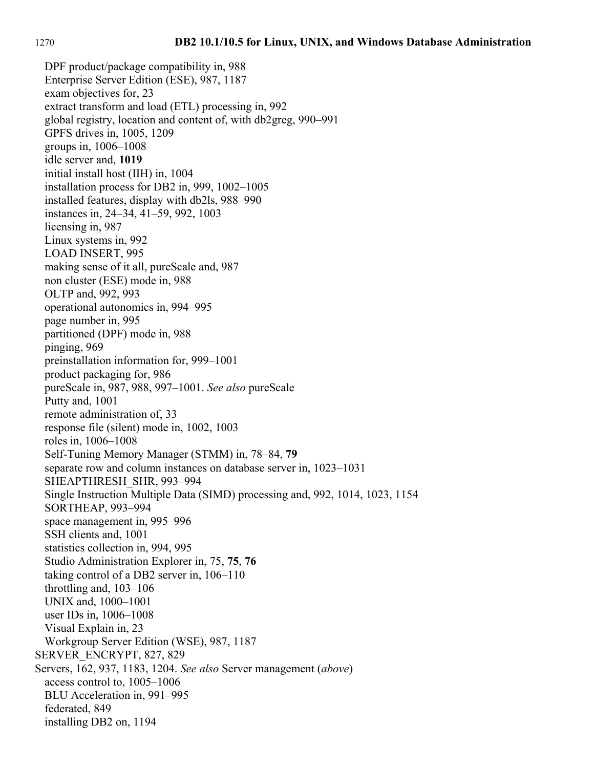DPF product/package compatibility in, 988
  Enterprise Server Edition (ESE), 987, 1187
  exam objectives for, 23
  extract transform and load (ETL) processing in, 992
  global registry, location and content of, with db2greg, 990–991
  GPFS drives in, 1005, 1209
  groups in, 1006–1008
  idle server and, **1019**
  initial install host (IIH) in, 1004
  installation process for DB2 in, 999, 1002–1005
  installed features, display with db2ls, 988–990
  instances in, 24–34, 41–59, 992, 1003
  licensing in, 987
  Linux systems in, 992
  LOAD INSERT, 995
  making sense of it all, pureScale and, 987
  non cluster (ESE) mode in, 988
  OLTP and, 992, 993
  operational autonomics in, 994–995
  page number in, 995
  partitioned (DPF) mode in, 988
  pinging, 969
  preinstallation information for, 999–1001
  product packaging for, 986
  pureScale in, 987, 988, 997–1001. *See also* pureScale
  Putty and, 1001
  remote administration of, 33
  response file (silent) mode in, 1002, 1003
  roles in, 1006–1008
  Self-Tuning Memory Manager (STMM) in, 78–84, **79**
  separate row and column instances on database server in, 1023–1031
  SHEAPTHRESH_SHR, 993–994
  Single Instruction Multiple Data (SIMD) processing and, 992, 1014, 1023, 1154
  SORTHEAP, 993–994
  space management in, 995–996
  SSH clients and, 1001
  statistics collection in, 994, 995
  Studio Administration Explorer in, 75, **75**, **76**
  taking control of a DB2 server in, 106–110
  throttling and, 103–106
  UNIX and, 1000–1001
  user IDs in, 1006–1008
  Visual Explain in, 23
  Workgroup Server Edition (WSE), 987, 1187

SERVER_ENCRYPT, 827, 829

Servers, 162, 937, 1183, 1204. *See also* Server management (*above*)
  access control to, 1005–1006
  BLU Acceleration in, 991–995
  federated, 849
  installing DB2 on, 1194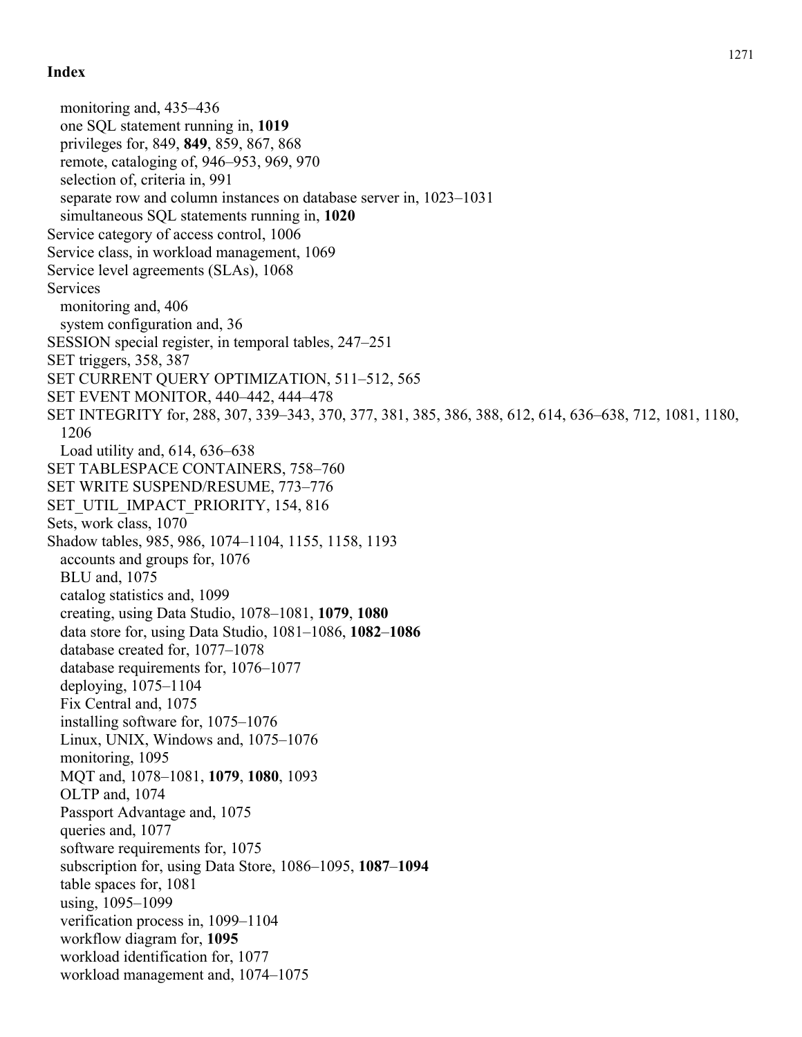## Index

- monitoring and, 435–436
- one SQL statement running in, **1019**
- privileges for, 849, **849**, 859, 867, 868
- remote, cataloging of, 946–953, 969, 970
- selection of, criteria in, 991
- separate row and column instances on database server in, 1023–1031
- simultaneous SQL statements running in, **1020**

Service category of access control, 1006

Service class, in workload management, 1069

Service level agreements (SLAs), 1068

Services
- monitoring and, 406
- system configuration and, 36

SESSION special register, in temporal tables, 247–251

SET triggers, 358, 387

SET CURRENT QUERY OPTIMIZATION, 511–512, 565

SET EVENT MONITOR, 440–442, 444–478

SET INTEGRITY for, 288, 307, 339–343, 370, 377, 381, 385, 386, 388, 612, 614, 636–638, 712, 1081, 1180, 1206
- Load utility and, 614, 636–638

SET TABLESPACE CONTAINERS, 758–760

SET WRITE SUSPEND/RESUME, 773–776

SET_UTIL_IMPACT_PRIORITY, 154, 816

Sets, work class, 1070

Shadow tables, 985, 986, 1074–1104, 1155, 1158, 1193
- accounts and groups for, 1076
- BLU and, 1075
- catalog statistics and, 1099
- creating, using Data Studio, 1078–1081, **1079**, **1080**
- data store for, using Data Studio, 1081–1086, **1082**–**1086**
- database created for, 1077–1078
- database requirements for, 1076–1077
- deploying, 1075–1104
- Fix Central and, 1075
- installing software for, 1075–1076
- Linux, UNIX, Windows and, 1075–1076
- monitoring, 1095
- MQT and, 1078–1081, **1079**, **1080**, 1093
- OLTP and, 1074
- Passport Advantage and, 1075
- queries and, 1077
- software requirements for, 1075
- subscription for, using Data Store, 1086–1095, **1087**–**1094**
- table spaces for, 1081
- using, 1095–1099
- verification process in, 1099–1104
- workflow diagram for, **1095**
- workload identification for, 1077
- workload management and, 1074–1075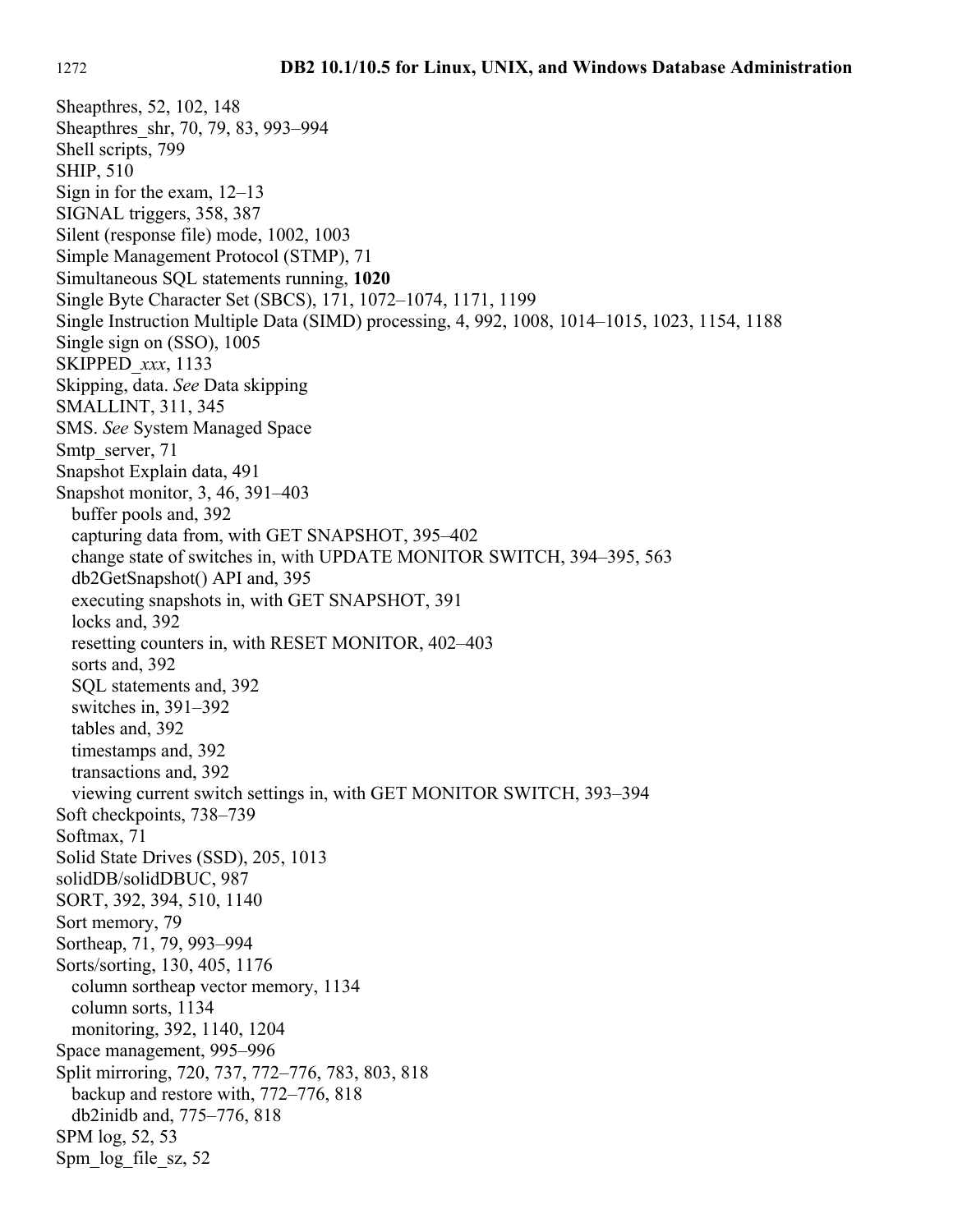Sheapthres, 52, 102, 148
Sheapthres_shr, 70, 79, 83, 993–994
Shell scripts, 799
SHIP, 510
Sign in for the exam, 12–13
SIGNAL triggers, 358, 387
Silent (response file) mode, 1002, 1003
Simple Management Protocol (STMP), 71
Simultaneous SQL statements running, **1020**
Single Byte Character Set (SBCS), 171, 1072–1074, 1171, 1199
Single Instruction Multiple Data (SIMD) processing, 4, 992, 1008, 1014–1015, 1023, 1154, 1188
Single sign on (SSO), 1005
SKIPPED_*xxx*, 1133
Skipping, data. *See* Data skipping
SMALLINT, 311, 345
SMS. *See* System Managed Space
Smtp_server, 71
Snapshot Explain data, 491
Snapshot monitor, 3, 46, 391–403
  buffer pools and, 392
  capturing data from, with GET SNAPSHOT, 395–402
  change state of switches in, with UPDATE MONITOR SWITCH, 394–395, 563
  db2GetSnapshot() API and, 395
  executing snapshots in, with GET SNAPSHOT, 391
  locks and, 392
  resetting counters in, with RESET MONITOR, 402–403
  sorts and, 392
  SQL statements and, 392
  switches in, 391–392
  tables and, 392
  timestamps and, 392
  transactions and, 392
  viewing current switch settings in, with GET MONITOR SWITCH, 393–394
Soft checkpoints, 738–739
Softmax, 71
Solid State Drives (SSD), 205, 1013
solidDB/solidDBUC, 987
SORT, 392, 394, 510, 1140
Sort memory, 79
Sortheap, 71, 79, 993–994
Sorts/sorting, 130, 405, 1176
  column sortheap vector memory, 1134
  column sorts, 1134
  monitoring, 392, 1140, 1204
Space management, 995–996
Split mirroring, 720, 737, 772–776, 783, 803, 818
  backup and restore with, 772–776, 818
  db2inidb and, 775–776, 818
SPM log, 52, 53
Spm_log_file_sz, 52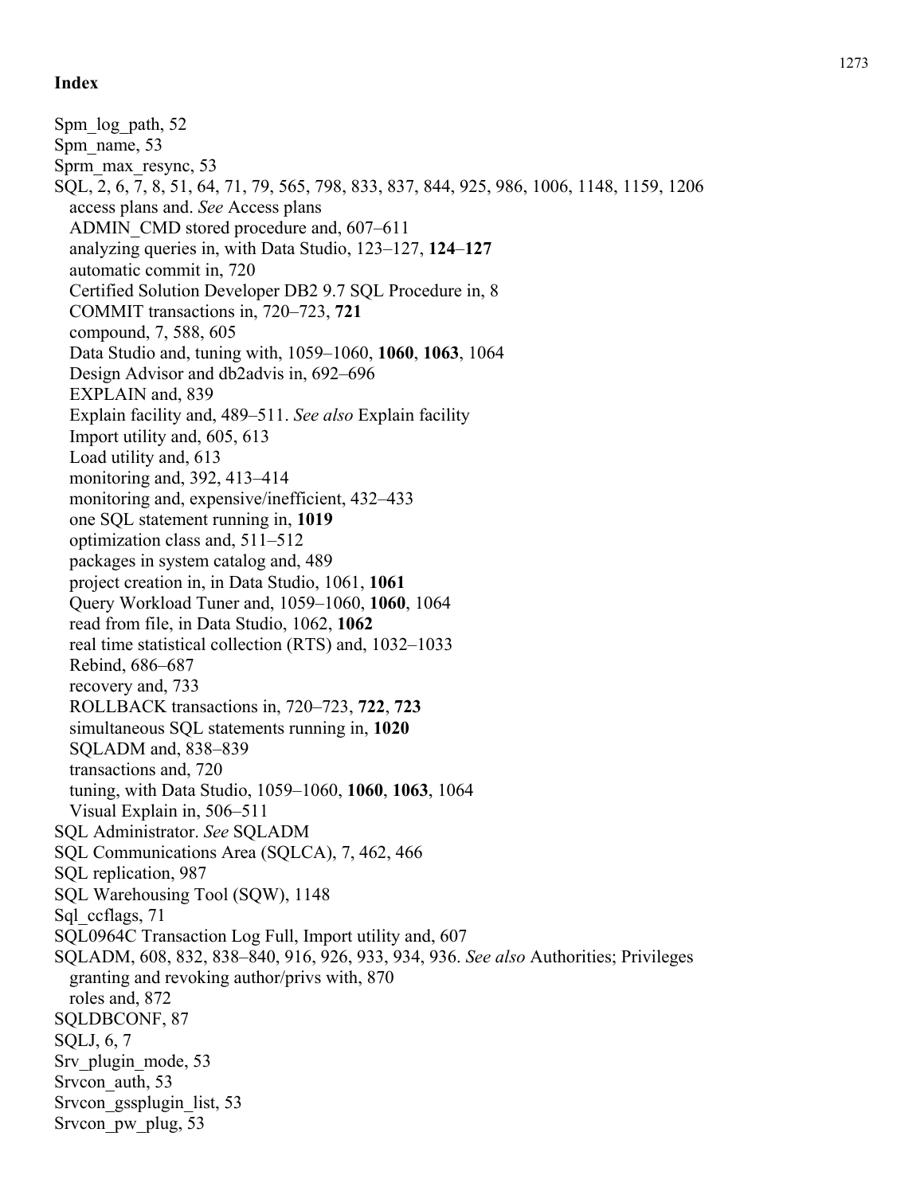# Index

Spm_log_path, 52
Spm_name, 53
Sprm_max_resync, 53
SQL, 2, 6, 7, 8, 51, 64, 71, 79, 565, 798, 833, 837, 844, 925, 986, 1006, 1148, 1159, 1206
  access plans and. *See* Access plans
  ADMIN_CMD stored procedure and, 607–611
  analyzing queries in, with Data Studio, 123–127, **124**–**127**
  automatic commit in, 720
  Certified Solution Developer DB2 9.7 SQL Procedure in, 8
  COMMIT transactions in, 720–723, **721**
  compound, 7, 588, 605
  Data Studio and, tuning with, 1059–1060, **1060**, **1063**, 1064
  Design Advisor and db2advis in, 692–696
  EXPLAIN and, 839
  Explain facility and, 489–511. *See also* Explain facility
  Import utility and, 605, 613
  Load utility and, 613
  monitoring and, 392, 413–414
  monitoring and, expensive/inefficient, 432–433
  one SQL statement running in, **1019**
  optimization class and, 511–512
  packages in system catalog and, 489
  project creation in, in Data Studio, 1061, **1061**
  Query Workload Tuner and, 1059–1060, **1060**, 1064
  read from file, in Data Studio, 1062, **1062**
  real time statistical collection (RTS) and, 1032–1033
  Rebind, 686–687
  recovery and, 733
  ROLLBACK transactions in, 720–723, **722**, **723**
  simultaneous SQL statements running in, **1020**
  SQLADM and, 838–839
  transactions and, 720
  tuning, with Data Studio, 1059–1060, **1060**, **1063**, 1064
  Visual Explain in, 506–511
SQL Administrator. *See* SQLADM
SQL Communications Area (SQLCA), 7, 462, 466
SQL replication, 987
SQL Warehousing Tool (SQW), 1148
Sql_ccflags, 71
SQL0964C Transaction Log Full, Import utility and, 607
SQLADM, 608, 832, 838–840, 916, 926, 933, 934, 936. *See also* Authorities; Privileges
  granting and revoking author/privs with, 870
  roles and, 872
SQLDBCONF, 87
SQLJ, 6, 7
Srv_plugin_mode, 53
Srvcon_auth, 53
Srvcon_gssplugin_list, 53
Srvcon_pw_plug, 53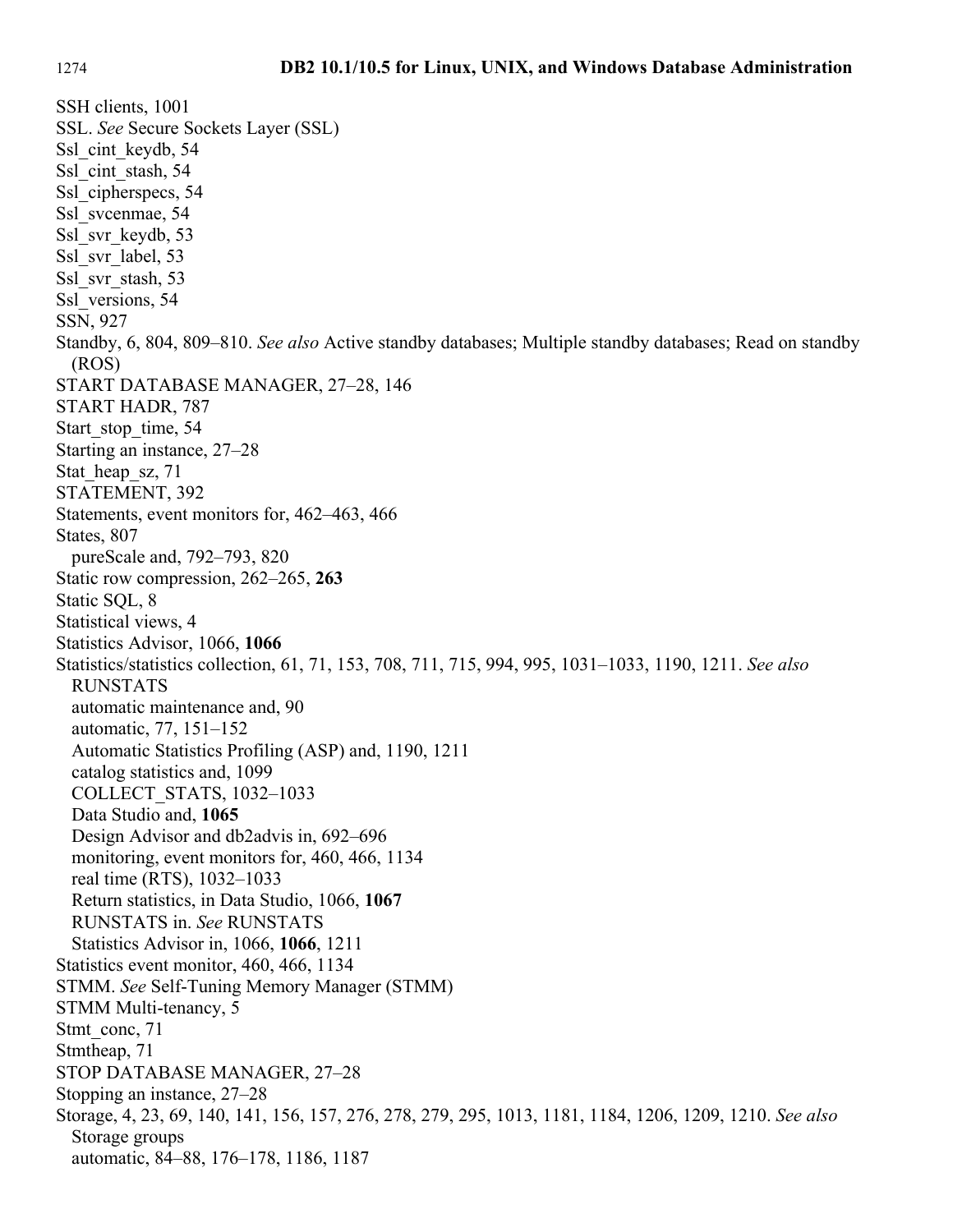SSH clients, 1001
SSL. *See* Secure Sockets Layer (SSL)
Ssl_cint_keydb, 54
Ssl_cint_stash, 54
Ssl_cipherspecs, 54
Ssl_svcenmae, 54
Ssl_svr_keydb, 53
Ssl_svr_label, 53
Ssl_svr_stash, 53
Ssl_versions, 54
SSN, 927
Standby, 6, 804, 809–810. *See also* Active standby databases; Multiple standby databases; Read on standby (ROS)
START DATABASE MANAGER, 27–28, 146
START HADR, 787
Start_stop_time, 54
Starting an instance, 27–28
Stat_heap_sz, 71
STATEMENT, 392
Statements, event monitors for, 462–463, 466
States, 807
  pureScale and, 792–793, 820
Static row compression, 262–265, **263**
Static SQL, 8
Statistical views, 4
Statistics Advisor, 1066, **1066**
Statistics/statistics collection, 61, 71, 153, 708, 711, 715, 994, 995, 1031–1033, 1190, 1211. *See also* RUNSTATS
  automatic maintenance and, 90
  automatic, 77, 151–152
  Automatic Statistics Profiling (ASP) and, 1190, 1211
  catalog statistics and, 1099
  COLLECT_STATS, 1032–1033
  Data Studio and, **1065**
  Design Advisor and db2advis in, 692–696
  monitoring, event monitors for, 460, 466, 1134
  real time (RTS), 1032–1033
  Return statistics, in Data Studio, 1066, **1067**
  RUNSTATS in. *See* RUNSTATS
  Statistics Advisor in, 1066, **1066**, 1211
Statistics event monitor, 460, 466, 1134
STMM. *See* Self-Tuning Memory Manager (STMM)
STMM Multi-tenancy, 5
Stmt_conc, 71
Stmtheap, 71
STOP DATABASE MANAGER, 27–28
Stopping an instance, 27–28
Storage, 4, 23, 69, 140, 141, 156, 157, 276, 278, 279, 295, 1013, 1181, 1184, 1206, 1209, 1210. *See also* Storage groups
  automatic, 84–88, 176–178, 1186, 1187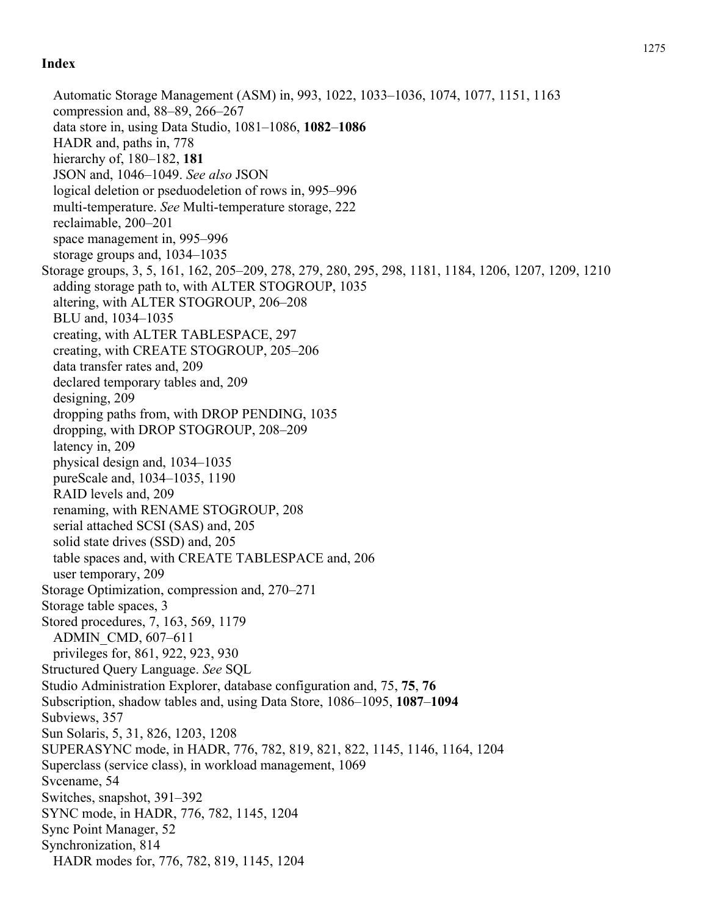## Index

- Automatic Storage Management (ASM) in, 993, 1022, 1033–1036, 1074, 1077, 1151, 1163
- compression and, 88–89, 266–267
- data store in, using Data Studio, 1081–1086, **1082**–**1086**
- HADR and, paths in, 778
- hierarchy of, 180–182, **181**
- JSON and, 1046–1049. *See also* JSON
- logical deletion or pseduodeletion of rows in, 995–996
- multi-temperature. *See* Multi-temperature storage, 222
- reclaimable, 200–201
- space management in, 995–996
- storage groups and, 1034–1035

Storage groups, 3, 5, 161, 162, 205–209, 278, 279, 280, 295, 298, 1181, 1184, 1206, 1207, 1209, 1210

- adding storage path to, with ALTER STOGROUP, 1035
- altering, with ALTER STOGROUP, 206–208
- BLU and, 1034–1035
- creating, with ALTER TABLESPACE, 297
- creating, with CREATE STOGROUP, 205–206
- data transfer rates and, 209
- declared temporary tables and, 209
- designing, 209
- dropping paths from, with DROP PENDING, 1035
- dropping, with DROP STOGROUP, 208–209
- latency in, 209
- physical design and, 1034–1035
- pureScale and, 1034–1035, 1190
- RAID levels and, 209
- renaming, with RENAME STOGROUP, 208
- serial attached SCSI (SAS) and, 205
- solid state drives (SSD) and, 205
- table spaces and, with CREATE TABLESPACE and, 206
- user temporary, 209

Storage Optimization, compression and, 270–271

Storage table spaces, 3

Stored procedures, 7, 163, 569, 1179

- ADMIN_CMD, 607–611
- privileges for, 861, 922, 923, 930

Structured Query Language. *See* SQL

Studio Administration Explorer, database configuration and, 75, **75**, **76**

Subscription, shadow tables and, using Data Store, 1086–1095, **1087**–**1094**

Subviews, 357

Sun Solaris, 5, 31, 826, 1203, 1208

SUPERASYNC mode, in HADR, 776, 782, 819, 821, 822, 1145, 1146, 1164, 1204

Superclass (service class), in workload management, 1069

Svcename, 54

Switches, snapshot, 391–392

SYNC mode, in HADR, 776, 782, 1145, 1204

Sync Point Manager, 52

Synchronization, 814

- HADR modes for, 776, 782, 819, 1145, 1204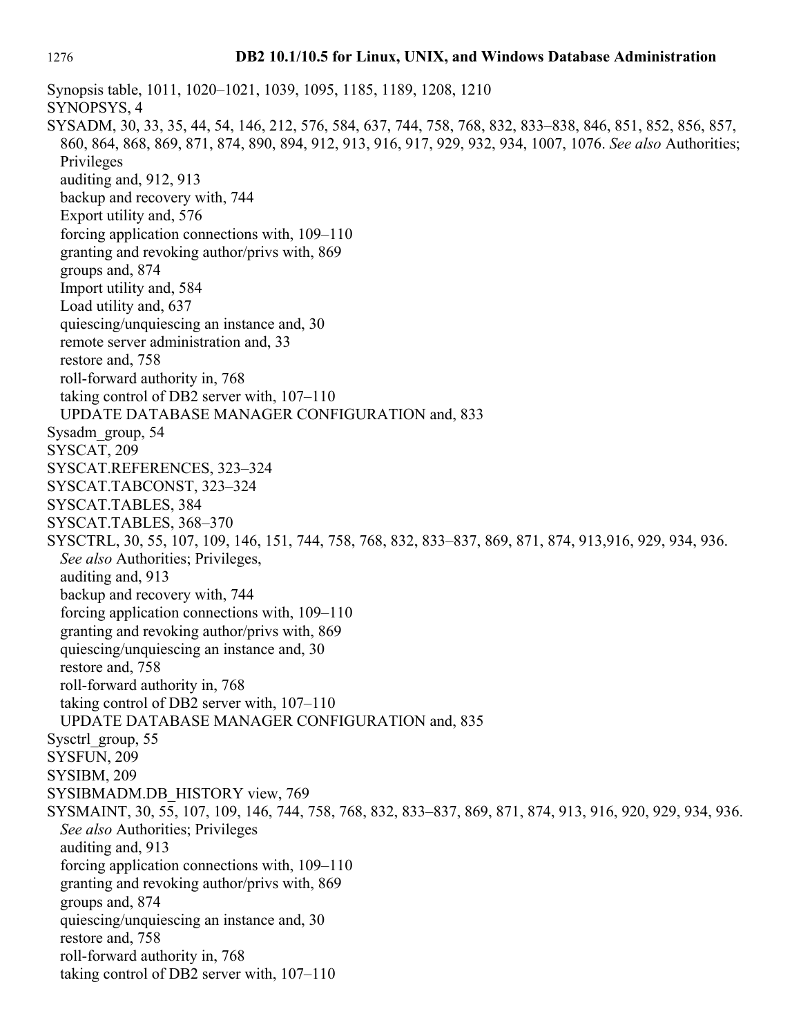Synopsis table, 1011, 1020–1021, 1039, 1095, 1185, 1189, 1208, 1210
SYNOPSYS, 4
SYSADM, 30, 33, 35, 44, 54, 146, 212, 576, 584, 637, 744, 758, 768, 832, 833–838, 846, 851, 852, 856, 857, 860, 864, 868, 869, 871, 874, 890, 894, 912, 913, 916, 917, 929, 932, 934, 1007, 1076. *See also* Authorities; Privileges
  auditing and, 912, 913
  backup and recovery with, 744
  Export utility and, 576
  forcing application connections with, 109–110
  granting and revoking author/privs with, 869
  groups and, 874
  Import utility and, 584
  Load utility and, 637
  quiescing/unquiescing an instance and, 30
  remote server administration and, 33
  restore and, 758
  roll-forward authority in, 768
  taking control of DB2 server with, 107–110
  UPDATE DATABASE MANAGER CONFIGURATION and, 833
Sysadm_group, 54
SYSCAT, 209
SYSCAT.REFERENCES, 323–324
SYSCAT.TABCONST, 323–324
SYSCAT.TABLES, 384
SYSCAT.TABLES, 368–370
SYSCTRL, 30, 55, 107, 109, 146, 151, 744, 758, 768, 832, 833–837, 869, 871, 874, 913,916, 929, 934, 936. *See also* Authorities; Privileges,
  auditing and, 913
  backup and recovery with, 744
  forcing application connections with, 109–110
  granting and revoking author/privs with, 869
  quiescing/unquiescing an instance and, 30
  restore and, 758
  roll-forward authority in, 768
  taking control of DB2 server with, 107–110
  UPDATE DATABASE MANAGER CONFIGURATION and, 835
Sysctrl_group, 55
SYSFUN, 209
SYSIBM, 209
SYSIBMADM.DB_HISTORY view, 769
SYSMAINT, 30, 55, 107, 109, 146, 744, 758, 768, 832, 833–837, 869, 871, 874, 913, 916, 920, 929, 934, 936. *See also* Authorities; Privileges
  auditing and, 913
  forcing application connections with, 109–110
  granting and revoking author/privs with, 869
  groups and, 874
  quiescing/unquiescing an instance and, 30
  restore and, 758
  roll-forward authority in, 768
  taking control of DB2 server with, 107–110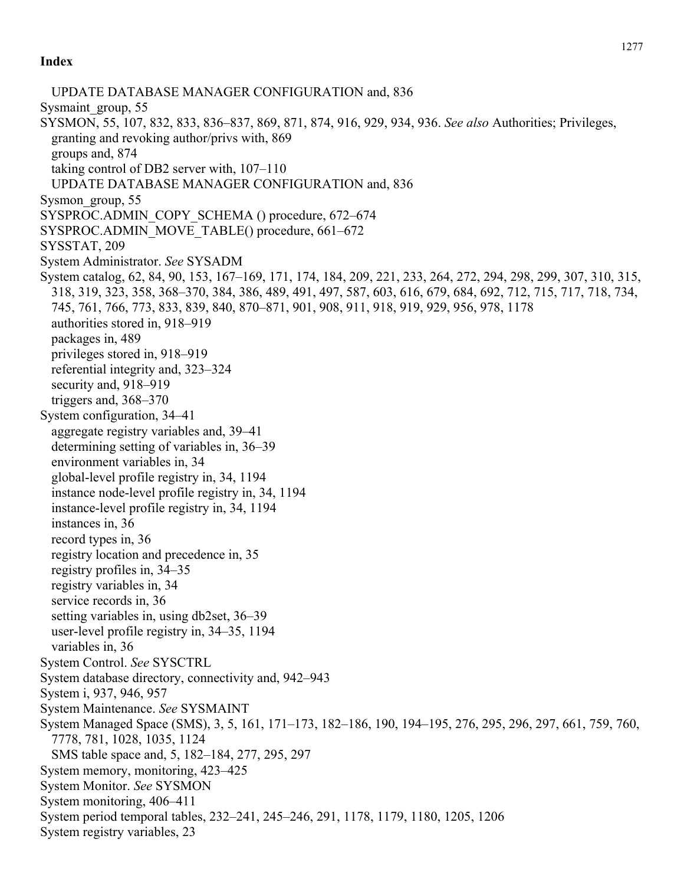**Index**

- UPDATE DATABASE MANAGER CONFIGURATION and, 836

Sysmaint_group, 55

SYSMON, 55, 107, 832, 833, 836–837, 869, 871, 874, 916, 929, 934, 936. *See also* Authorities; Privileges,
- granting and revoking author/privs with, 869
- groups and, 874
- taking control of DB2 server with, 107–110
- UPDATE DATABASE MANAGER CONFIGURATION and, 836

Sysmon_group, 55

SYSPROC.ADMIN_COPY_SCHEMA () procedure, 672–674

SYSPROC.ADMIN_MOVE_TABLE() procedure, 661–672

SYSSTAT, 209

System Administrator. *See* SYSADM

System catalog, 62, 84, 90, 153, 167–169, 171, 174, 184, 209, 221, 233, 264, 272, 294, 298, 299, 307, 310, 315, 318, 319, 323, 358, 368–370, 384, 386, 489, 491, 497, 587, 603, 616, 679, 684, 692, 712, 715, 717, 718, 734, 745, 761, 766, 773, 833, 839, 840, 870–871, 901, 908, 911, 918, 919, 929, 956, 978, 1178
- authorities stored in, 918–919
- packages in, 489
- privileges stored in, 918–919
- referential integrity and, 323–324
- security and, 918–919
- triggers and, 368–370

System configuration, 34–41
- aggregate registry variables and, 39–41
- determining setting of variables in, 36–39
- environment variables in, 34
- global-level profile registry in, 34, 1194
- instance node-level profile registry in, 34, 1194
- instance-level profile registry in, 34, 1194
- instances in, 36
- record types in, 36
- registry location and precedence in, 35
- registry profiles in, 34–35
- registry variables in, 34
- service records in, 36
- setting variables in, using db2set, 36–39
- user-level profile registry in, 34–35, 1194
- variables in, 36

System Control. *See* SYSCTRL

System database directory, connectivity and, 942–943

System i, 937, 946, 957

System Maintenance. *See* SYSMAINT

System Managed Space (SMS), 3, 5, 161, 171–173, 182–186, 190, 194–195, 276, 295, 296, 297, 661, 759, 760, 7778, 781, 1028, 1035, 1124
- SMS table space and, 5, 182–184, 277, 295, 297

System memory, monitoring, 423–425

System Monitor. *See* SYSMON

System monitoring, 406–411

System period temporal tables, 232–241, 245–246, 291, 1178, 1179, 1180, 1205, 1206

System registry variables, 23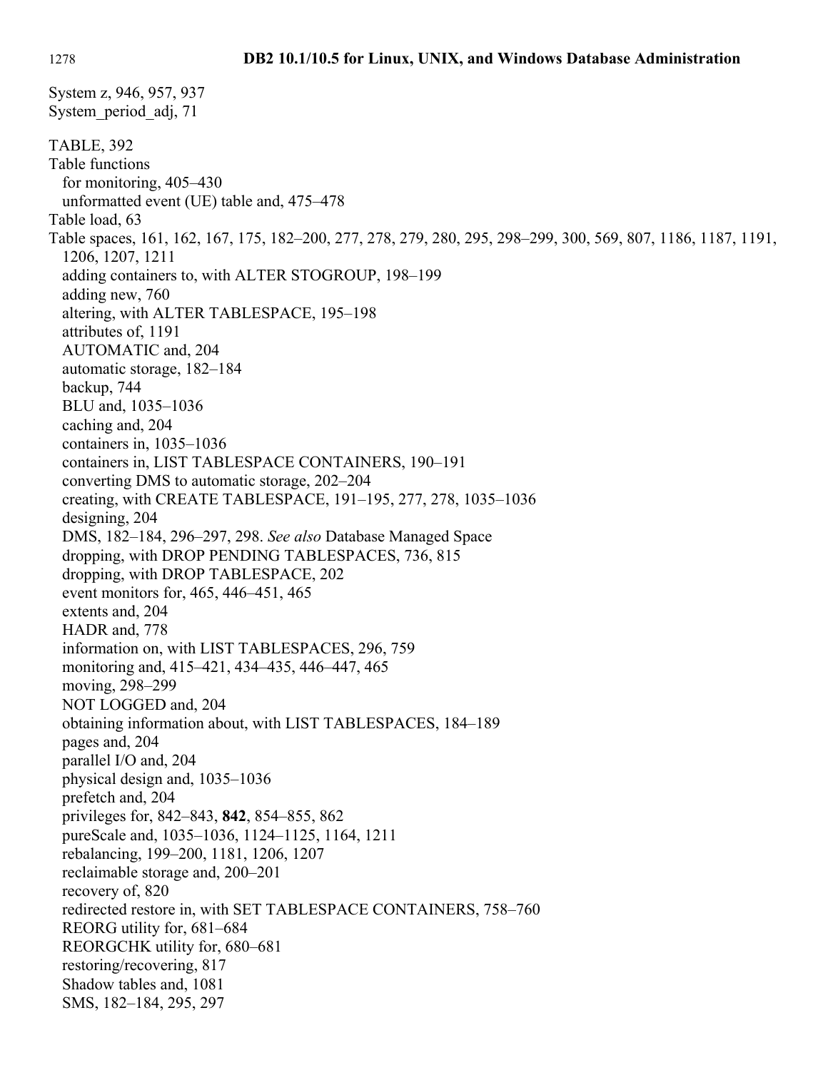System z, 946, 957, 937
System_period_adj, 71

TABLE, 392
Table functions
  for monitoring, 405–430
  unformatted event (UE) table and, 475–478
Table load, 63
Table spaces, 161, 162, 167, 175, 182–200, 277, 278, 279, 280, 295, 298–299, 300, 569, 807, 1186, 1187, 1191, 1206, 1207, 1211
  adding containers to, with ALTER STOGROUP, 198–199
  adding new, 760
  altering, with ALTER TABLESPACE, 195–198
  attributes of, 1191
  AUTOMATIC and, 204
  automatic storage, 182–184
  backup, 744
  BLU and, 1035–1036
  caching and, 204
  containers in, 1035–1036
  containers in, LIST TABLESPACE CONTAINERS, 190–191
  converting DMS to automatic storage, 202–204
  creating, with CREATE TABLESPACE, 191–195, 277, 278, 1035–1036
  designing, 204
  DMS, 182–184, 296–297, 298. *See also* Database Managed Space
  dropping, with DROP PENDING TABLESPACES, 736, 815
  dropping, with DROP TABLESPACE, 202
  event monitors for, 465, 446–451, 465
  extents and, 204
  HADR and, 778
  information on, with LIST TABLESPACES, 296, 759
  monitoring and, 415–421, 434–435, 446–447, 465
  moving, 298–299
  NOT LOGGED and, 204
  obtaining information about, with LIST TABLESPACES, 184–189
  pages and, 204
  parallel I/O and, 204
  physical design and, 1035–1036
  prefetch and, 204
  privileges for, 842–843, **842**, 854–855, 862
  pureScale and, 1035–1036, 1124–1125, 1164, 1211
  rebalancing, 199–200, 1181, 1206, 1207
  reclaimable storage and, 200–201
  recovery of, 820
  redirected restore in, with SET TABLESPACE CONTAINERS, 758–760
  REORG utility for, 681–684
  REORGCHK utility for, 680–681
  restoring/recovering, 817
  Shadow tables and, 1081
  SMS, 182–184, 295, 297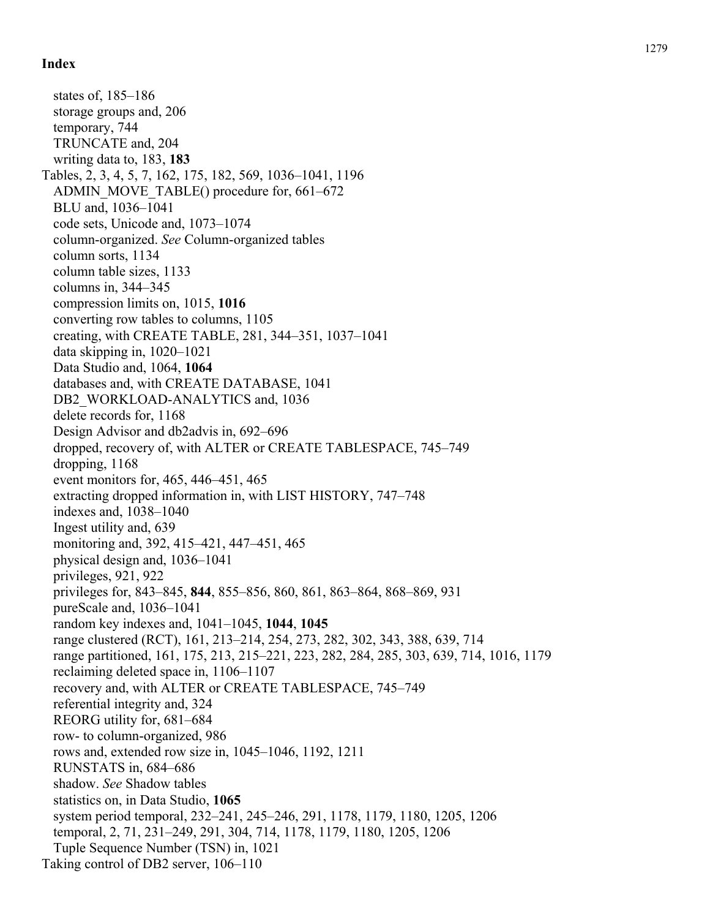## Index

- states of, 185–186
- storage groups and, 206
- temporary, 744
- TRUNCATE and, 204
- writing data to, 183, **183**

Tables, 2, 3, 4, 5, 7, 162, 175, 182, 569, 1036–1041, 1196
- ADMIN_MOVE_TABLE() procedure for, 661–672
- BLU and, 1036–1041
- code sets, Unicode and, 1073–1074
- column-organized. *See* Column-organized tables
- column sorts, 1134
- column table sizes, 1133
- columns in, 344–345
- compression limits on, 1015, **1016**
- converting row tables to columns, 1105
- creating, with CREATE TABLE, 281, 344–351, 1037–1041
- data skipping in, 1020–1021
- Data Studio and, 1064, **1064**
- databases and, with CREATE DATABASE, 1041
- DB2_WORKLOAD-ANALYTICS and, 1036
- delete records for, 1168
- Design Advisor and db2advis in, 692–696
- dropped, recovery of, with ALTER or CREATE TABLESPACE, 745–749
- dropping, 1168
- event monitors for, 465, 446–451, 465
- extracting dropped information in, with LIST HISTORY, 747–748
- indexes and, 1038–1040
- Ingest utility and, 639
- monitoring and, 392, 415–421, 447–451, 465
- physical design and, 1036–1041
- privileges, 921, 922
- privileges for, 843–845, **844**, 855–856, 860, 861, 863–864, 868–869, 931
- pureScale and, 1036–1041
- random key indexes and, 1041–1045, **1044**, **1045**
- range clustered (RCT), 161, 213–214, 254, 273, 282, 302, 343, 388, 639, 714
- range partitioned, 161, 175, 213, 215–221, 223, 282, 284, 285, 303, 639, 714, 1016, 1179
- reclaiming deleted space in, 1106–1107
- recovery and, with ALTER or CREATE TABLESPACE, 745–749
- referential integrity and, 324
- REORG utility for, 681–684
- row- to column-organized, 986
- rows and, extended row size in, 1045–1046, 1192, 1211
- RUNSTATS in, 684–686
- shadow. *See* Shadow tables
- statistics on, in Data Studio, **1065**
- system period temporal, 232–241, 245–246, 291, 1178, 1179, 1180, 1205, 1206
- temporal, 2, 71, 231–249, 291, 304, 714, 1178, 1179, 1180, 1205, 1206
- Tuple Sequence Number (TSN) in, 1021

Taking control of DB2 server, 106–110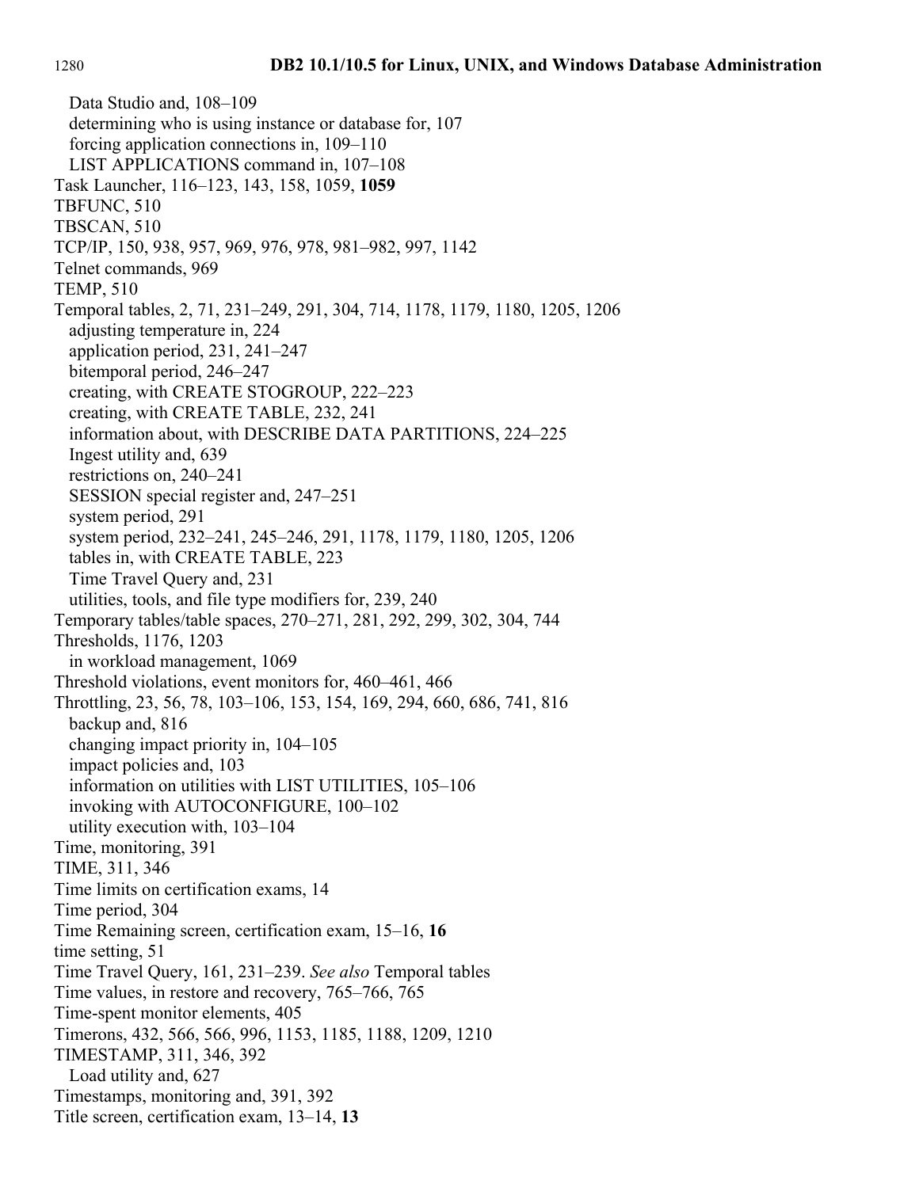Data Studio and, 108–109
  determining who is using instance or database for, 107
  forcing application connections in, 109–110
  LIST APPLICATIONS command in, 107–108

Task Launcher, 116–123, 143, 158, 1059, **1059**

TBFUNC, 510

TBSCAN, 510

TCP/IP, 150, 938, 957, 969, 976, 978, 981–982, 997, 1142

Telnet commands, 969

TEMP, 510

Temporal tables, 2, 71, 231–249, 291, 304, 714, 1178, 1179, 1180, 1205, 1206
  adjusting temperature in, 224
  application period, 231, 241–247
  bitemporal period, 246–247
  creating, with CREATE STOGROUP, 222–223
  creating, with CREATE TABLE, 232, 241
  information about, with DESCRIBE DATA PARTITIONS, 224–225
  Ingest utility and, 639
  restrictions on, 240–241
  SESSION special register and, 247–251
  system period, 291
  system period, 232–241, 245–246, 291, 1178, 1179, 1180, 1205, 1206
  tables in, with CREATE TABLE, 223
  Time Travel Query and, 231
  utilities, tools, and file type modifiers for, 239, 240

Temporary tables/table spaces, 270–271, 281, 292, 299, 302, 304, 744

Thresholds, 1176, 1203
  in workload management, 1069

Threshold violations, event monitors for, 460–461, 466

Throttling, 23, 56, 78, 103–106, 153, 154, 169, 294, 660, 686, 741, 816
  backup and, 816
  changing impact priority in, 104–105
  impact policies and, 103
  information on utilities with LIST UTILITIES, 105–106
  invoking with AUTOCONFIGURE, 100–102
  utility execution with, 103–104

Time, monitoring, 391

TIME, 311, 346

Time limits on certification exams, 14

Time period, 304

Time Remaining screen, certification exam, 15–16, **16**

time setting, 51

Time Travel Query, 161, 231–239. *See also* Temporal tables

Time values, in restore and recovery, 765–766, 765

Time-spent monitor elements, 405

Timerons, 432, 566, 566, 996, 1153, 1185, 1188, 1209, 1210

TIMESTAMP, 311, 346, 392
  Load utility and, 627

Timestamps, monitoring and, 391, 392

Title screen, certification exam, 13–14, **13**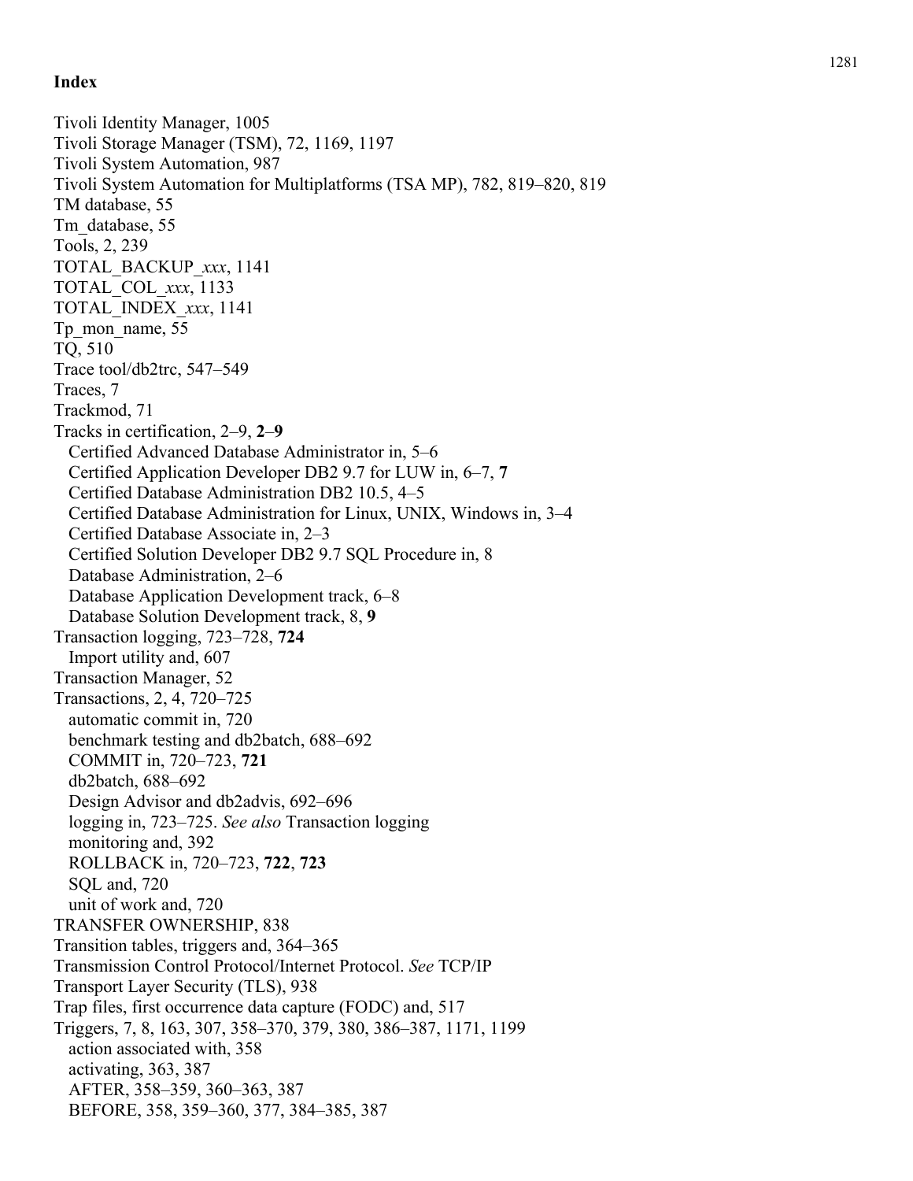## Index

Tivoli Identity Manager, 1005
Tivoli Storage Manager (TSM), 72, 1169, 1197
Tivoli System Automation, 987
Tivoli System Automation for Multiplatforms (TSA MP), 782, 819–820, 819
TM database, 55
Tm_database, 55
Tools, 2, 239
TOTAL_BACKUP_*xxx*, 1141
TOTAL_COL_*xxx*, 1133
TOTAL_INDEX_*xxx*, 1141
Tp_mon_name, 55
TQ, 510
Trace tool/db2trc, 547–549
Traces, 7
Trackmod, 71
Tracks in certification, 2–9, **2**–**9**
  Certified Advanced Database Administrator in, 5–6
  Certified Application Developer DB2 9.7 for LUW in, 6–7, **7**
  Certified Database Administration DB2 10.5, 4–5
  Certified Database Administration for Linux, UNIX, Windows in, 3–4
  Certified Database Associate in, 2–3
  Certified Solution Developer DB2 9.7 SQL Procedure in, 8
  Database Administration, 2–6
  Database Application Development track, 6–8
  Database Solution Development track, 8, **9**
Transaction logging, 723–728, **724**
  Import utility and, 607
Transaction Manager, 52
Transactions, 2, 4, 720–725
  automatic commit in, 720
  benchmark testing and db2batch, 688–692
  COMMIT in, 720–723, **721**
  db2batch, 688–692
  Design Advisor and db2advis, 692–696
  logging in, 723–725. *See also* Transaction logging
  monitoring and, 392
  ROLLBACK in, 720–723, **722**, **723**
  SQL and, 720
  unit of work and, 720
TRANSFER OWNERSHIP, 838
Transition tables, triggers and, 364–365
Transmission Control Protocol/Internet Protocol. *See* TCP/IP
Transport Layer Security (TLS), 938
Trap files, first occurrence data capture (FODC) and, 517
Triggers, 7, 8, 163, 307, 358–370, 379, 380, 386–387, 1171, 1199
  action associated with, 358
  activating, 363, 387
  AFTER, 358–359, 360–363, 387
  BEFORE, 358, 359–360, 377, 384–385, 387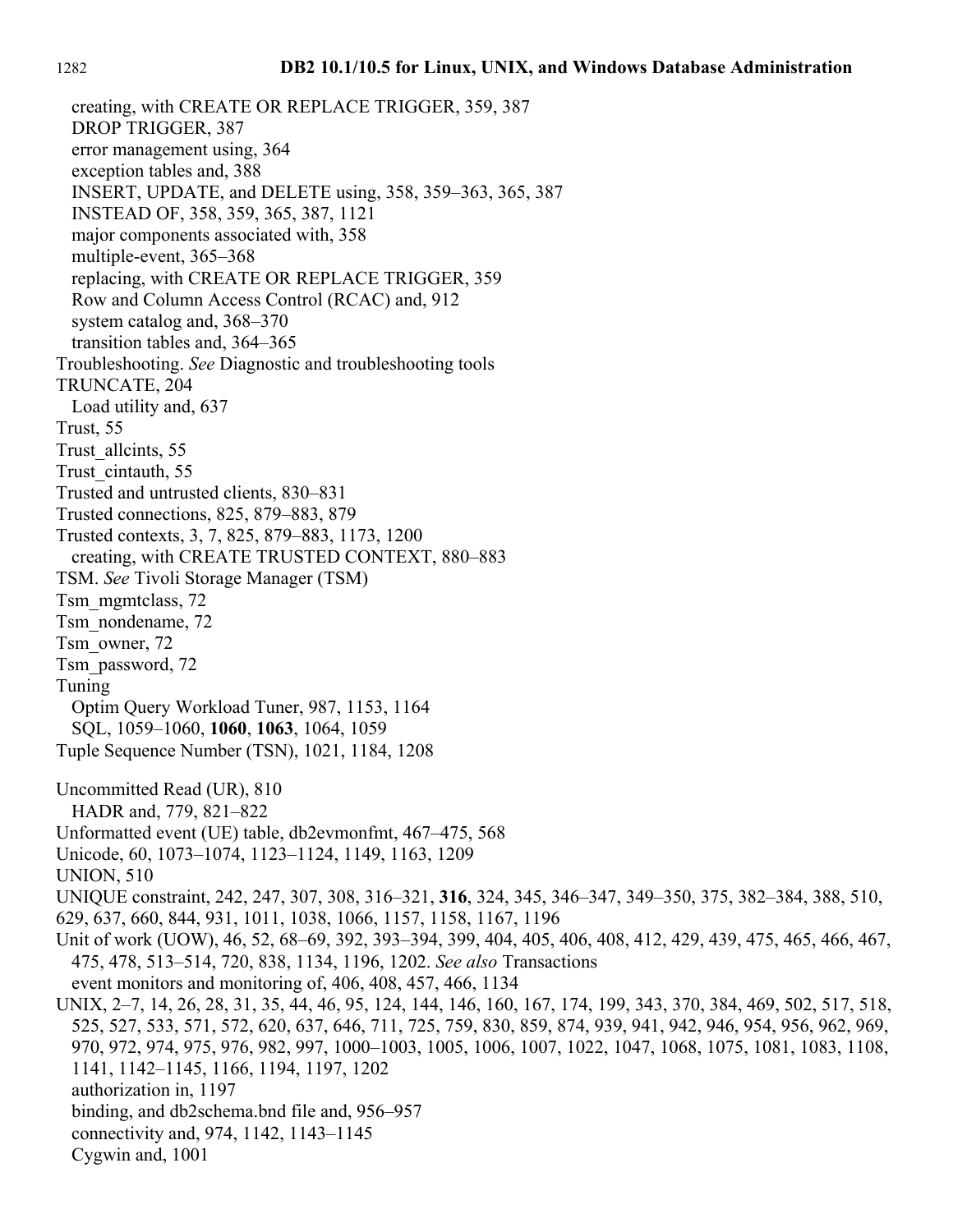creating, with CREATE OR REPLACE TRIGGER, 359, 387
  DROP TRIGGER, 387
  error management using, 364
  exception tables and, 388
  INSERT, UPDATE, and DELETE using, 358, 359–363, 365, 387
  INSTEAD OF, 358, 359, 365, 387, 1121
  major components associated with, 358
  multiple-event, 365–368
  replacing, with CREATE OR REPLACE TRIGGER, 359
  Row and Column Access Control (RCAC) and, 912
  system catalog and, 368–370
  transition tables and, 364–365
Troubleshooting. *See* Diagnostic and troubleshooting tools
TRUNCATE, 204
  Load utility and, 637
Trust, 55
Trust_allcints, 55
Trust_cintauth, 55
Trusted and untrusted clients, 830–831
Trusted connections, 825, 879–883, 879
Trusted contexts, 3, 7, 825, 879–883, 1173, 1200
  creating, with CREATE TRUSTED CONTEXT, 880–883
TSM. *See* Tivoli Storage Manager (TSM)
Tsm_mgmtclass, 72
Tsm_nondename, 72
Tsm_owner, 72
Tsm_password, 72
Tuning
  Optim Query Workload Tuner, 987, 1153, 1164
  SQL, 1059–1060, **1060**, **1063**, 1064, 1059
Tuple Sequence Number (TSN), 1021, 1184, 1208

Uncommitted Read (UR), 810
  HADR and, 779, 821–822
Unformatted event (UE) table, db2evmonfmt, 467–475, 568
Unicode, 60, 1073–1074, 1123–1124, 1149, 1163, 1209
UNION, 510
UNIQUE constraint, 242, 247, 307, 308, 316–321, **316**, 324, 345, 346–347, 349–350, 375, 382–384, 388, 510, 629, 637, 660, 844, 931, 1011, 1038, 1066, 1157, 1158, 1167, 1196
Unit of work (UOW), 46, 52, 68–69, 392, 393–394, 399, 404, 405, 406, 408, 412, 429, 439, 475, 465, 466, 467, 475, 478, 513–514, 720, 838, 1134, 1196, 1202. *See also* Transactions
  event monitors and monitoring of, 406, 408, 457, 466, 1134
UNIX, 2–7, 14, 26, 28, 31, 35, 44, 46, 95, 124, 144, 146, 160, 167, 174, 199, 343, 370, 384, 469, 502, 517, 518, 525, 527, 533, 571, 572, 620, 637, 646, 711, 725, 759, 830, 859, 874, 939, 941, 942, 946, 954, 956, 962, 969, 970, 972, 974, 975, 976, 982, 997, 1000–1003, 1005, 1006, 1007, 1022, 1047, 1068, 1075, 1081, 1083, 1108, 1141, 1142–1145, 1166, 1194, 1197, 1202
  authorization in, 1197
  binding, and db2schema.bnd file and, 956–957
  connectivity and, 974, 1142, 1143–1145
  Cygwin and, 1001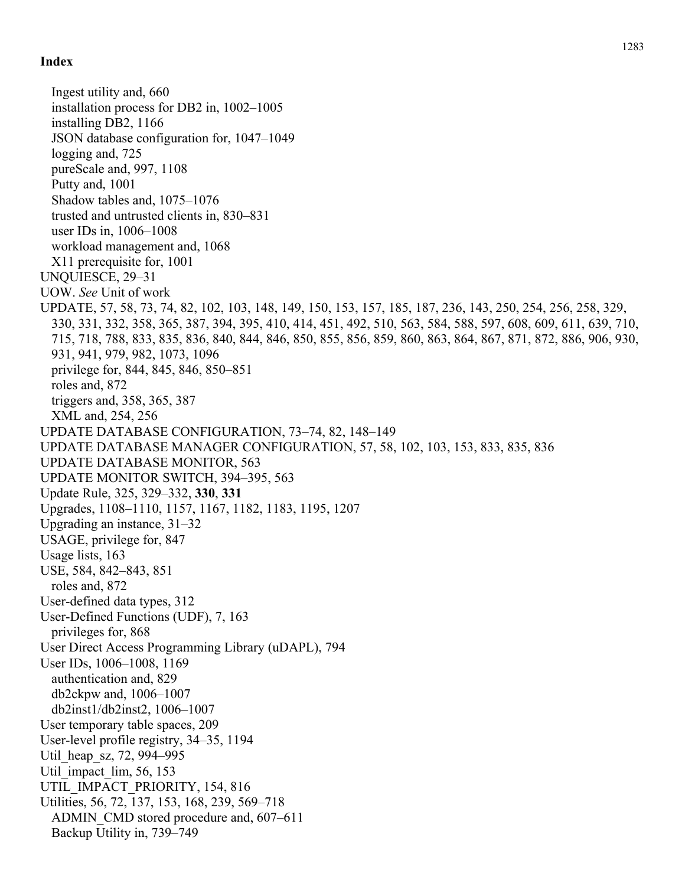## Index

  Ingest utility and, 660
  installation process for DB2 in, 1002–1005
  installing DB2, 1166
  JSON database configuration for, 1047–1049
  logging and, 725
  pureScale and, 997, 1108
  Putty and, 1001
  Shadow tables and, 1075–1076
  trusted and untrusted clients in, 830–831
  user IDs in, 1006–1008
  workload management and, 1068
  X11 prerequisite for, 1001

UNQUIESCE, 29–31

UOW. *See* Unit of work

UPDATE, 57, 58, 73, 74, 82, 102, 103, 148, 149, 150, 153, 157, 185, 187, 236, 143, 250, 254, 256, 258, 329, 330, 331, 332, 358, 365, 387, 394, 395, 410, 414, 451, 492, 510, 563, 584, 588, 597, 608, 609, 611, 639, 710, 715, 718, 788, 833, 835, 836, 840, 844, 846, 850, 855, 856, 859, 860, 863, 864, 867, 871, 872, 886, 906, 930, 931, 941, 979, 982, 1073, 1096
  privilege for, 844, 845, 846, 850–851
  roles and, 872
  triggers and, 358, 365, 387
  XML and, 254, 256

UPDATE DATABASE CONFIGURATION, 73–74, 82, 148–149

UPDATE DATABASE MANAGER CONFIGURATION, 57, 58, 102, 103, 153, 833, 835, 836

UPDATE DATABASE MONITOR, 563

UPDATE MONITOR SWITCH, 394–395, 563

Update Rule, 325, 329–332, **330**, **331**

Upgrades, 1108–1110, 1157, 1167, 1182, 1183, 1195, 1207

Upgrading an instance, 31–32

USAGE, privilege for, 847

Usage lists, 163

USE, 584, 842–843, 851
  roles and, 872

User-defined data types, 312

User-Defined Functions (UDF), 7, 163
  privileges for, 868

User Direct Access Programming Library (uDAPL), 794

User IDs, 1006–1008, 1169
  authentication and, 829
  db2ckpw and, 1006–1007
  db2inst1/db2inst2, 1006–1007

User temporary table spaces, 209

User-level profile registry, 34–35, 1194

Util_heap_sz, 72, 994–995

Util_impact_lim, 56, 153

UTIL_IMPACT_PRIORITY, 154, 816

Utilities, 56, 72, 137, 153, 168, 239, 569–718
  ADMIN_CMD stored procedure and, 607–611
  Backup Utility in, 739–749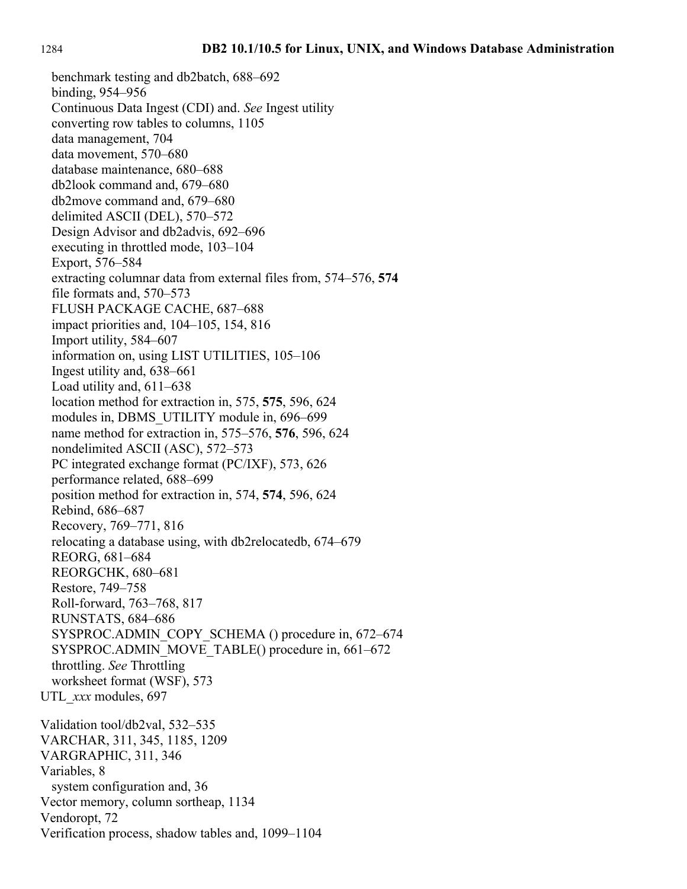benchmark testing and db2batch, 688–692
binding, 954–956
Continuous Data Ingest (CDI) and. *See* Ingest utility
converting row tables to columns, 1105
data management, 704
data movement, 570–680
database maintenance, 680–688
db2look command and, 679–680
db2move command and, 679–680
delimited ASCII (DEL), 570–572
Design Advisor and db2advis, 692–696
executing in throttled mode, 103–104
Export, 576–584
extracting columnar data from external files from, 574–576, **574**
file formats and, 570–573
FLUSH PACKAGE CACHE, 687–688
impact priorities and, 104–105, 154, 816
Import utility, 584–607
information on, using LIST UTILITIES, 105–106
Ingest utility and, 638–661
Load utility and, 611–638
location method for extraction in, 575, **575**, 596, 624
modules in, DBMS_UTILITY module in, 696–699
name method for extraction in, 575–576, **576**, 596, 624
nondelimited ASCII (ASC), 572–573
PC integrated exchange format (PC/IXF), 573, 626
performance related, 688–699
position method for extraction in, 574, **574**, 596, 624
Rebind, 686–687
Recovery, 769–771, 816
relocating a database using, with db2relocatedb, 674–679
REORG, 681–684
REORGCHK, 680–681
Restore, 749–758
Roll-forward, 763–768, 817
RUNSTATS, 684–686
SYSPROC.ADMIN_COPY_SCHEMA () procedure in, 672–674
SYSPROC.ADMIN_MOVE_TABLE() procedure in, 661–672
throttling. *See* Throttling
worksheet format (WSF), 573

UTL_*xxx* modules, 697

Validation tool/db2val, 532–535
VARCHAR, 311, 345, 1185, 1209
VARGRAPHIC, 311, 346
Variables, 8
system configuration and, 36
Vector memory, column sortheap, 1134
Vendoropt, 72
Verification process, shadow tables and, 1099–1104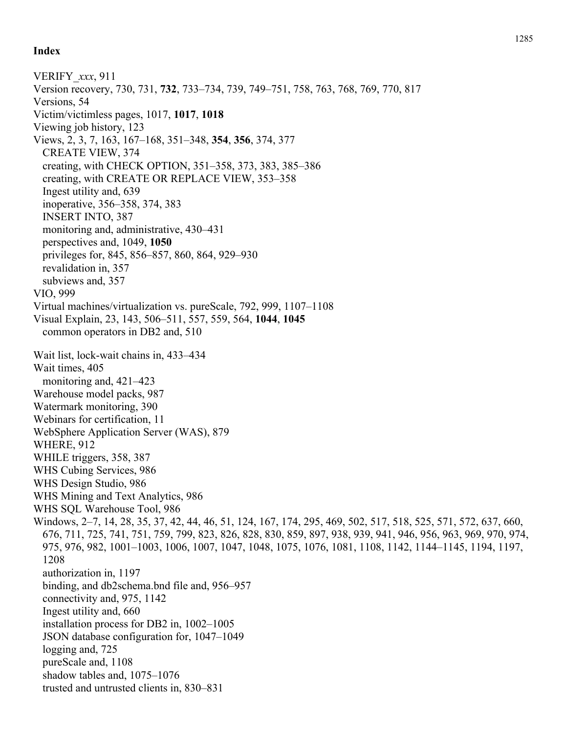## Index

VERIFY_*xxx*, 911
Version recovery, 730, 731, **732**, 733–734, 739, 749–751, 758, 763, 768, 769, 770, 817
Versions, 54
Victim/victimless pages, 1017, **1017**, **1018**
Viewing job history, 123
Views, 2, 3, 7, 163, 167–168, 351–348, **354**, **356**, 374, 377
  CREATE VIEW, 374
  creating, with CHECK OPTION, 351–358, 373, 383, 385–386
  creating, with CREATE OR REPLACE VIEW, 353–358
  Ingest utility and, 639
  inoperative, 356–358, 374, 383
  INSERT INTO, 387
  monitoring and, administrative, 430–431
  perspectives and, 1049, **1050**
  privileges for, 845, 856–857, 860, 864, 929–930
  revalidation in, 357
  subviews and, 357
VIO, 999
Virtual machines/virtualization vs. pureScale, 792, 999, 1107–1108
Visual Explain, 23, 143, 506–511, 557, 559, 564, **1044**, **1045**
  common operators in DB2 and, 510

Wait list, lock-wait chains in, 433–434
Wait times, 405
  monitoring and, 421–423
Warehouse model packs, 987
Watermark monitoring, 390
Webinars for certification, 11
WebSphere Application Server (WAS), 879
WHERE, 912
WHILE triggers, 358, 387
WHS Cubing Services, 986
WHS Design Studio, 986
WHS Mining and Text Analytics, 986
WHS SQL Warehouse Tool, 986
Windows, 2–7, 14, 28, 35, 37, 42, 44, 46, 51, 124, 167, 174, 295, 469, 502, 517, 518, 525, 571, 572, 637, 660, 676, 711, 725, 741, 751, 759, 799, 823, 826, 828, 830, 859, 897, 938, 939, 941, 946, 956, 963, 969, 970, 974, 975, 976, 982, 1001–1003, 1006, 1007, 1047, 1048, 1075, 1076, 1081, 1108, 1142, 1144–1145, 1194, 1197, 1208
  authorization in, 1197
  binding, and db2schema.bnd file and, 956–957
  connectivity and, 975, 1142
  Ingest utility and, 660
  installation process for DB2 in, 1002–1005
  JSON database configuration for, 1047–1049
  logging and, 725
  pureScale and, 1108
  shadow tables and, 1075–1076
  trusted and untrusted clients in, 830–831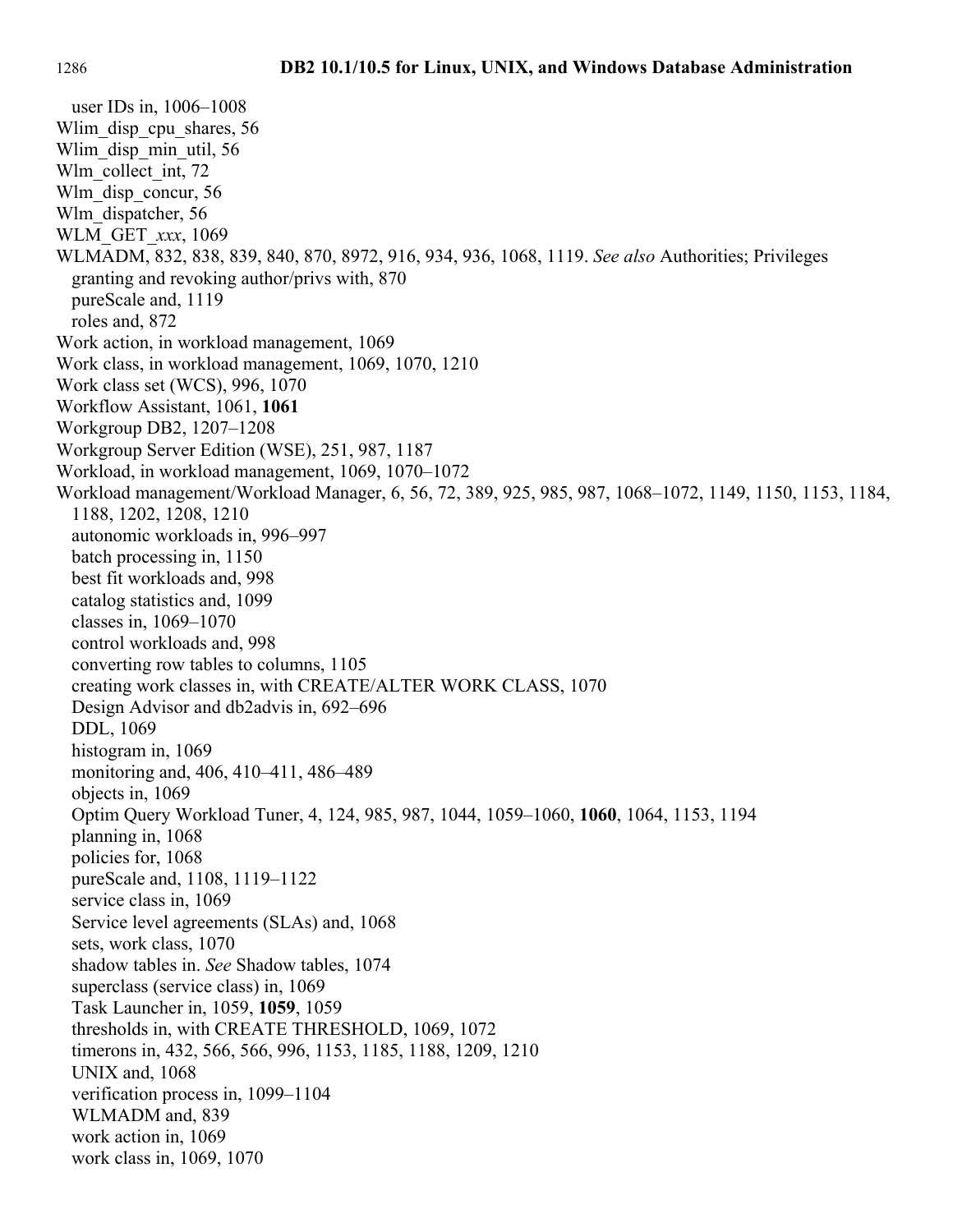user IDs in, 1006–1008  
Wlim_disp_cpu_shares, 56  
Wlim_disp_min_util, 56  
Wlm_collect_int, 72  
Wlm_disp_concur, 56  
Wlm_dispatcher, 56  
WLM_GET_*xxx*, 1069  
WLMADM, 832, 838, 839, 840, 870, 8972, 916, 934, 936, 1068, 1119. *See also* Authorities; Privileges  
  granting and revoking author/privs with, 870  
  pureScale and, 1119  
  roles and, 872  
Work action, in workload management, 1069  
Work class, in workload management, 1069, 1070, 1210  
Work class set (WCS), 996, 1070  
Workflow Assistant, 1061, **1061**  
Workgroup DB2, 1207–1208  
Workgroup Server Edition (WSE), 251, 987, 1187  
Workload, in workload management, 1069, 1070–1072  
Workload management/Workload Manager, 6, 56, 72, 389, 925, 985, 987, 1068–1072, 1149, 1150, 1153, 1184, 1188, 1202, 1208, 1210  
  autonomic workloads in, 996–997  
  batch processing in, 1150  
  best fit workloads and, 998  
  catalog statistics and, 1099  
  classes in, 1069–1070  
  control workloads and, 998  
  converting row tables to columns, 1105  
  creating work classes in, with CREATE/ALTER WORK CLASS, 1070  
  Design Advisor and db2advis in, 692–696  
  DDL, 1069  
  histogram in, 1069  
  monitoring and, 406, 410–411, 486–489  
  objects in, 1069  
  Optim Query Workload Tuner, 4, 124, 985, 987, 1044, 1059–1060, **1060**, 1064, 1153, 1194  
  planning in, 1068  
  policies for, 1068  
  pureScale and, 1108, 1119–1122  
  service class in, 1069  
  Service level agreements (SLAs) and, 1068  
  sets, work class, 1070  
  shadow tables in. *See* Shadow tables, 1074  
  superclass (service class) in, 1069  
  Task Launcher in, 1059, **1059**, 1059  
  thresholds in, with CREATE THRESHOLD, 1069, 1072  
  timerons in, 432, 566, 566, 996, 1153, 1185, 1188, 1209, 1210  
  UNIX and, 1068  
  verification process in, 1099–1104  
  WLMADM and, 839  
  work action in, 1069  
  work class in, 1069, 1070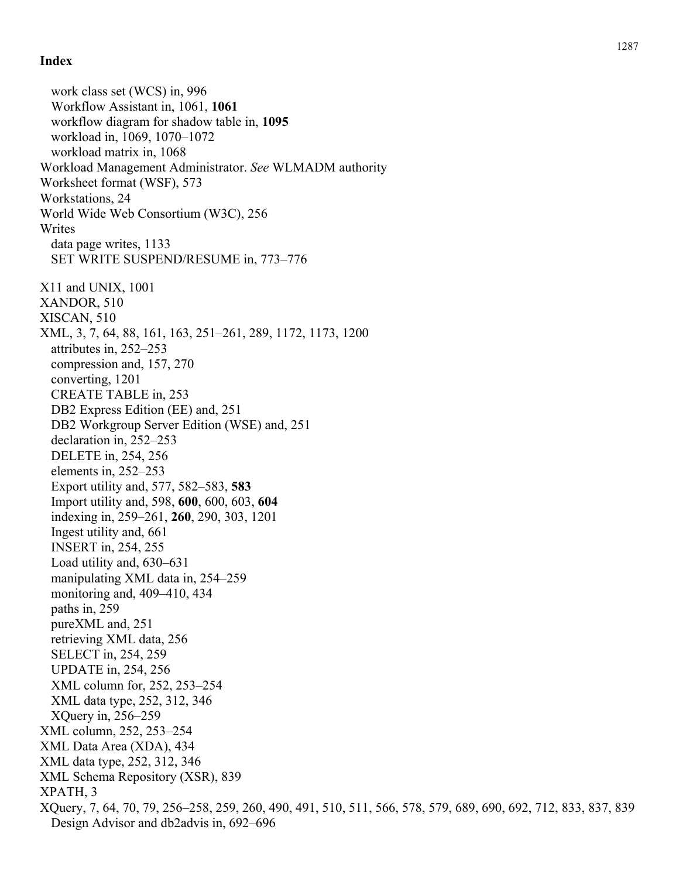**Index**

- work class set (WCS) in, 996
- Workflow Assistant in, 1061, **1061**
- workflow diagram for shadow table in, **1095**
- workload in, 1069, 1070–1072
- workload matrix in, 1068

Workload Management Administrator. *See* WLMADM authority
Worksheet format (WSF), 573
Workstations, 24
World Wide Web Consortium (W3C), 256
Writes

- data page writes, 1133
- SET WRITE SUSPEND/RESUME in, 773–776

X11 and UNIX, 1001
XANDOR, 510
XISCAN, 510
XML, 3, 7, 64, 88, 161, 163, 251–261, 289, 1172, 1173, 1200

- attributes in, 252–253
- compression and, 157, 270
- converting, 1201
- CREATE TABLE in, 253
- DB2 Express Edition (EE) and, 251
- DB2 Workgroup Server Edition (WSE) and, 251
- declaration in, 252–253
- DELETE in, 254, 256
- elements in, 252–253
- Export utility and, 577, 582–583, **583**
- Import utility and, 598, **600**, 600, 603, **604**
- indexing in, 259–261, **260**, 290, 303, 1201
- Ingest utility and, 661
- INSERT in, 254, 255
- Load utility and, 630–631
- manipulating XML data in, 254–259
- monitoring and, 409–410, 434
- paths in, 259
- pureXML and, 251
- retrieving XML data, 256
- SELECT in, 254, 259
- UPDATE in, 254, 256
- XML column for, 252, 253–254
- XML data type, 252, 312, 346
- XQuery in, 256–259

XML column, 252, 253–254
XML Data Area (XDA), 434
XML data type, 252, 312, 346
XML Schema Repository (XSR), 839
XPATH, 3
XQuery, 7, 64, 70, 79, 256–258, 259, 260, 490, 491, 510, 511, 566, 578, 579, 689, 690, 692, 712, 833, 837, 839

- Design Advisor and db2advis in, 692–696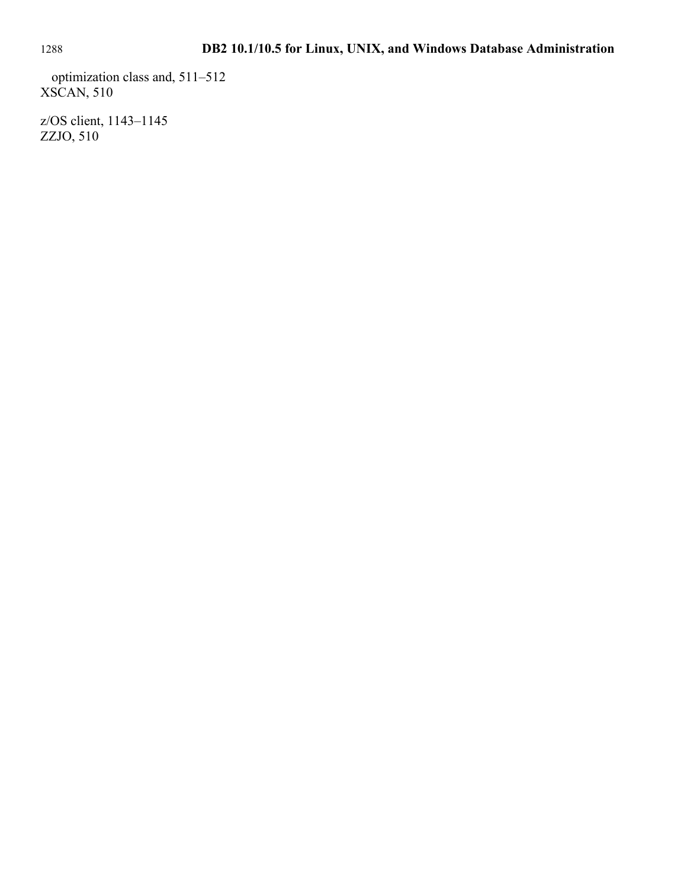optimization class and, 511–512

XSCAN, 510

z/OS client, 1143–1145

ZZJO, 510